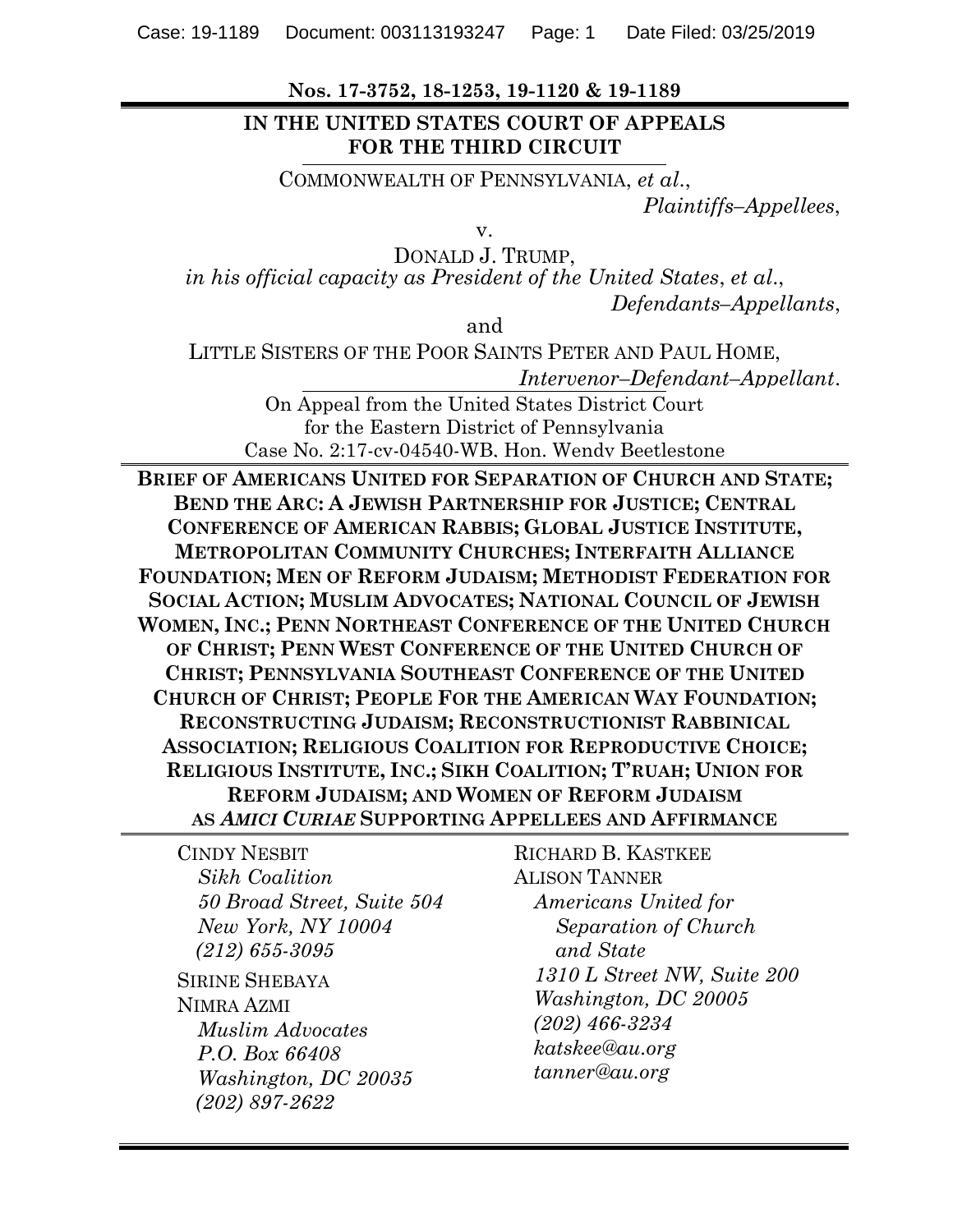**Nos. 17-3752, 18-1253, 19-1120 & 19-1189**

**IN THE UNITED STATES COURT OF APPEALS FOR THE THIRD CIRCUIT**

COMMONWEALTH OF PENNSYLVANIA, *et al.*,
*Plaintiffs–Appellees*,

v.

DONALD J. TRUMP,
*in his official capacity as President of the United States*, *et al.*,
*Defendants–Appellants*,

and

LITTLE SISTERS OF THE POOR SAINTS PETER AND PAUL HOME,
*Intervenor–Defendant–Appellant*.

On Appeal from the United States District Court
for the Eastern District of Pennsylvania
Case No. 2:17-cv-04540-WB, Hon. Wendy Beetlestone

**BRIEF OF AMERICANS UNITED FOR SEPARATION OF CHURCH AND STATE; BEND THE ARC: A JEWISH PARTNERSHIP FOR JUSTICE; CENTRAL CONFERENCE OF AMERICAN RABBIS; GLOBAL JUSTICE INSTITUTE, METROPOLITAN COMMUNITY CHURCHES; INTERFAITH ALLIANCE FOUNDATION; MEN OF REFORM JUDAISM; METHODIST FEDERATION FOR SOCIAL ACTION; MUSLIM ADVOCATES; NATIONAL COUNCIL OF JEWISH WOMEN, INC.; PENN NORTHEAST CONFERENCE OF THE UNITED CHURCH OF CHRIST; PENN WEST CONFERENCE OF THE UNITED CHURCH OF CHRIST; PENNSYLVANIA SOUTHEAST CONFERENCE OF THE UNITED CHURCH OF CHRIST; PEOPLE FOR THE AMERICAN WAY FOUNDATION; RECONSTRUCTING JUDAISM; RECONSTRUCTIONIST RABBINICAL ASSOCIATION; RELIGIOUS COALITION FOR REPRODUCTIVE CHOICE; RELIGIOUS INSTITUTE, INC.; SIKH COALITION; T'RUAH; UNION FOR REFORM JUDAISM; AND WOMEN OF REFORM JUDAISM AS *AMICI CURIAE* SUPPORTING APPELLEES AND AFFIRMANCE**

CINDY NESBIT
*Sikh Coalition*
*50 Broad Street, Suite 504*
*New York, NY 10004*
*(212) 655-3095*

SIRINE SHEBAYA
NIMRA AZMI
*Muslim Advocates*
*P.O. Box 66408*
*Washington, DC 20035*
*(202) 897-2622*

RICHARD B. KASTKEE
ALISON TANNER
*Americans United for Separation of Church and State*
*1310 L Street NW, Suite 200*
*Washington, DC 20005*
*(202) 466-3234*
*katskee@au.org*
*tanner@au.org*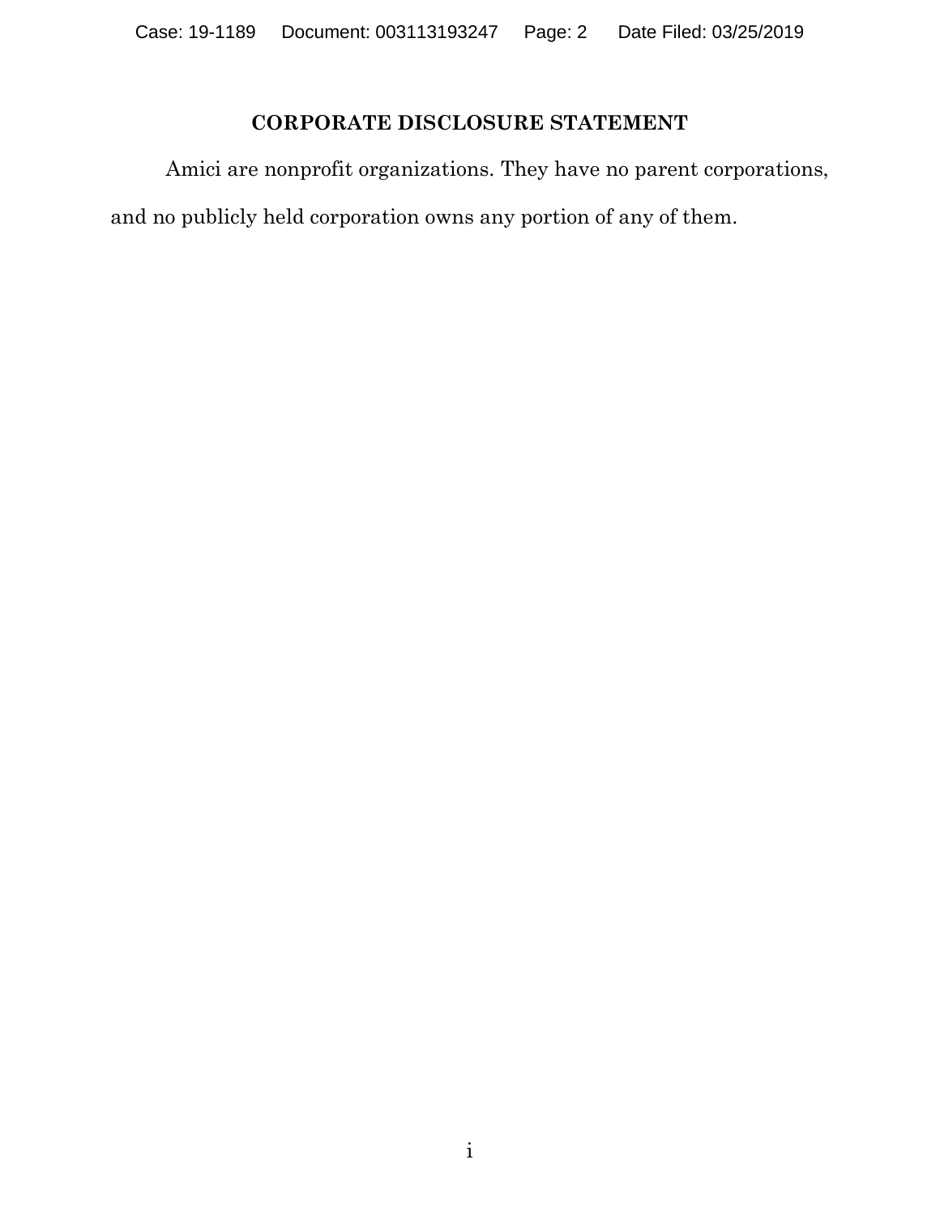## CORPORATE DISCLOSURE STATEMENT

Amici are nonprofit organizations. They have no parent corporations, and no publicly held corporation owns any portion of any of them.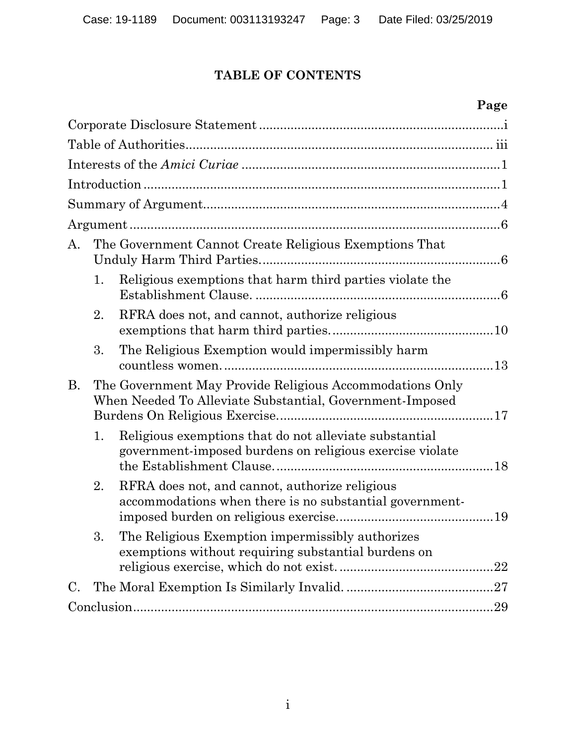## TABLE OF CONTENTS

**Page**

Corporate Disclosure Statement ....................................................................i

Table of Authorities..................................................................................... iii

Interests of the *Amici Curiae* .........................................................................1

Introduction ......................................................................................................1

Summary of Argument....................................................................................4

Argument ..........................................................................................................6

A. The Government Cannot Create Religious Exemptions That Unduly Harm Third Parties. ....................................................................6

   1. Religious exemptions that harm third parties violate the Establishment Clause. ......................................................................6

   2. RFRA does not, and cannot, authorize religious exemptions that harm third parties. .............................................10

   3. The Religious Exemption would impermissibly harm countless women. ............................................................................13

B. The Government May Provide Religious Accommodations Only When Needed To Alleviate Substantial, Government-Imposed Burdens On Religious Exercise. ............................................................17

   1. Religious exemptions that do not alleviate substantial government-imposed burdens on religious exercise violate the Establishment Clause. ..............................................................18

   2. RFRA does not, and cannot, authorize religious accommodations when there is no substantial government-imposed burden on religious exercise. ............................................19

   3. The Religious Exemption impermissibly authorizes exemptions without requiring substantial burdens on religious exercise, which do not exist. ...........................................22

C. The Moral Exemption Is Similarly Invalid. ..........................................27

Conclusion.......................................................................................................29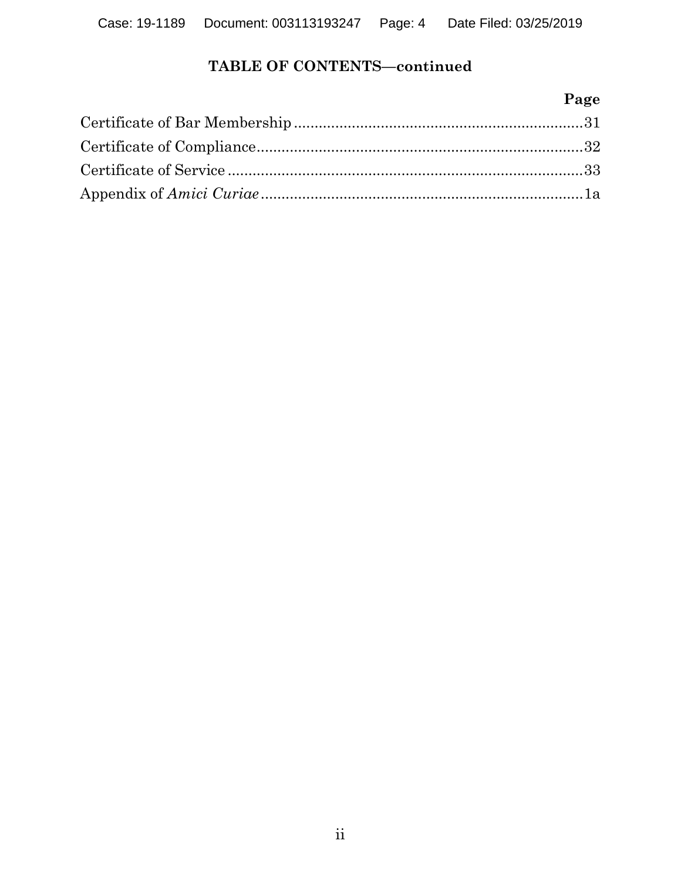## TABLE OF CONTENTS—continued

| | Page |
|---|---|
| Certificate of Bar Membership | 31 |
| Certificate of Compliance | 32 |
| Certificate of Service | 33 |
| Appendix of *Amici Curiae* | 1a |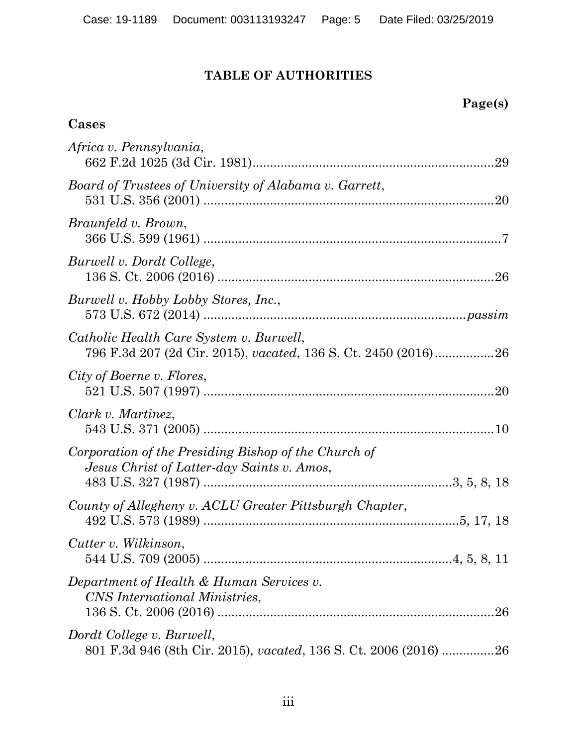# TABLE OF AUTHORITIES

**Page(s)**

## Cases

*Africa v. Pennsylvania*,
662 F.2d 1025 (3d Cir. 1981)....................................................................29

*Board of Trustees of University of Alabama v. Garrett*,
531 U.S. 356 (2001) ..................................................................................20

*Braunfeld v. Brown*,
366 U.S. 599 (1961) ....................................................................................7

*Burwell v. Dordt College*,
136 S. Ct. 2006 (2016) ...............................................................................26

*Burwell v. Hobby Lobby Stores, Inc.*,
573 U.S. 672 (2014) ........................................................................*passim*

*Catholic Health Care System v. Burwell*,
796 F.3d 207 (2d Cir. 2015), *vacated*, 136 S. Ct. 2450 (2016)................26

*City of Boerne v. Flores*,
521 U.S. 507 (1997) ..................................................................................20

*Clark v. Martinez*,
543 U.S. 371 (2005) ..................................................................................10

*Corporation of the Presiding Bishop of the Church of Jesus Christ of Latter-day Saints v. Amos*,
483 U.S. 327 (1987) .....................................................................3, 5, 8, 18

*County of Allegheny v. ACLU Greater Pittsburgh Chapter*,
492 U.S. 573 (1989) .......................................................................5, 17, 18

*Cutter v. Wilkinson*,
544 U.S. 709 (2005) .....................................................................4, 5, 8, 11

*Department of Health & Human Services v. CNS International Ministries*,
136 S. Ct. 2006 (2016) ...............................................................................26

*Dordt College v. Burwell*,
801 F.3d 946 (8th Cir. 2015), *vacated*, 136 S. Ct. 2006 (2016) ..............26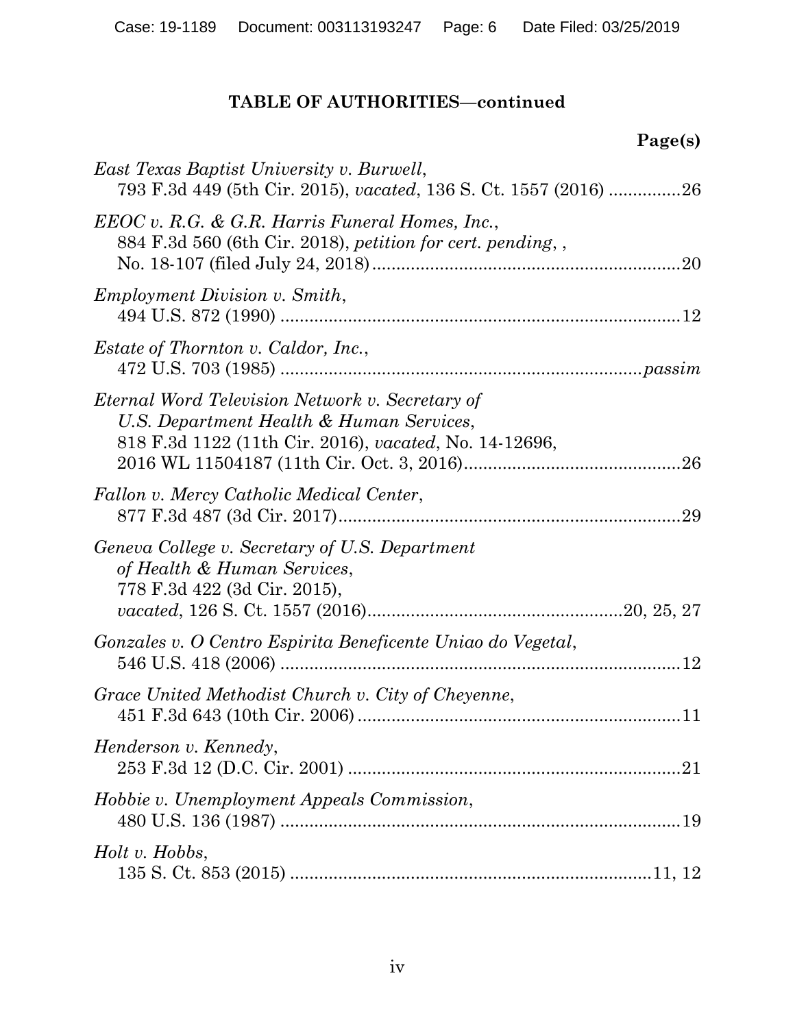**TABLE OF AUTHORITIES—continued**

**Page(s)**

*East Texas Baptist University v. Burwell*, 793 F.3d 449 (5th Cir. 2015), *vacated*, 136 S. Ct. 1557 (2016) ...............26

*EEOC v. R.G. & G.R. Harris Funeral Homes, Inc.*, 884 F.3d 560 (6th Cir. 2018), *petition for cert. pending*, , No. 18-107 (filed July 24, 2018) ...............20

*Employment Division v. Smith*, 494 U.S. 872 (1990) ...............12

*Estate of Thornton v. Caldor, Inc.*, 472 U.S. 703 (1985) ...............*passim*

*Eternal Word Television Network v. Secretary of U.S. Department Health & Human Services*, 818 F.3d 1122 (11th Cir. 2016), *vacated*, No. 14-12696, 2016 WL 11504187 (11th Cir. Oct. 3, 2016) ...............26

*Fallon v. Mercy Catholic Medical Center*, 877 F.3d 487 (3d Cir. 2017) ...............29

*Geneva College v. Secretary of U.S. Department of Health & Human Services*, 778 F.3d 422 (3d Cir. 2015), *vacated*, 126 S. Ct. 1557 (2016) ...............20, 25, 27

*Gonzales v. O Centro Espirita Beneficente Uniao do Vegetal*, 546 U.S. 418 (2006) ...............12

*Grace United Methodist Church v. City of Cheyenne*, 451 F.3d 643 (10th Cir. 2006) ...............11

*Henderson v. Kennedy*, 253 F.3d 12 (D.C. Cir. 2001) ...............21

*Hobbie v. Unemployment Appeals Commission*, 480 U.S. 136 (1987) ...............19

*Holt v. Hobbs*, 135 S. Ct. 853 (2015) ...............11, 12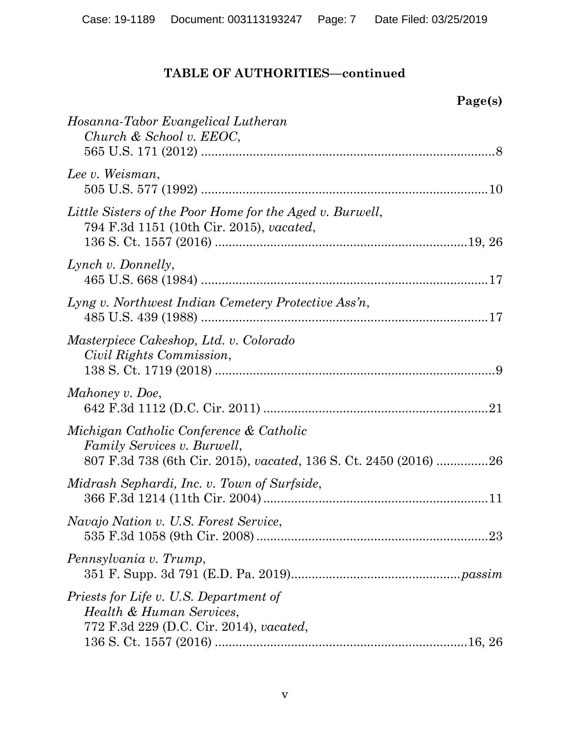**TABLE OF AUTHORITIES—continued**

**Page(s)**

*Hosanna-Tabor Evangelical Lutheran Church & School v. EEOC*, 565 U.S. 171 (2012) .....8

*Lee v. Weisman*, 505 U.S. 577 (1992) .....10

*Little Sisters of the Poor Home for the Aged v. Burwell*, 794 F.3d 1151 (10th Cir. 2015), *vacated*, 136 S. Ct. 1557 (2016) .....19, 26

*Lynch v. Donnelly*, 465 U.S. 668 (1984) .....17

*Lyng v. Northwest Indian Cemetery Protective Ass'n*, 485 U.S. 439 (1988) .....17

*Masterpiece Cakeshop, Ltd. v. Colorado Civil Rights Commission*, 138 S. Ct. 1719 (2018) .....9

*Mahoney v. Doe*, 642 F.3d 1112 (D.C. Cir. 2011) .....21

*Michigan Catholic Conference & Catholic Family Services v. Burwell*, 807 F.3d 738 (6th Cir. 2015), *vacated*, 136 S. Ct. 2450 (2016) .....26

*Midrash Sephardi, Inc. v. Town of Surfside*, 366 F.3d 1214 (11th Cir. 2004) .....11

*Navajo Nation v. U.S. Forest Service*, 535 F.3d 1058 (9th Cir. 2008) .....23

*Pennsylvania v. Trump*, 351 F. Supp. 3d 791 (E.D. Pa. 2019) .....*passim*

*Priests for Life v. U.S. Department of Health & Human Services*, 772 F.3d 229 (D.C. Cir. 2014), *vacated*, 136 S. Ct. 1557 (2016) .....16, 26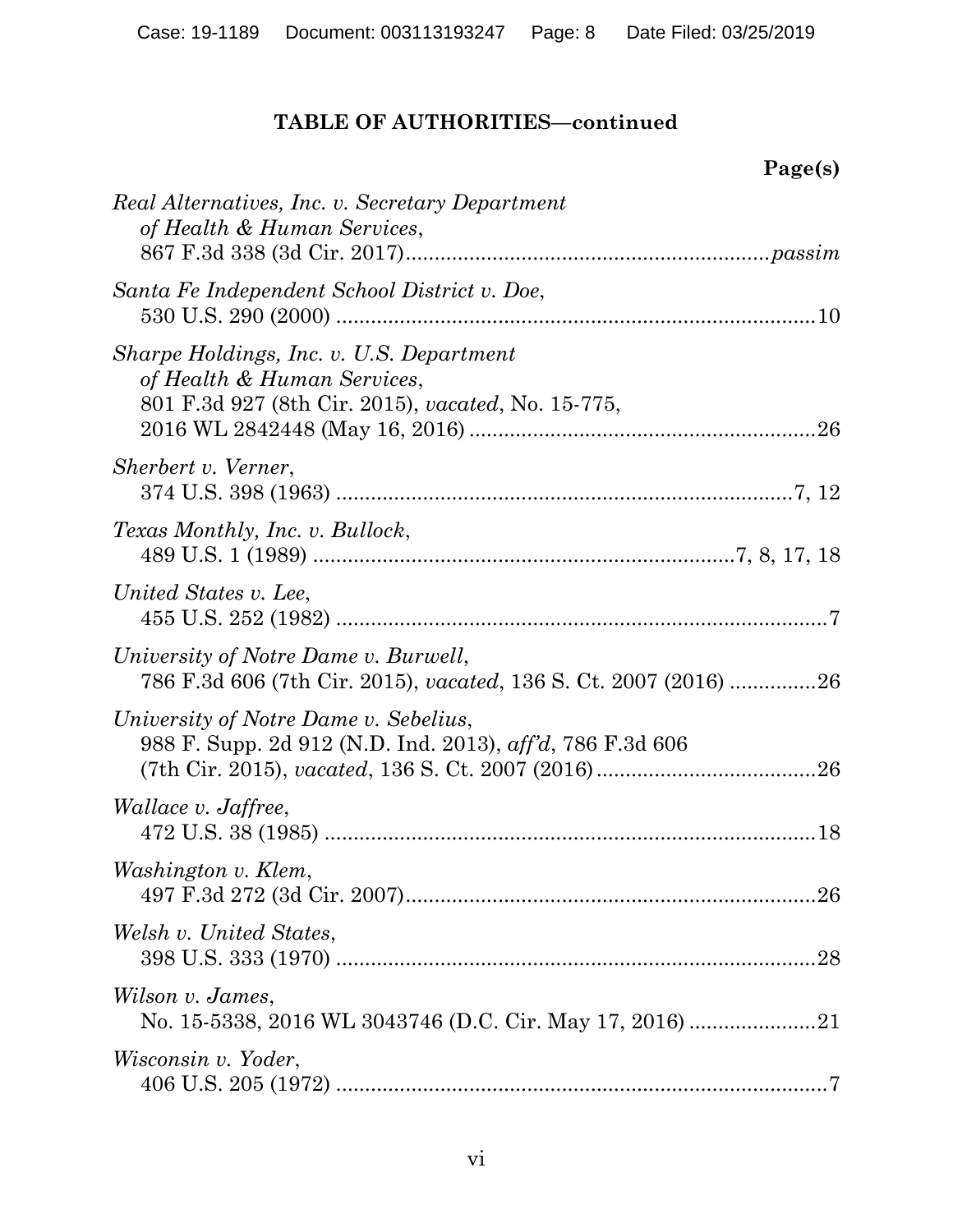## TABLE OF AUTHORITIES—continued

**Page(s)**

*Real Alternatives, Inc. v. Secretary Department of Health & Human Services*,
867 F.3d 338 (3d Cir. 2017) ............................................................. *passim*

*Santa Fe Independent School District v. Doe*,
530 U.S. 290 (2000) .................................................................................. 10

*Sharpe Holdings, Inc. v. U.S. Department of Health & Human Services*,
801 F.3d 927 (8th Cir. 2015), *vacated*, No. 15-775,
2016 WL 2842448 (May 16, 2016) ............................................................ 26

*Sherbert v. Verner*,
374 U.S. 398 (1963) .............................................................................. 7, 12

*Texas Monthly, Inc. v. Bullock*,
489 U.S. 1 (1989) ........................................................................ 7, 8, 17, 18

*United States v. Lee*,
455 U.S. 252 (1982) ..................................................................................... 7

*University of Notre Dame v. Burwell*,
786 F.3d 606 (7th Cir. 2015), *vacated*, 136 S. Ct. 2007 (2016) ............... 26

*University of Notre Dame v. Sebelius*,
988 F. Supp. 2d 912 (N.D. Ind. 2013), *aff'd*, 786 F.3d 606
(7th Cir. 2015), *vacated*, 136 S. Ct. 2007 (2016) ...................................... 26

*Wallace v. Jaffree*,
472 U.S. 38 (1985) ..................................................................................... 18

*Washington v. Klem*,
497 F.3d 272 (3d Cir. 2007) ....................................................................... 26

*Welsh v. United States*,
398 U.S. 333 (1970) ................................................................................... 28

*Wilson v. James*,
No. 15-5338, 2016 WL 3043746 (D.C. Cir. May 17, 2016) ...................... 21

*Wisconsin v. Yoder*,
406 U.S. 205 (1972) ..................................................................................... 7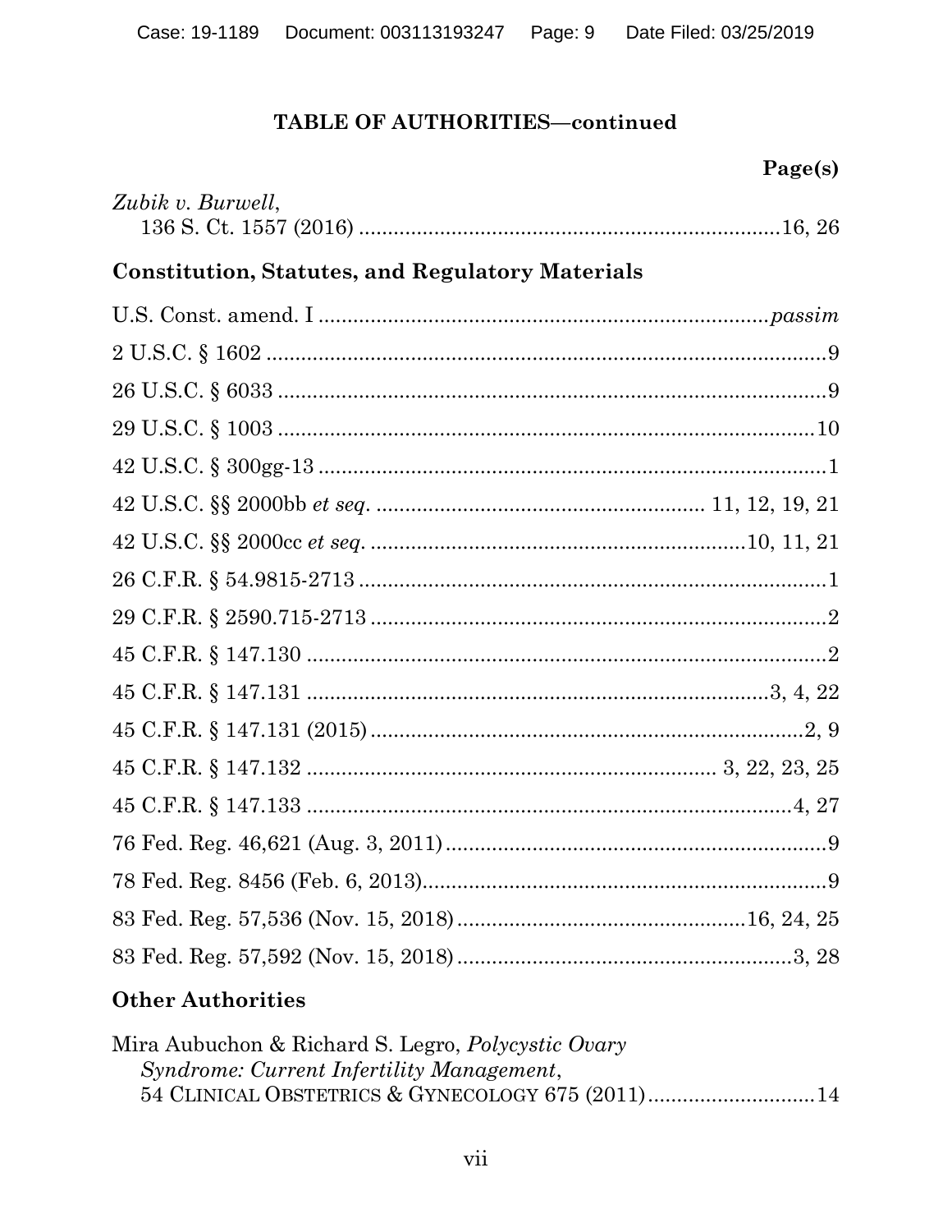## TABLE OF AUTHORITIES—continued

**Page(s)**

*Zubik v. Burwell*,
136 S. Ct. 1557 (2016) ........................................................................16, 26

### Constitution, Statutes, and Regulatory Materials

U.S. Const. amend. I ............................................................................*passim*

2 U.S.C. § 1602 ..................................................................................9

26 U.S.C. § 6033 ................................................................................9

29 U.S.C. § 1003 ..............................................................................10

42 U.S.C. § 300gg-13 .........................................................................1

42 U.S.C. §§ 2000bb *et seq.* ......................................................... 11, 12, 19, 21

42 U.S.C. §§ 2000cc *et seq.* ...............................................................10, 11, 21

26 C.F.R. § 54.9815-2713 ...................................................................1

29 C.F.R. § 2590.715-2713 .................................................................2

45 C.F.R. § 147.130 ............................................................................2

45 C.F.R. § 147.131 ..................................................................3, 4, 22

45 C.F.R. § 147.131 (2015) ...............................................................2, 9

45 C.F.R. § 147.132 ....................................................... 3, 22, 23, 25

45 C.F.R. § 147.133 ......................................................................4, 27

76 Fed. Reg. 46,621 (Aug. 3, 2011) ......................................................9

78 Fed. Reg. 8456 (Feb. 6, 2013).........................................................9

83 Fed. Reg. 57,536 (Nov. 15, 2018) ..................................................16, 24, 25

83 Fed. Reg. 57,592 (Nov. 15, 2018) ...........................................................3, 28

### Other Authorities

Mira Aubuchon & Richard S. Legro, *Polycystic Ovary Syndrome: Current Infertility Management*,
54 CLINICAL OBSTETRICS & GYNECOLOGY 675 (2011) .............................14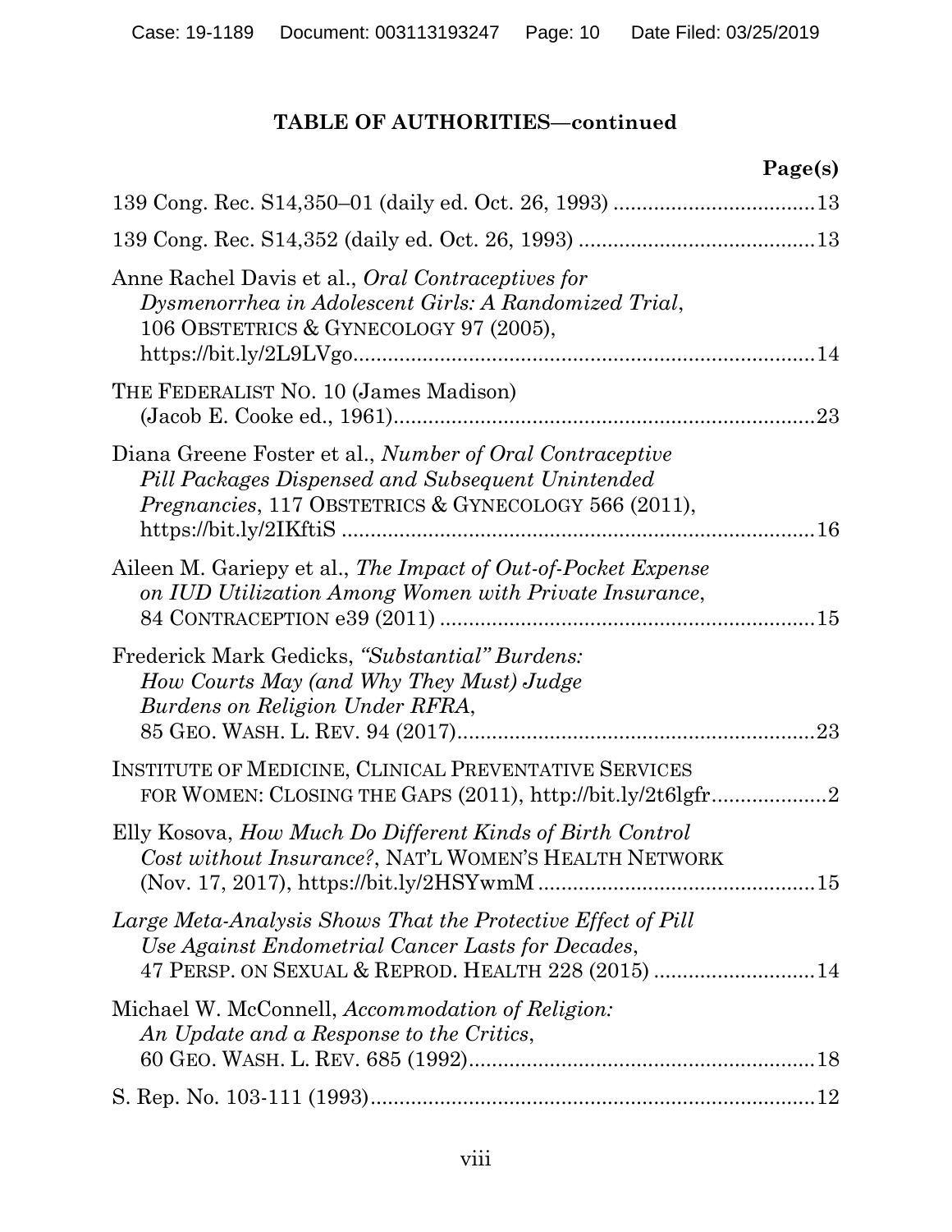**TABLE OF AUTHORITIES—continued**

**Page(s)**

139 Cong. Rec. S14,350–01 (daily ed. Oct. 26, 1993) .................................. 13

139 Cong. Rec. S14,352 (daily ed. Oct. 26, 1993) ........................................ 13

Anne Rachel Davis et al., *Oral Contraceptives for Dysmenorrhea in Adolescent Girls: A Randomized Trial*, 106 OBSTETRICS & GYNECOLOGY 97 (2005), https://bit.ly/2L9LVgo................................................................................ 14

THE FEDERALIST NO. 10 (James Madison) (Jacob E. Cooke ed., 1961)......................................................................... 23

Diana Greene Foster et al., *Number of Oral Contraceptive Pill Packages Dispensed and Subsequent Unintended Pregnancies*, 117 OBSTETRICS & GYNECOLOGY 566 (2011), https://bit.ly/2IKftiS .................................................................................. 16

Aileen M. Gariepy et al., *The Impact of Out-of-Pocket Expense on IUD Utilization Among Women with Private Insurance*, 84 CONTRACEPTION e39 (2011) ................................................................. 15

Frederick Mark Gedicks, *"Substantial" Burdens: How Courts May (and Why They Must) Judge Burdens on Religion Under RFRA*, 85 GEO. WASH. L. REV. 94 (2017)............................................................. 23

INSTITUTE OF MEDICINE, CLINICAL PREVENTATIVE SERVICES FOR WOMEN: CLOSING THE GAPS (2011), http://bit.ly/2t6lgfr.................... 2

Elly Kosova, *How Much Do Different Kinds of Birth Control Cost without Insurance?*, NAT'L WOMEN'S HEALTH NETWORK (Nov. 17, 2017), https://bit.ly/2HSYwmM ............................................... 15

*Large Meta-Analysis Shows That the Protective Effect of Pill Use Against Endometrial Cancer Lasts for Decades*, 47 PERSP. ON SEXUAL & REPROD. HEALTH 228 (2015) ........................... 14

Michael W. McConnell, *Accommodation of Religion: An Update and a Response to the Critics*, 60 GEO. WASH. L. REV. 685 (1992)........................................................... 18

S. Rep. No. 103-111 (1993)............................................................................ 12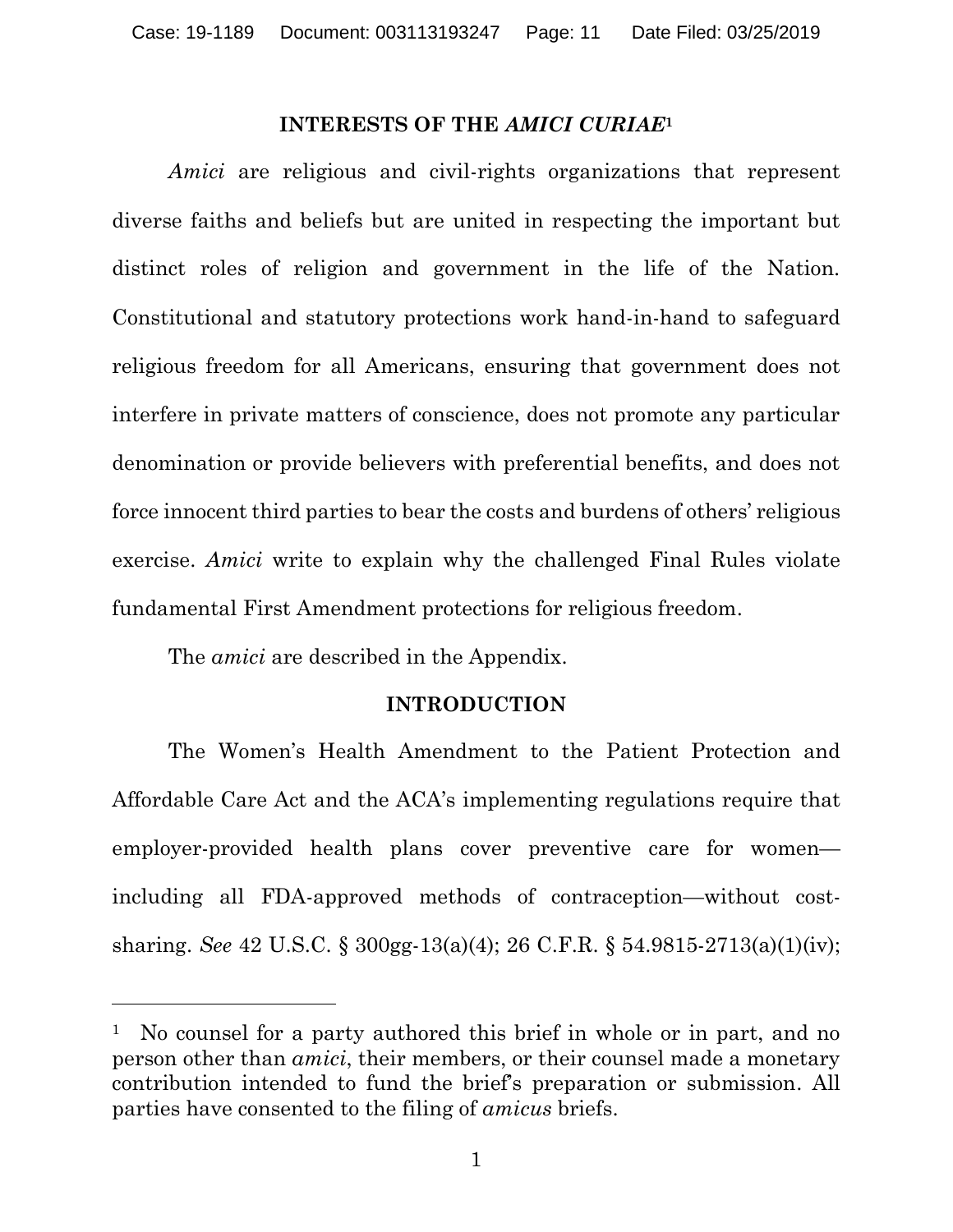## INTERESTS OF THE *AMICI CURIAE*[1]

*Amici* are religious and civil-rights organizations that represent diverse faiths and beliefs but are united in respecting the important but distinct roles of religion and government in the life of the Nation. Constitutional and statutory protections work hand-in-hand to safeguard religious freedom for all Americans, ensuring that government does not interfere in private matters of conscience, does not promote any particular denomination or provide believers with preferential benefits, and does not force innocent third parties to bear the costs and burdens of others' religious exercise. *Amici* write to explain why the challenged Final Rules violate fundamental First Amendment protections for religious freedom.

The *amici* are described in the Appendix.

## INTRODUCTION

The Women's Health Amendment to the Patient Protection and Affordable Care Act and the ACA's implementing regulations require that employer-provided health plans cover preventive care for women—including all FDA-approved methods of contraception—without cost-sharing. *See* 42 U.S.C. § 300gg-13(a)(4); 26 C.F.R. § 54.9815-2713(a)(1)(iv);

---

[1] No counsel for a party authored this brief in whole or in part, and no person other than *amici*, their members, or their counsel made a monetary contribution intended to fund the brief's preparation or submission. All parties have consented to the filing of *amicus* briefs.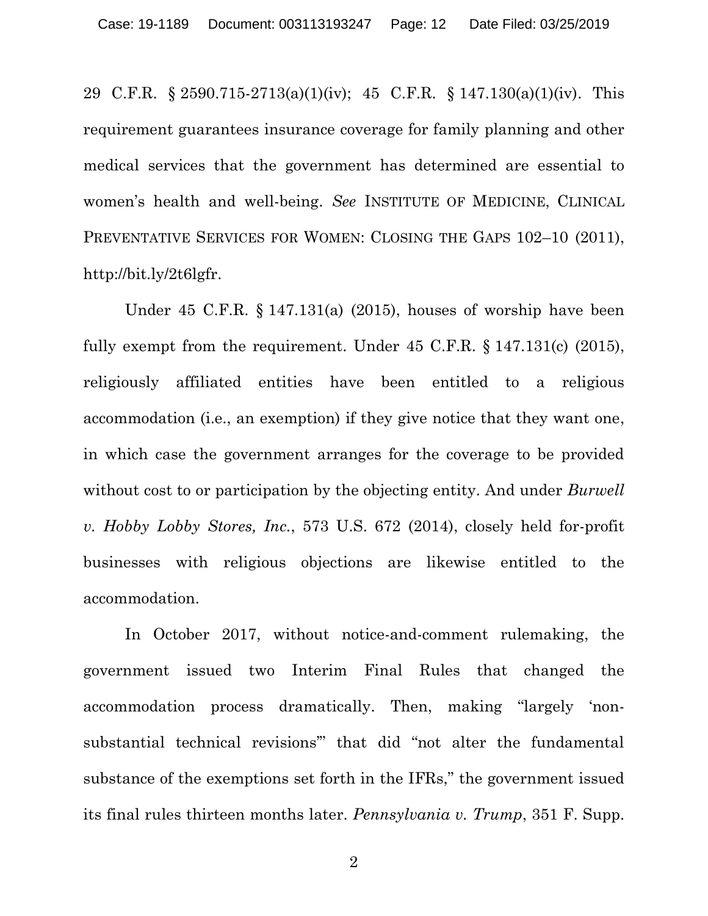29 C.F.R. § 2590.715-2713(a)(1)(iv); 45 C.F.R. § 147.130(a)(1)(iv). This requirement guarantees insurance coverage for family planning and other medical services that the government has determined are essential to women's health and well-being. *See* INSTITUTE OF MEDICINE, CLINICAL PREVENTATIVE SERVICES FOR WOMEN: CLOSING THE GAPS 102–10 (2011), http://bit.ly/2t6lgfr.

Under 45 C.F.R. § 147.131(a) (2015), houses of worship have been fully exempt from the requirement. Under 45 C.F.R. § 147.131(c) (2015), religiously affiliated entities have been entitled to a religious accommodation (i.e., an exemption) if they give notice that they want one, in which case the government arranges for the coverage to be provided without cost to or participation by the objecting entity. And under *Burwell v. Hobby Lobby Stores, Inc.*, 573 U.S. 672 (2014), closely held for-profit businesses with religious objections are likewise entitled to the accommodation.

In October 2017, without notice-and-comment rulemaking, the government issued two Interim Final Rules that changed the accommodation process dramatically. Then, making "largely 'non-substantial technical revisions'" that did "not alter the fundamental substance of the exemptions set forth in the IFRs," the government issued its final rules thirteen months later. *Pennsylvania v. Trump*, 351 F. Supp.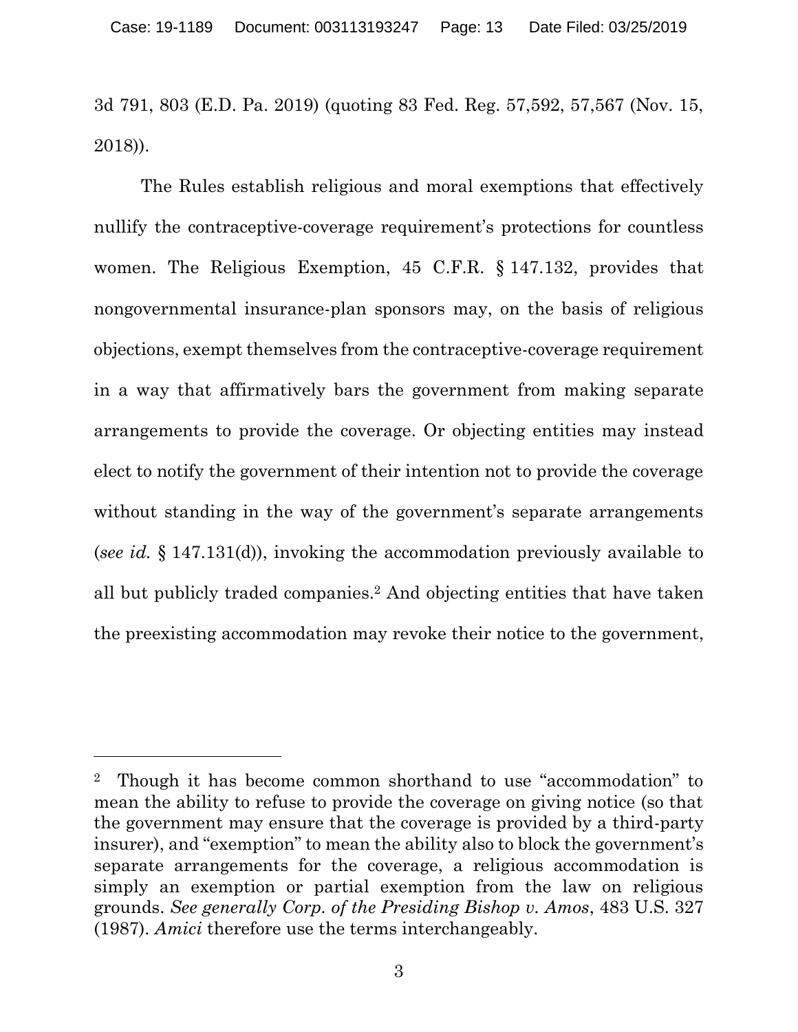3d 791, 803 (E.D. Pa. 2019) (quoting 83 Fed. Reg. 57,592, 57,567 (Nov. 15, 2018)).

The Rules establish religious and moral exemptions that effectively nullify the contraceptive-coverage requirement's protections for countless women. The Religious Exemption, 45 C.F.R. § 147.132, provides that nongovernmental insurance-plan sponsors may, on the basis of religious objections, exempt themselves from the contraceptive-coverage requirement in a way that affirmatively bars the government from making separate arrangements to provide the coverage. Or objecting entities may instead elect to notify the government of their intention not to provide the coverage without standing in the way of the government's separate arrangements (*see id.* § 147.131(d)), invoking the accommodation previously available to all but publicly traded companies.[2] And objecting entities that have taken the preexisting accommodation may revoke their notice to the government,

---

[2] Though it has become common shorthand to use "accommodation" to mean the ability to refuse to provide the coverage on giving notice (so that the government may ensure that the coverage is provided by a third-party insurer), and "exemption" to mean the ability also to block the government's separate arrangements for the coverage, a religious accommodation is simply an exemption or partial exemption from the law on religious grounds. *See generally Corp. of the Presiding Bishop v. Amos*, 483 U.S. 327 (1987). *Amici* therefore use the terms interchangeably.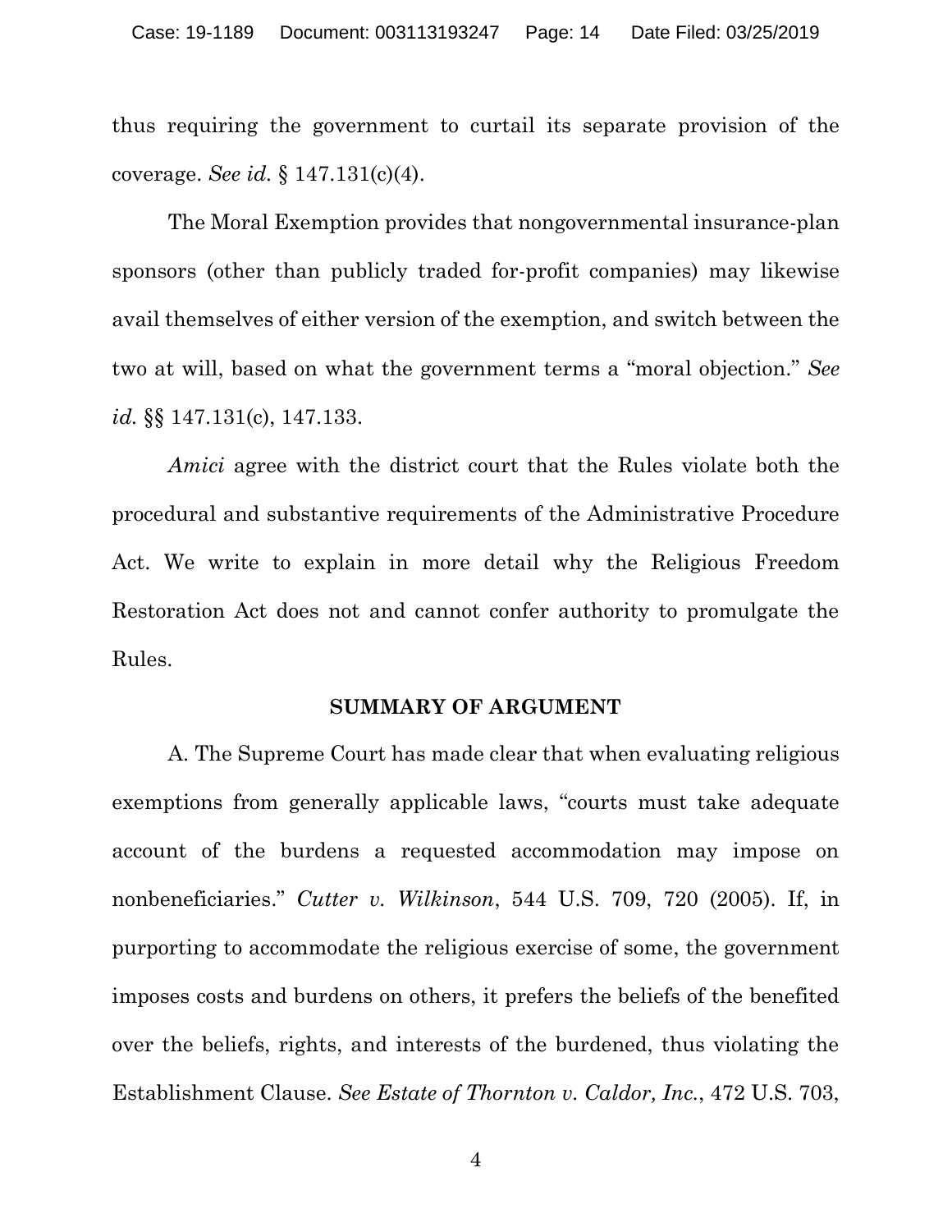thus requiring the government to curtail its separate provision of the coverage. *See id.* § 147.131(c)(4).

The Moral Exemption provides that nongovernmental insurance-plan sponsors (other than publicly traded for-profit companies) may likewise avail themselves of either version of the exemption, and switch between the two at will, based on what the government terms a "moral objection." *See id.* §§ 147.131(c), 147.133.

*Amici* agree with the district court that the Rules violate both the procedural and substantive requirements of the Administrative Procedure Act. We write to explain in more detail why the Religious Freedom Restoration Act does not and cannot confer authority to promulgate the Rules.

## SUMMARY OF ARGUMENT

A. The Supreme Court has made clear that when evaluating religious exemptions from generally applicable laws, "courts must take adequate account of the burdens a requested accommodation may impose on nonbeneficiaries." *Cutter v. Wilkinson*, 544 U.S. 709, 720 (2005). If, in purporting to accommodate the religious exercise of some, the government imposes costs and burdens on others, it prefers the beliefs of the benefited over the beliefs, rights, and interests of the burdened, thus violating the Establishment Clause. *See Estate of Thornton v. Caldor, Inc.*, 472 U.S. 703,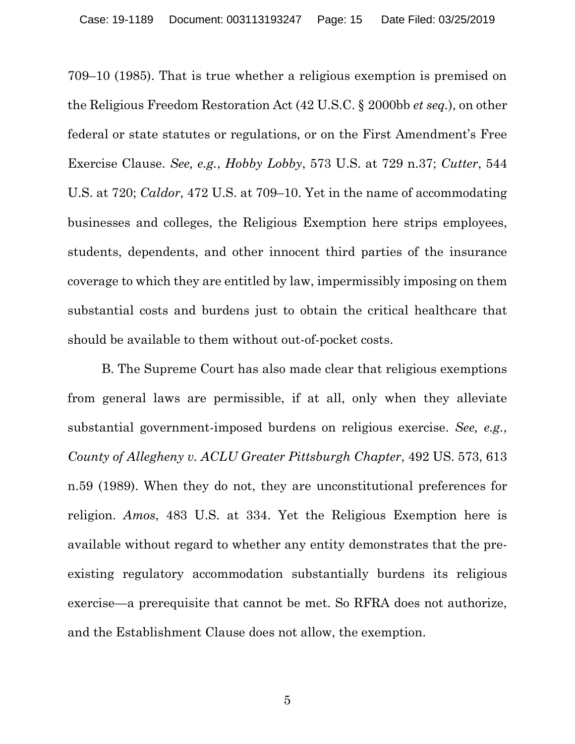709–10 (1985). That is true whether a religious exemption is premised on the Religious Freedom Restoration Act (42 U.S.C. § 2000bb *et seq.*), on other federal or state statutes or regulations, or on the First Amendment's Free Exercise Clause. *See, e.g.*, *Hobby Lobby*, 573 U.S. at 729 n.37; *Cutter*, 544 U.S. at 720; *Caldor*, 472 U.S. at 709–10. Yet in the name of accommodating businesses and colleges, the Religious Exemption here strips employees, students, dependents, and other innocent third parties of the insurance coverage to which they are entitled by law, impermissibly imposing on them substantial costs and burdens just to obtain the critical healthcare that should be available to them without out-of-pocket costs.

B. The Supreme Court has also made clear that religious exemptions from general laws are permissible, if at all, only when they alleviate substantial government-imposed burdens on religious exercise. *See, e.g.*, *County of Allegheny v. ACLU Greater Pittsburgh Chapter*, 492 US. 573, 613 n.59 (1989). When they do not, they are unconstitutional preferences for religion. *Amos*, 483 U.S. at 334. Yet the Religious Exemption here is available without regard to whether any entity demonstrates that the pre-existing regulatory accommodation substantially burdens its religious exercise—a prerequisite that cannot be met. So RFRA does not authorize, and the Establishment Clause does not allow, the exemption.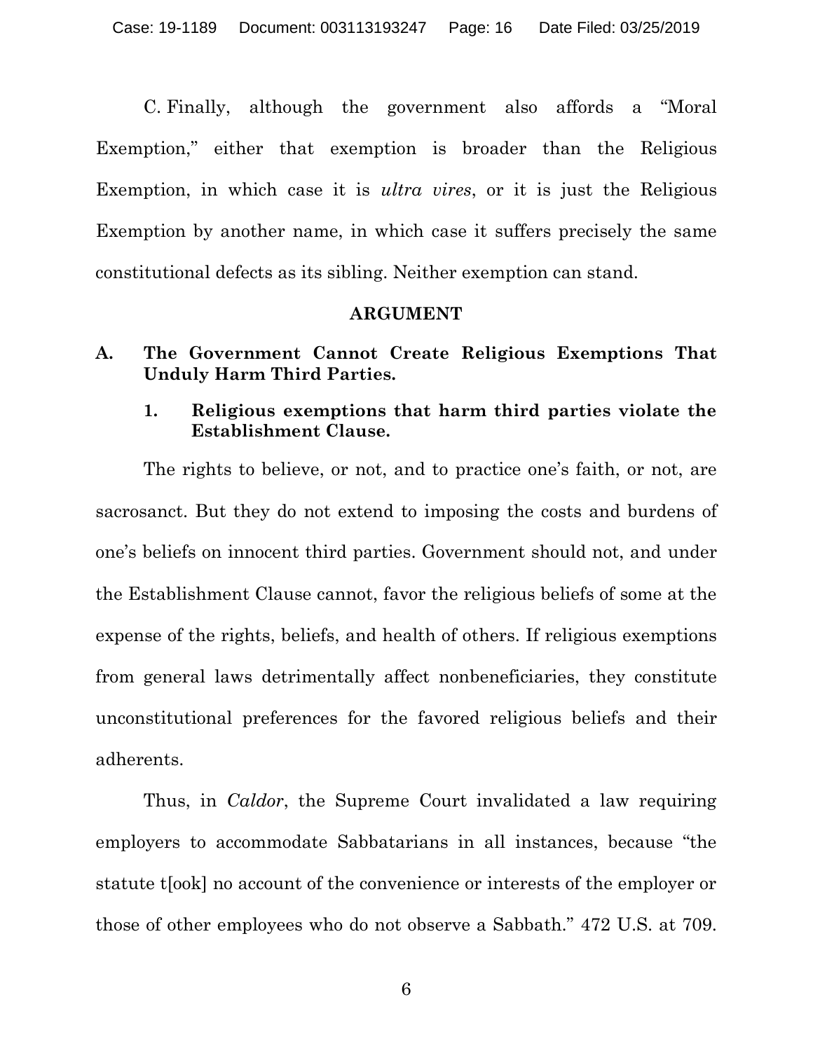C. Finally, although the government also affords a "Moral Exemption," either that exemption is broader than the Religious Exemption, in which case it is *ultra vires*, or it is just the Religious Exemption by another name, in which case it suffers precisely the same constitutional defects as its sibling. Neither exemption can stand.

## ARGUMENT

### A. The Government Cannot Create Religious Exemptions That Unduly Harm Third Parties.

#### 1. Religious exemptions that harm third parties violate the Establishment Clause.

The rights to believe, or not, and to practice one's faith, or not, are sacrosanct. But they do not extend to imposing the costs and burdens of one's beliefs on innocent third parties. Government should not, and under the Establishment Clause cannot, favor the religious beliefs of some at the expense of the rights, beliefs, and health of others. If religious exemptions from general laws detrimentally affect nonbeneficiaries, they constitute unconstitutional preferences for the favored religious beliefs and their adherents.

Thus, in *Caldor*, the Supreme Court invalidated a law requiring employers to accommodate Sabbatarians in all instances, because "the statute t[ook] no account of the convenience or interests of the employer or those of other employees who do not observe a Sabbath." 472 U.S. at 709.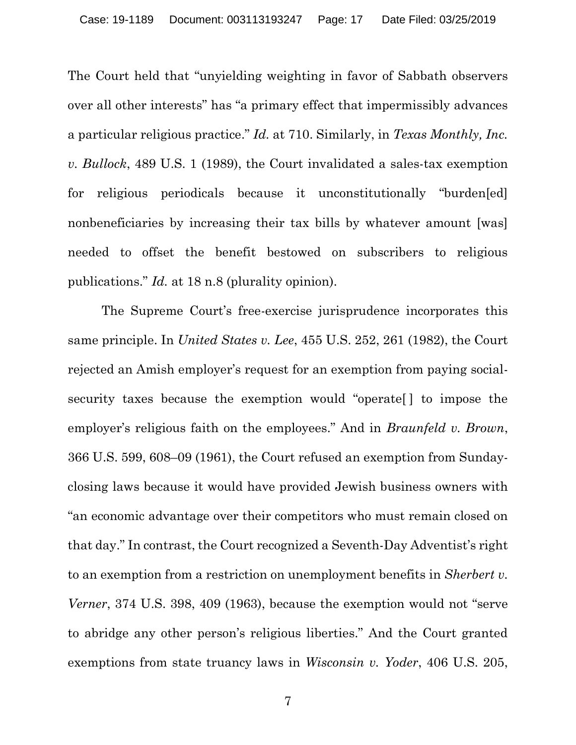The Court held that "unyielding weighting in favor of Sabbath observers over all other interests" has "a primary effect that impermissibly advances a particular religious practice." *Id.* at 710. Similarly, in *Texas Monthly, Inc. v. Bullock*, 489 U.S. 1 (1989), the Court invalidated a sales-tax exemption for religious periodicals because it unconstitutionally "burden[ed] nonbeneficiaries by increasing their tax bills by whatever amount [was] needed to offset the benefit bestowed on subscribers to religious publications." *Id.* at 18 n.8 (plurality opinion).

The Supreme Court's free-exercise jurisprudence incorporates this same principle. In *United States v. Lee*, 455 U.S. 252, 261 (1982), the Court rejected an Amish employer's request for an exemption from paying social-security taxes because the exemption would "operate[ ] to impose the employer's religious faith on the employees." And in *Braunfeld v. Brown*, 366 U.S. 599, 608–09 (1961), the Court refused an exemption from Sunday-closing laws because it would have provided Jewish business owners with "an economic advantage over their competitors who must remain closed on that day." In contrast, the Court recognized a Seventh-Day Adventist's right to an exemption from a restriction on unemployment benefits in *Sherbert v. Verner*, 374 U.S. 398, 409 (1963), because the exemption would not "serve to abridge any other person's religious liberties." And the Court granted exemptions from state truancy laws in *Wisconsin v. Yoder*, 406 U.S. 205,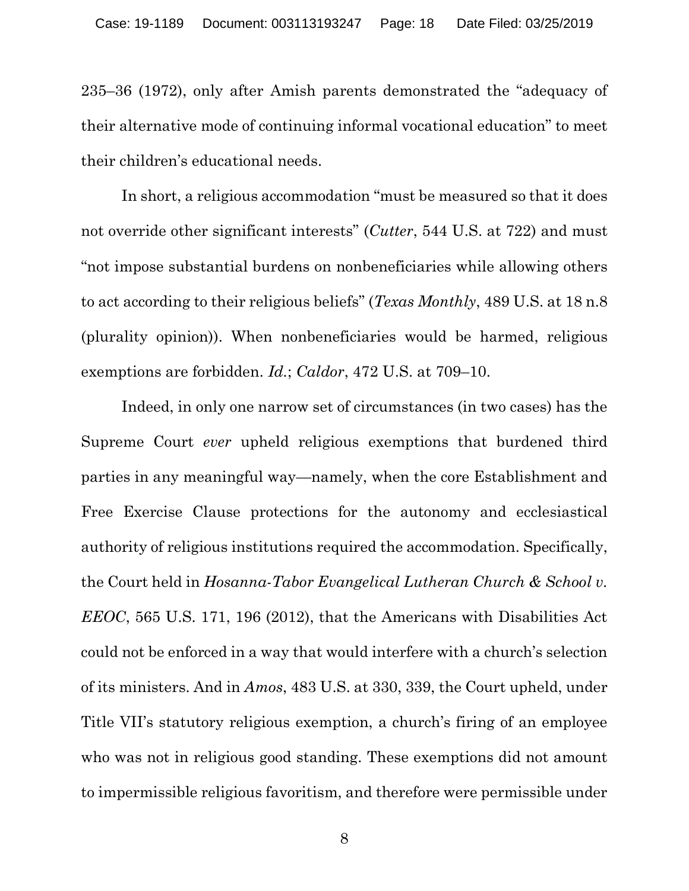235–36 (1972), only after Amish parents demonstrated the "adequacy of their alternative mode of continuing informal vocational education" to meet their children's educational needs.

In short, a religious accommodation "must be measured so that it does not override other significant interests" (*Cutter*, 544 U.S. at 722) and must "not impose substantial burdens on nonbeneficiaries while allowing others to act according to their religious beliefs" (*Texas Monthly*, 489 U.S. at 18 n.8 (plurality opinion)). When nonbeneficiaries would be harmed, religious exemptions are forbidden. *Id.*; *Caldor*, 472 U.S. at 709–10.

Indeed, in only one narrow set of circumstances (in two cases) has the Supreme Court *ever* upheld religious exemptions that burdened third parties in any meaningful way—namely, when the core Establishment and Free Exercise Clause protections for the autonomy and ecclesiastical authority of religious institutions required the accommodation. Specifically, the Court held in *Hosanna-Tabor Evangelical Lutheran Church & School v. EEOC*, 565 U.S. 171, 196 (2012), that the Americans with Disabilities Act could not be enforced in a way that would interfere with a church's selection of its ministers. And in *Amos*, 483 U.S. at 330, 339, the Court upheld, under Title VII's statutory religious exemption, a church's firing of an employee who was not in religious good standing. These exemptions did not amount to impermissible religious favoritism, and therefore were permissible under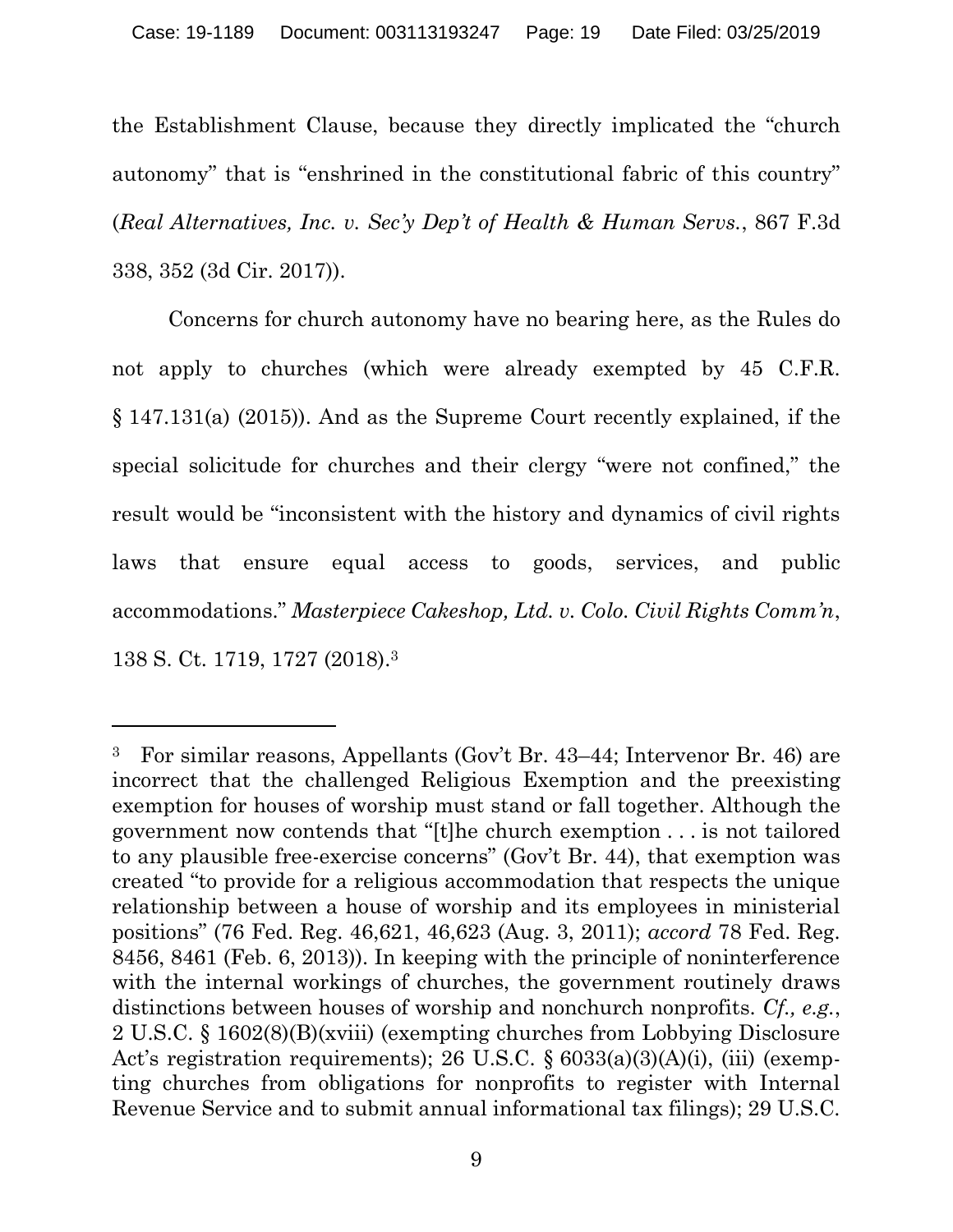the Establishment Clause, because they directly implicated the "church autonomy" that is "enshrined in the constitutional fabric of this country" (*Real Alternatives, Inc. v. Sec'y Dep't of Health & Human Servs.*, 867 F.3d 338, 352 (3d Cir. 2017)).

Concerns for church autonomy have no bearing here, as the Rules do not apply to churches (which were already exempted by 45 C.F.R. § 147.131(a) (2015)). And as the Supreme Court recently explained, if the special solicitude for churches and their clergy "were not confined," the result would be "inconsistent with the history and dynamics of civil rights laws that ensure equal access to goods, services, and public accommodations." *Masterpiece Cakeshop, Ltd. v. Colo. Civil Rights Comm'n*, 138 S. Ct. 1719, 1727 (2018).[3]

---

[3] For similar reasons, Appellants (Gov't Br. 43–44; Intervenor Br. 46) are incorrect that the challenged Religious Exemption and the preexisting exemption for houses of worship must stand or fall together. Although the government now contends that "[t]he church exemption . . . is not tailored to any plausible free-exercise concerns" (Gov't Br. 44), that exemption was created "to provide for a religious accommodation that respects the unique relationship between a house of worship and its employees in ministerial positions" (76 Fed. Reg. 46,621, 46,623 (Aug. 3, 2011); *accord* 78 Fed. Reg. 8456, 8461 (Feb. 6, 2013)). In keeping with the principle of noninterference with the internal workings of churches, the government routinely draws distinctions between houses of worship and nonchurch nonprofits. *Cf., e.g.*, 2 U.S.C. § 1602(8)(B)(xviii) (exempting churches from Lobbying Disclosure Act's registration requirements); 26 U.S.C. § 6033(a)(3)(A)(i), (iii) (exempting churches from obligations for nonprofits to register with Internal Revenue Service and to submit annual informational tax filings); 29 U.S.C.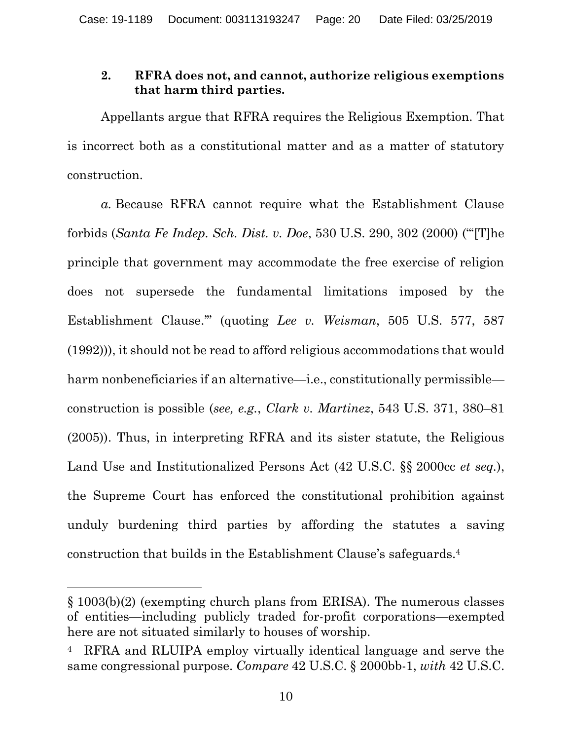### 2. **RFRA does not, and cannot, authorize religious exemptions that harm third parties.**

Appellants argue that RFRA requires the Religious Exemption. That is incorrect both as a constitutional matter and as a matter of statutory construction.

*a.* Because RFRA cannot require what the Establishment Clause forbids (*Santa Fe Indep. Sch. Dist. v. Doe*, 530 U.S. 290, 302 (2000) ("'[T]he principle that government may accommodate the free exercise of religion does not supersede the fundamental limitations imposed by the Establishment Clause.'" (quoting *Lee v. Weisman*, 505 U.S. 577, 587 (1992))), it should not be read to afford religious accommodations that would harm nonbeneficiaries if an alternative—i.e., constitutionally permissible—construction is possible (*see, e.g.*, *Clark v. Martinez*, 543 U.S. 371, 380–81 (2005)). Thus, in interpreting RFRA and its sister statute, the Religious Land Use and Institutionalized Persons Act (42 U.S.C. §§ 2000cc *et seq.*), the Supreme Court has enforced the constitutional prohibition against unduly burdening third parties by affording the statutes a saving construction that builds in the Establishment Clause's safeguards.[4]

---

§ 1003(b)(2) (exempting church plans from ERISA). The numerous classes of entities—including publicly traded for-profit corporations—exempted here are not situated similarly to houses of worship.

[4] RFRA and RLUIPA employ virtually identical language and serve the same congressional purpose. *Compare* 42 U.S.C. § 2000bb-1, *with* 42 U.S.C.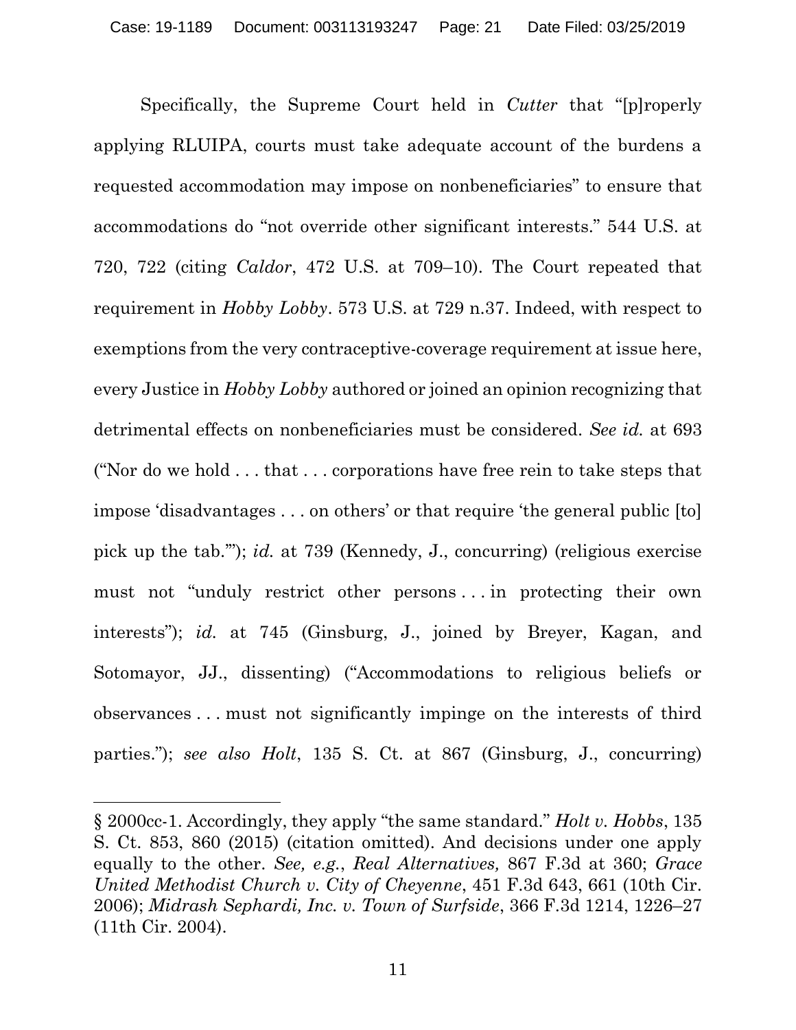Specifically, the Supreme Court held in *Cutter* that "[p]roperly applying RLUIPA, courts must take adequate account of the burdens a requested accommodation may impose on nonbeneficiaries" to ensure that accommodations do "not override other significant interests." 544 U.S. at 720, 722 (citing *Caldor*, 472 U.S. at 709–10). The Court repeated that requirement in *Hobby Lobby*. 573 U.S. at 729 n.37. Indeed, with respect to exemptions from the very contraceptive-coverage requirement at issue here, every Justice in *Hobby Lobby* authored or joined an opinion recognizing that detrimental effects on nonbeneficiaries must be considered. *See id.* at 693 ("Nor do we hold . . . that . . . corporations have free rein to take steps that impose 'disadvantages . . . on others' or that require 'the general public [to] pick up the tab.'"); *id.* at 739 (Kennedy, J., concurring) (religious exercise must not "unduly restrict other persons . . . in protecting their own interests"); *id.* at 745 (Ginsburg, J., joined by Breyer, Kagan, and Sotomayor, JJ., dissenting) ("Accommodations to religious beliefs or observances . . . must not significantly impinge on the interests of third parties."); *see also Holt*, 135 S. Ct. at 867 (Ginsburg, J., concurring)

---

§ 2000cc-1. Accordingly, they apply "the same standard." *Holt v. Hobbs*, 135 S. Ct. 853, 860 (2015) (citation omitted). And decisions under one apply equally to the other. *See, e.g.*, *Real Alternatives,* 867 F.3d at 360; *Grace United Methodist Church v. City of Cheyenne*, 451 F.3d 643, 661 (10th Cir. 2006); *Midrash Sephardi, Inc. v. Town of Surfside*, 366 F.3d 1214, 1226–27 (11th Cir. 2004).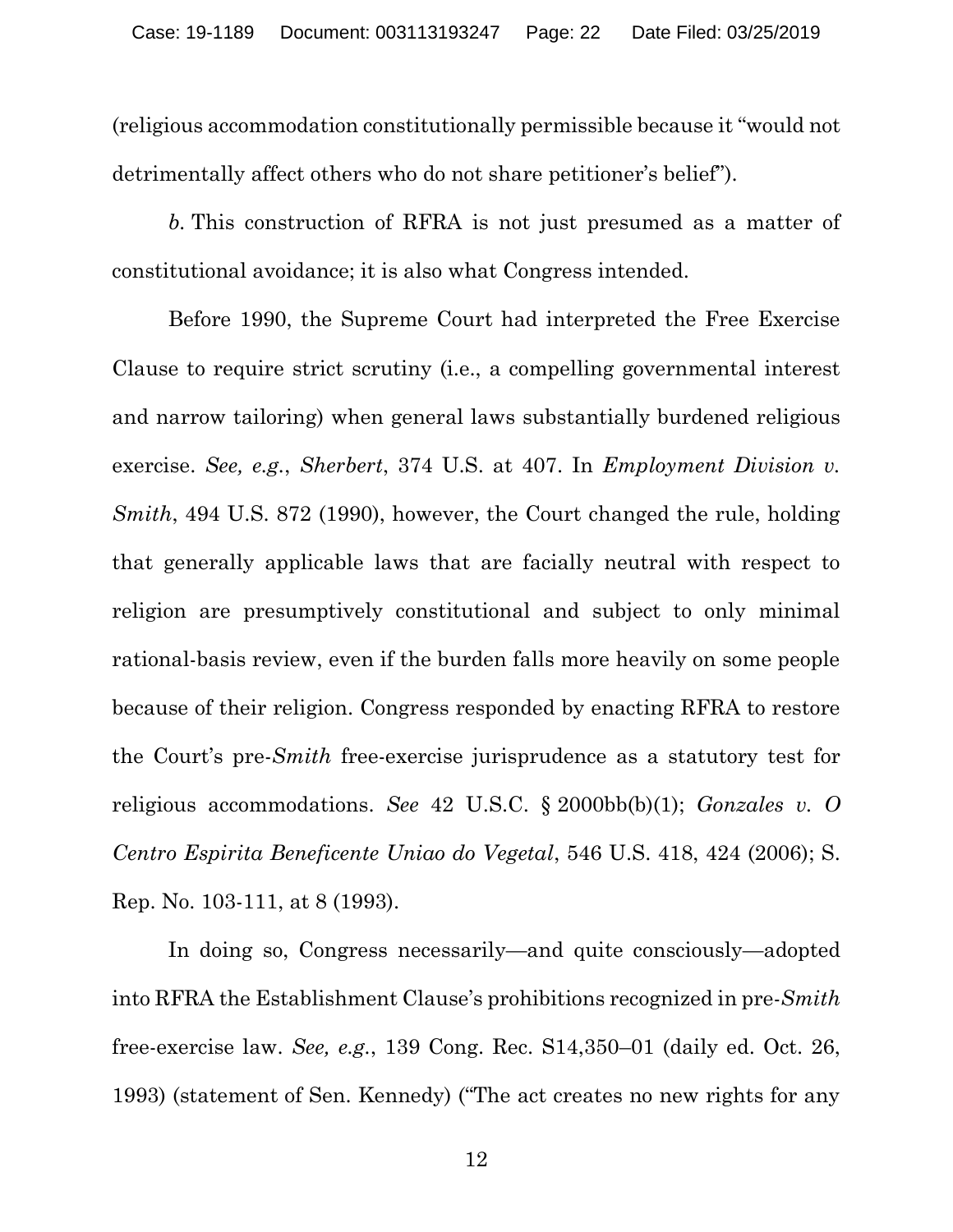(religious accommodation constitutionally permissible because it "would not detrimentally affect others who do not share petitioner's belief").

*b.* This construction of RFRA is not just presumed as a matter of constitutional avoidance; it is also what Congress intended.

Before 1990, the Supreme Court had interpreted the Free Exercise Clause to require strict scrutiny (i.e., a compelling governmental interest and narrow tailoring) when general laws substantially burdened religious exercise. *See, e.g.*, *Sherbert*, 374 U.S. at 407. In *Employment Division v. Smith*, 494 U.S. 872 (1990), however, the Court changed the rule, holding that generally applicable laws that are facially neutral with respect to religion are presumptively constitutional and subject to only minimal rational-basis review, even if the burden falls more heavily on some people because of their religion. Congress responded by enacting RFRA to restore the Court's pre-*Smith* free-exercise jurisprudence as a statutory test for religious accommodations. *See* 42 U.S.C. § 2000bb(b)(1); *Gonzales v. O Centro Espirita Beneficente Uniao do Vegetal*, 546 U.S. 418, 424 (2006); S. Rep. No. 103-111, at 8 (1993).

In doing so, Congress necessarily—and quite consciously—adopted into RFRA the Establishment Clause's prohibitions recognized in pre-*Smith* free-exercise law. *See, e.g.*, 139 Cong. Rec. S14,350–01 (daily ed. Oct. 26, 1993) (statement of Sen. Kennedy) ("The act creates no new rights for any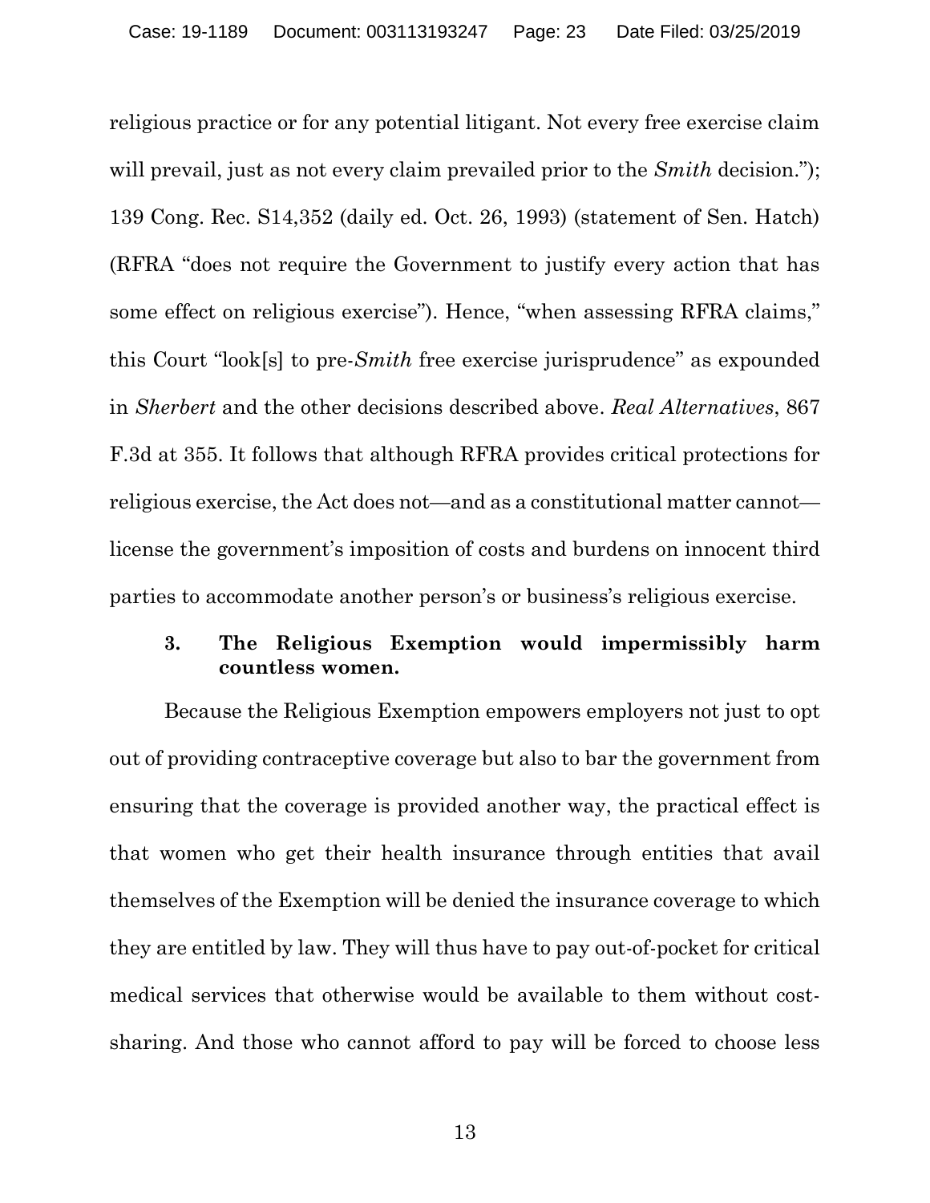religious practice or for any potential litigant. Not every free exercise claim will prevail, just as not every claim prevailed prior to the *Smith* decision."); 139 Cong. Rec. S14,352 (daily ed. Oct. 26, 1993) (statement of Sen. Hatch) (RFRA "does not require the Government to justify every action that has some effect on religious exercise"). Hence, "when assessing RFRA claims," this Court "look[s] to pre-*Smith* free exercise jurisprudence" as expounded in *Sherbert* and the other decisions described above. *Real Alternatives*, 867 F.3d at 355. It follows that although RFRA provides critical protections for religious exercise, the Act does not—and as a constitutional matter cannot—license the government's imposition of costs and burdens on innocent third parties to accommodate another person's or business's religious exercise.

### 3. The Religious Exemption would impermissibly harm countless women.

Because the Religious Exemption empowers employers not just to opt out of providing contraceptive coverage but also to bar the government from ensuring that the coverage is provided another way, the practical effect is that women who get their health insurance through entities that avail themselves of the Exemption will be denied the insurance coverage to which they are entitled by law. They will thus have to pay out-of-pocket for critical medical services that otherwise would be available to them without cost-sharing. And those who cannot afford to pay will be forced to choose less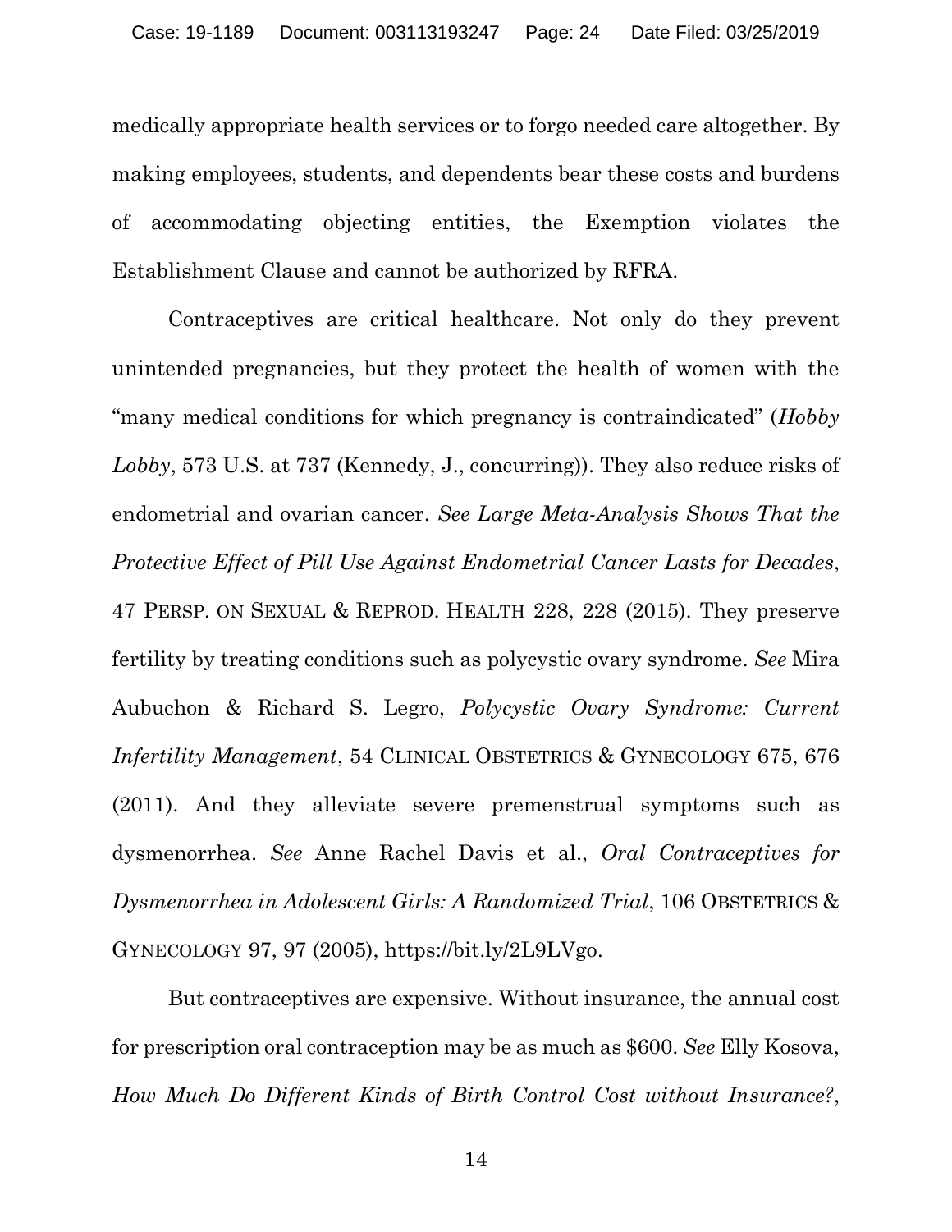medically appropriate health services or to forgo needed care altogether. By making employees, students, and dependents bear these costs and burdens of accommodating objecting entities, the Exemption violates the Establishment Clause and cannot be authorized by RFRA.

Contraceptives are critical healthcare. Not only do they prevent unintended pregnancies, but they protect the health of women with the "many medical conditions for which pregnancy is contraindicated" (*Hobby Lobby*, 573 U.S. at 737 (Kennedy, J., concurring)). They also reduce risks of endometrial and ovarian cancer. *See Large Meta-Analysis Shows That the Protective Effect of Pill Use Against Endometrial Cancer Lasts for Decades*, 47 PERSP. ON SEXUAL & REPROD. HEALTH 228, 228 (2015). They preserve fertility by treating conditions such as polycystic ovary syndrome. *See* Mira Aubuchon & Richard S. Legro, *Polycystic Ovary Syndrome: Current Infertility Management*, 54 CLINICAL OBSTETRICS & GYNECOLOGY 675, 676 (2011). And they alleviate severe premenstrual symptoms such as dysmenorrhea. *See* Anne Rachel Davis et al., *Oral Contraceptives for Dysmenorrhea in Adolescent Girls: A Randomized Trial*, 106 OBSTETRICS & GYNECOLOGY 97, 97 (2005), https://bit.ly/2L9LVgo.

But contraceptives are expensive. Without insurance, the annual cost for prescription oral contraception may be as much as $600. *See* Elly Kosova, *How Much Do Different Kinds of Birth Control Cost without Insurance?*,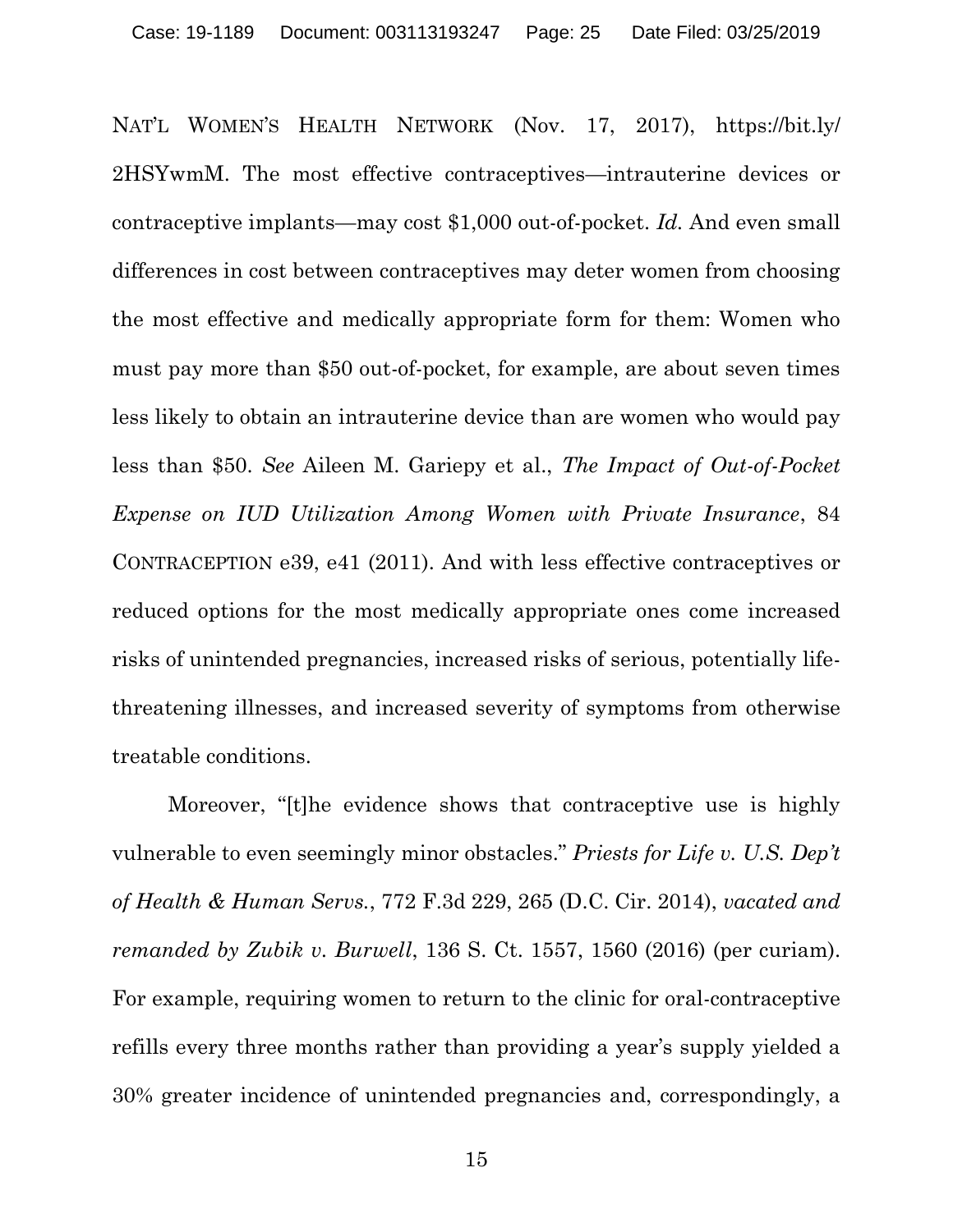NAT'L WOMEN'S HEALTH NETWORK (Nov. 17, 2017), https://bit.ly/2HSYwmM. The most effective contraceptives—intrauterine devices or contraceptive implants—may cost $1,000 out-of-pocket. *Id.* And even small differences in cost between contraceptives may deter women from choosing the most effective and medically appropriate form for them: Women who must pay more than $50 out-of-pocket, for example, are about seven times less likely to obtain an intrauterine device than are women who would pay less than $50. *See* Aileen M. Gariepy et al., *The Impact of Out-of-Pocket Expense on IUD Utilization Among Women with Private Insurance*, 84 CONTRACEPTION e39, e41 (2011). And with less effective contraceptives or reduced options for the most medically appropriate ones come increased risks of unintended pregnancies, increased risks of serious, potentially life-threatening illnesses, and increased severity of symptoms from otherwise treatable conditions.

Moreover, "[t]he evidence shows that contraceptive use is highly vulnerable to even seemingly minor obstacles." *Priests for Life v. U.S. Dep't of Health & Human Servs.*, 772 F.3d 229, 265 (D.C. Cir. 2014), *vacated and remanded by Zubik v. Burwell*, 136 S. Ct. 1557, 1560 (2016) (per curiam). For example, requiring women to return to the clinic for oral-contraceptive refills every three months rather than providing a year's supply yielded a 30% greater incidence of unintended pregnancies and, correspondingly, a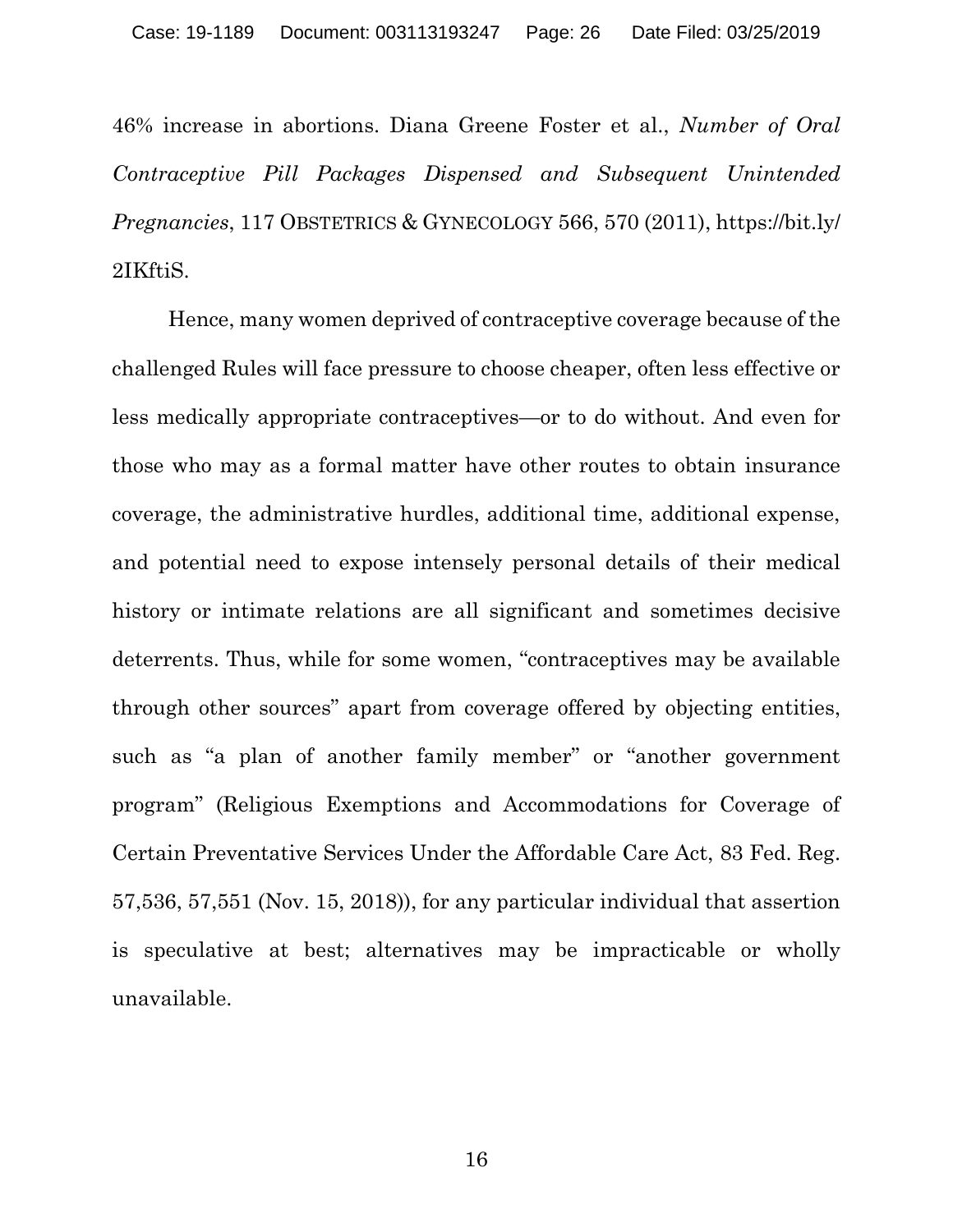46% increase in abortions. Diana Greene Foster et al., *Number of Oral Contraceptive Pill Packages Dispensed and Subsequent Unintended Pregnancies*, 117 OBSTETRICS & GYNECOLOGY 566, 570 (2011), https://bit.ly/2IKftiS.

Hence, many women deprived of contraceptive coverage because of the challenged Rules will face pressure to choose cheaper, often less effective or less medically appropriate contraceptives—or to do without. And even for those who may as a formal matter have other routes to obtain insurance coverage, the administrative hurdles, additional time, additional expense, and potential need to expose intensely personal details of their medical history or intimate relations are all significant and sometimes decisive deterrents. Thus, while for some women, "contraceptives may be available through other sources" apart from coverage offered by objecting entities, such as "a plan of another family member" or "another government program" (Religious Exemptions and Accommodations for Coverage of Certain Preventative Services Under the Affordable Care Act, 83 Fed. Reg. 57,536, 57,551 (Nov. 15, 2018)), for any particular individual that assertion is speculative at best; alternatives may be impracticable or wholly unavailable.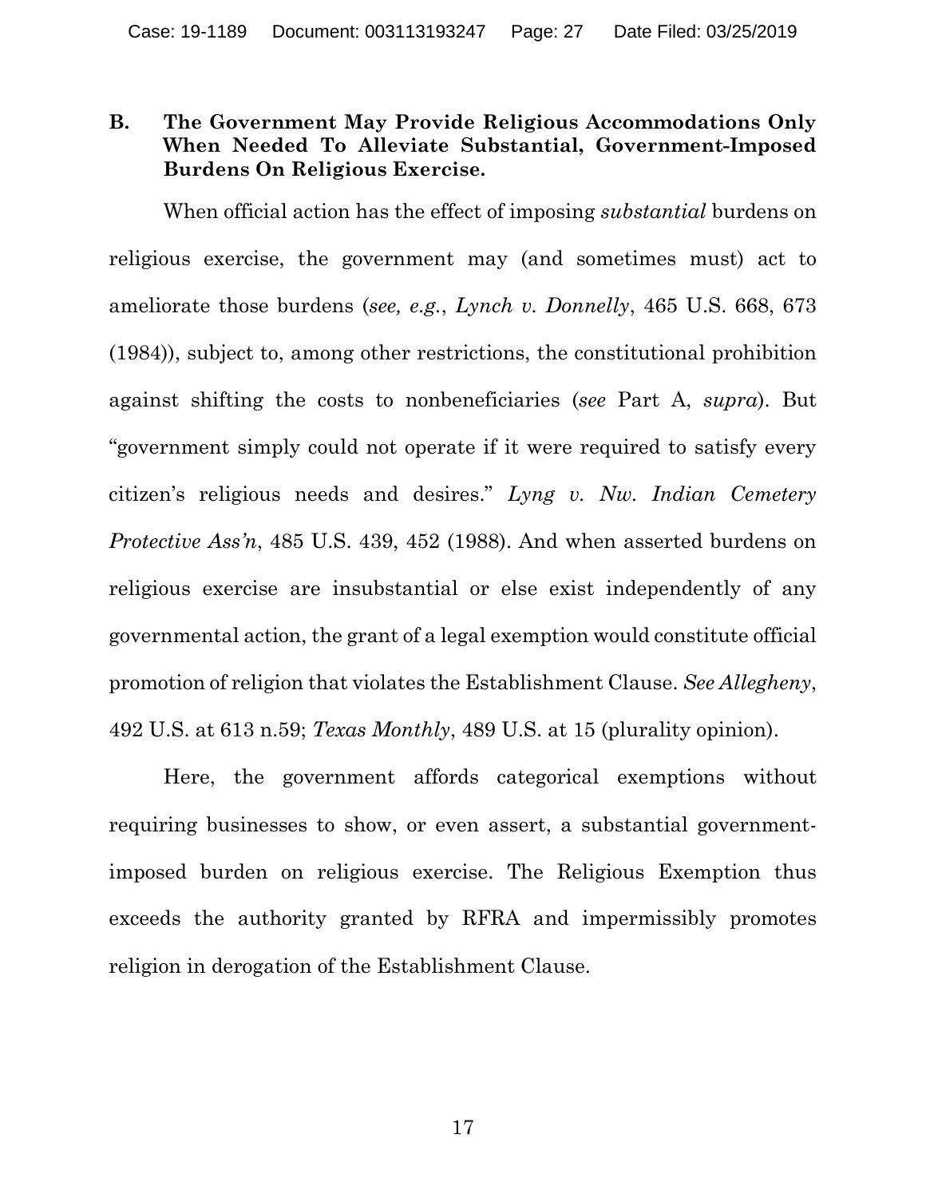### B. The Government May Provide Religious Accommodations Only When Needed To Alleviate Substantial, Government-Imposed Burdens On Religious Exercise.

When official action has the effect of imposing *substantial* burdens on religious exercise, the government may (and sometimes must) act to ameliorate those burdens (*see, e.g.*, *Lynch v. Donnelly*, 465 U.S. 668, 673 (1984)), subject to, among other restrictions, the constitutional prohibition against shifting the costs to nonbeneficiaries (*see* Part A, *supra*). But "government simply could not operate if it were required to satisfy every citizen's religious needs and desires." *Lyng v. Nw. Indian Cemetery Protective Ass'n*, 485 U.S. 439, 452 (1988). And when asserted burdens on religious exercise are insubstantial or else exist independently of any governmental action, the grant of a legal exemption would constitute official promotion of religion that violates the Establishment Clause. *See Allegheny*, 492 U.S. at 613 n.59; *Texas Monthly*, 489 U.S. at 15 (plurality opinion).

Here, the government affords categorical exemptions without requiring businesses to show, or even assert, a substantial government-imposed burden on religious exercise. The Religious Exemption thus exceeds the authority granted by RFRA and impermissibly promotes religion in derogation of the Establishment Clause.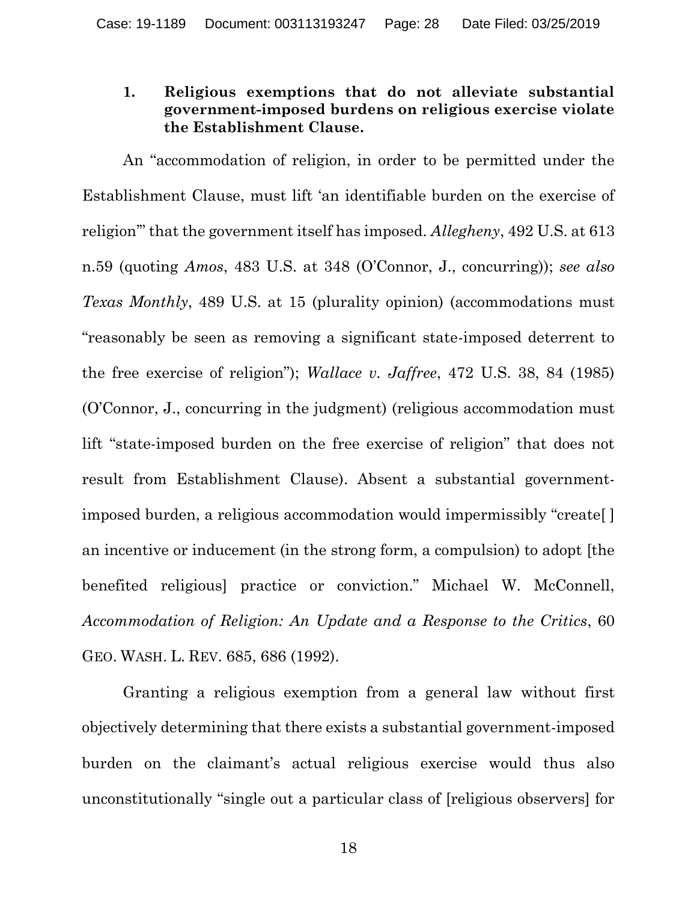### 1. Religious exemptions that do not alleviate substantial government-imposed burdens on religious exercise violate the Establishment Clause.

An "accommodation of religion, in order to be permitted under the Establishment Clause, must lift 'an identifiable burden on the exercise of religion'" that the government itself has imposed. *Allegheny*, 492 U.S. at 613 n.59 (quoting *Amos*, 483 U.S. at 348 (O'Connor, J., concurring)); *see also Texas Monthly*, 489 U.S. at 15 (plurality opinion) (accommodations must "reasonably be seen as removing a significant state-imposed deterrent to the free exercise of religion"); *Wallace v. Jaffree*, 472 U.S. 38, 84 (1985) (O'Connor, J., concurring in the judgment) (religious accommodation must lift "state-imposed burden on the free exercise of religion" that does not result from Establishment Clause). Absent a substantial government-imposed burden, a religious accommodation would impermissibly "create[ ] an incentive or inducement (in the strong form, a compulsion) to adopt [the benefited religious] practice or conviction." Michael W. McConnell, *Accommodation of Religion: An Update and a Response to the Critics*, 60 GEO. WASH. L. REV. 685, 686 (1992).

Granting a religious exemption from a general law without first objectively determining that there exists a substantial government-imposed burden on the claimant's actual religious exercise would thus also unconstitutionally "single out a particular class of [religious observers] for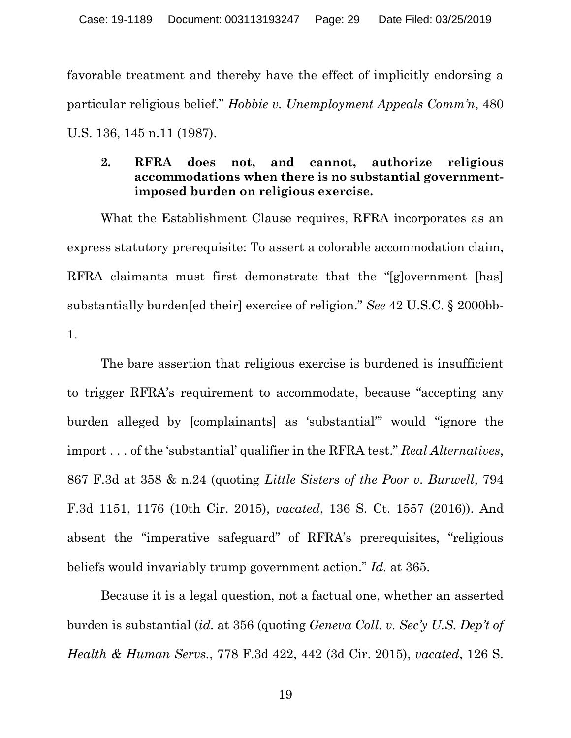favorable treatment and thereby have the effect of implicitly endorsing a particular religious belief." *Hobbie v. Unemployment Appeals Comm'n*, 480 U.S. 136, 145 n.11 (1987).

### 2. RFRA does not, and cannot, authorize religious accommodations when there is no substantial government-imposed burden on religious exercise.

What the Establishment Clause requires, RFRA incorporates as an express statutory prerequisite: To assert a colorable accommodation claim, RFRA claimants must first demonstrate that the "[g]overnment [has] substantially burden[ed their] exercise of religion." *See* 42 U.S.C. § 2000bb-1.

The bare assertion that religious exercise is burdened is insufficient to trigger RFRA's requirement to accommodate, because "accepting any burden alleged by [complainants] as 'substantial'" would "ignore the import . . . of the 'substantial' qualifier in the RFRA test." *Real Alternatives*, 867 F.3d at 358 & n.24 (quoting *Little Sisters of the Poor v. Burwell*, 794 F.3d 1151, 1176 (10th Cir. 2015), *vacated*, 136 S. Ct. 1557 (2016)). And absent the "imperative safeguard" of RFRA's prerequisites, "religious beliefs would invariably trump government action." *Id.* at 365.

Because it is a legal question, not a factual one, whether an asserted burden is substantial (*id.* at 356 (quoting *Geneva Coll. v. Sec'y U.S. Dep't of Health & Human Servs.*, 778 F.3d 422, 442 (3d Cir. 2015), *vacated*, 126 S.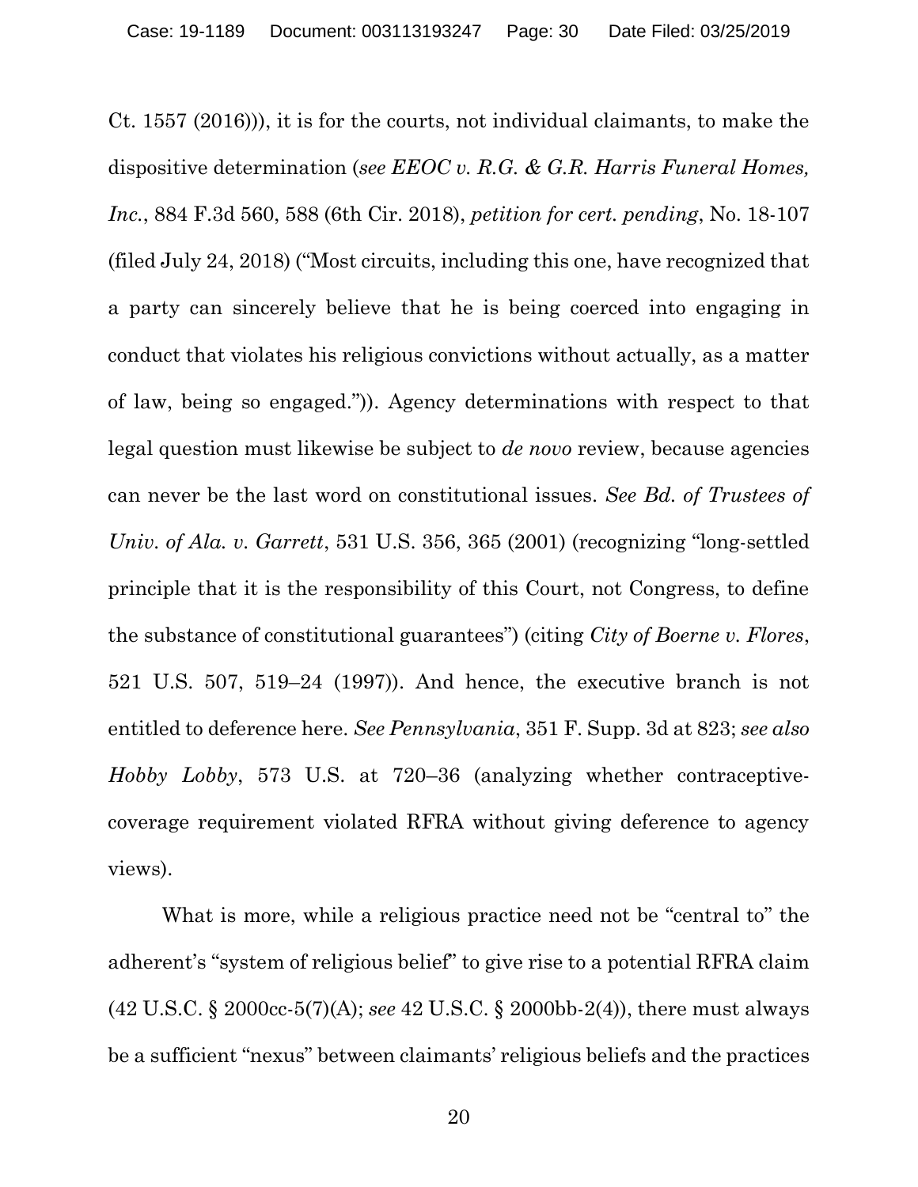Ct. 1557 (2016))), it is for the courts, not individual claimants, to make the dispositive determination (*see EEOC v. R.G. & G.R. Harris Funeral Homes, Inc.*, 884 F.3d 560, 588 (6th Cir. 2018), *petition for cert. pending*, No. 18-107 (filed July 24, 2018) ("Most circuits, including this one, have recognized that a party can sincerely believe that he is being coerced into engaging in conduct that violates his religious convictions without actually, as a matter of law, being so engaged.")). Agency determinations with respect to that legal question must likewise be subject to *de novo* review, because agencies can never be the last word on constitutional issues. *See Bd. of Trustees of Univ. of Ala. v. Garrett*, 531 U.S. 356, 365 (2001) (recognizing "long-settled principle that it is the responsibility of this Court, not Congress, to define the substance of constitutional guarantees") (citing *City of Boerne v. Flores*, 521 U.S. 507, 519–24 (1997)). And hence, the executive branch is not entitled to deference here. *See Pennsylvania*, 351 F. Supp. 3d at 823; *see also Hobby Lobby*, 573 U.S. at 720–36 (analyzing whether contraceptive-coverage requirement violated RFRA without giving deference to agency views).

What is more, while a religious practice need not be "central to" the adherent's "system of religious belief" to give rise to a potential RFRA claim (42 U.S.C. § 2000cc-5(7)(A); *see* 42 U.S.C. § 2000bb-2(4)), there must always be a sufficient "nexus" between claimants' religious beliefs and the practices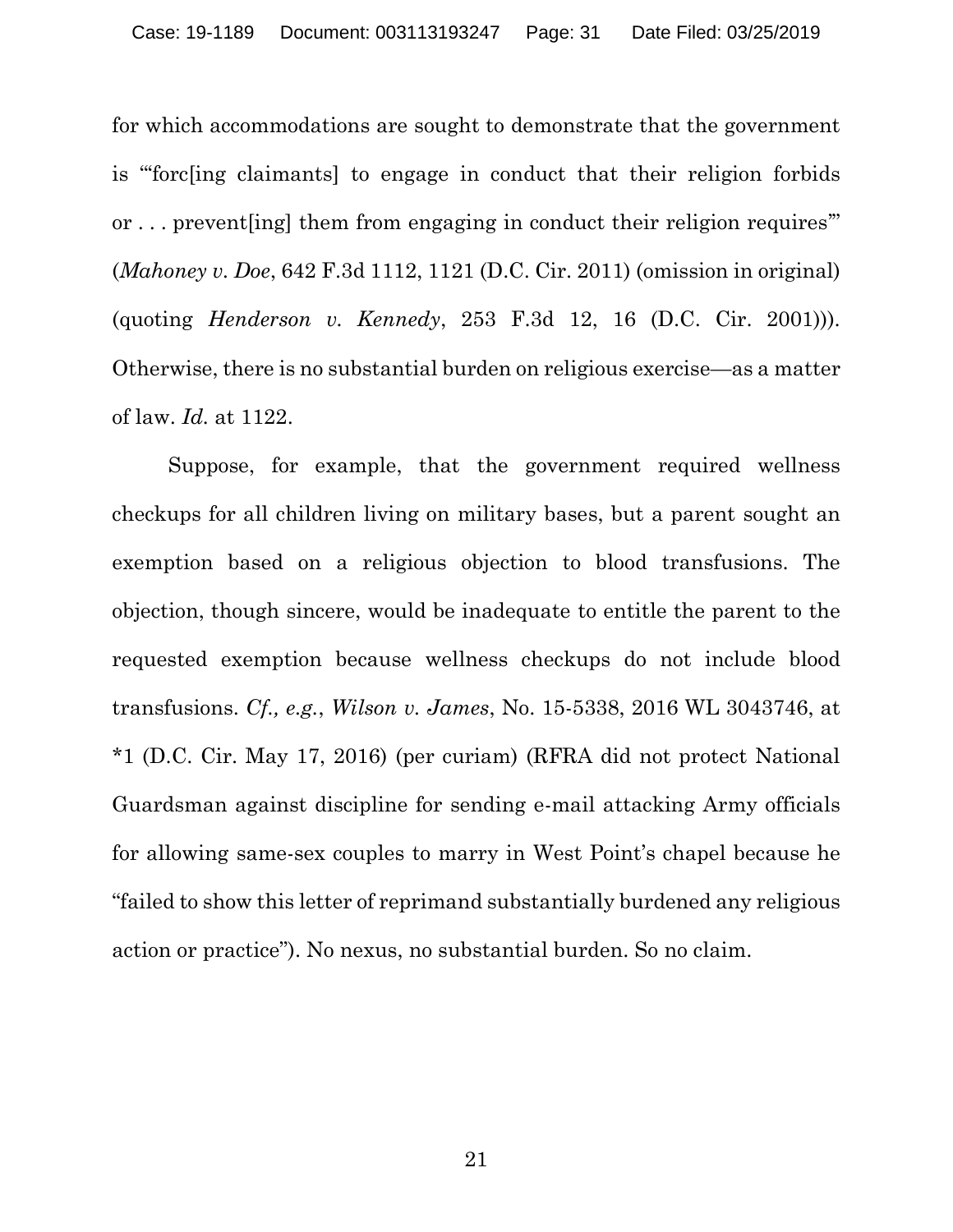for which accommodations are sought to demonstrate that the government is "'forc[ing claimants] to engage in conduct that their religion forbids or . . . prevent[ing] them from engaging in conduct their religion requires'" (*Mahoney v. Doe*, 642 F.3d 1112, 1121 (D.C. Cir. 2011) (omission in original) (quoting *Henderson v. Kennedy*, 253 F.3d 12, 16 (D.C. Cir. 2001))). Otherwise, there is no substantial burden on religious exercise—as a matter of law. *Id.* at 1122.

Suppose, for example, that the government required wellness checkups for all children living on military bases, but a parent sought an exemption based on a religious objection to blood transfusions. The objection, though sincere, would be inadequate to entitle the parent to the requested exemption because wellness checkups do not include blood transfusions. *Cf., e.g.*, *Wilson v. James*, No. 15-5338, 2016 WL 3043746, at *1 (D.C. Cir. May 17, 2016) (per curiam) (RFRA did not protect National Guardsman against discipline for sending e-mail attacking Army officials for allowing same-sex couples to marry in West Point's chapel because he "failed to show this letter of reprimand substantially burdened any religious action or practice"). No nexus, no substantial burden. So no claim.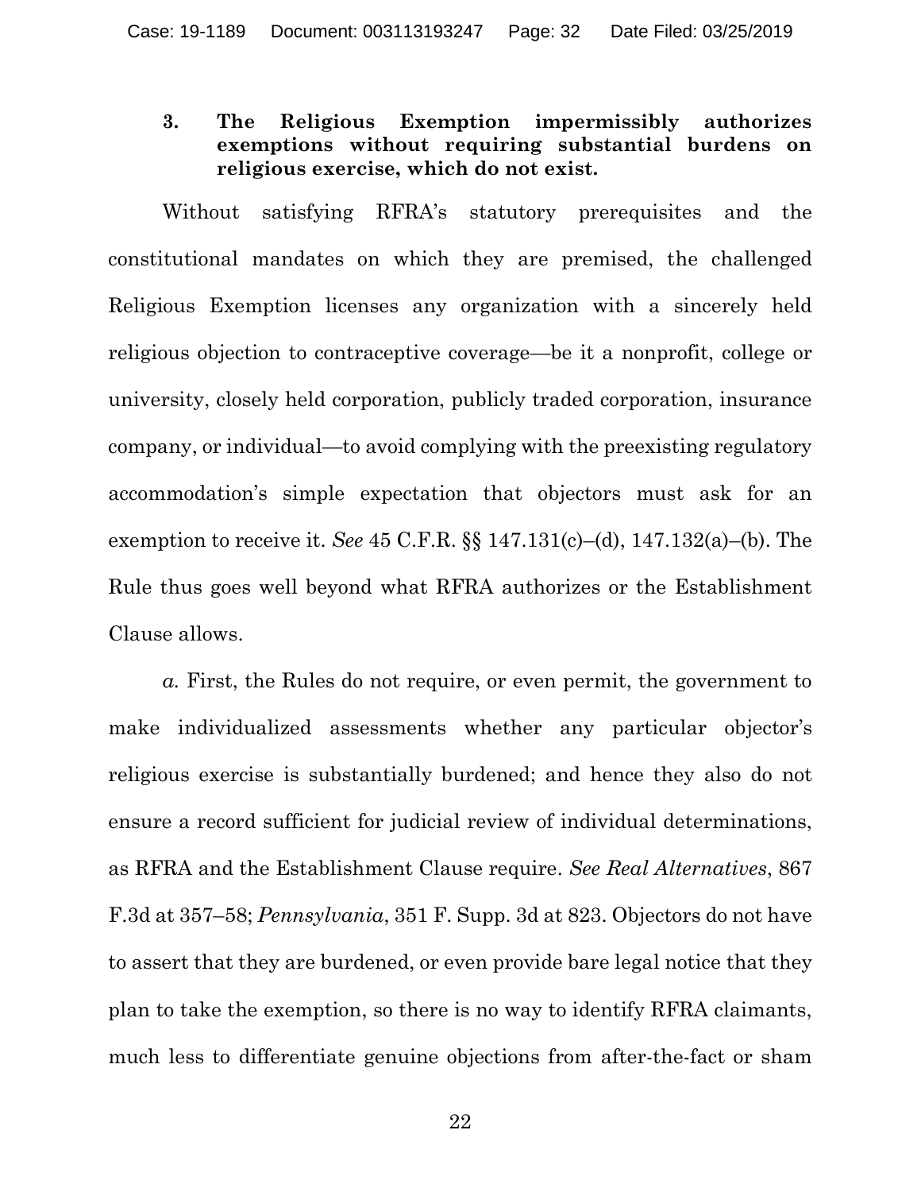### 3. The Religious Exemption impermissibly authorizes exemptions without requiring substantial burdens on religious exercise, which do not exist.

Without satisfying RFRA's statutory prerequisites and the constitutional mandates on which they are premised, the challenged Religious Exemption licenses any organization with a sincerely held religious objection to contraceptive coverage—be it a nonprofit, college or university, closely held corporation, publicly traded corporation, insurance company, or individual—to avoid complying with the preexisting regulatory accommodation's simple expectation that objectors must ask for an exemption to receive it. *See* 45 C.F.R. §§ 147.131(c)–(d), 147.132(a)–(b). The Rule thus goes well beyond what RFRA authorizes or the Establishment Clause allows.

*a.* First, the Rules do not require, or even permit, the government to make individualized assessments whether any particular objector's religious exercise is substantially burdened; and hence they also do not ensure a record sufficient for judicial review of individual determinations, as RFRA and the Establishment Clause require. *See Real Alternatives*, 867 F.3d at 357–58; *Pennsylvania*, 351 F. Supp. 3d at 823. Objectors do not have to assert that they are burdened, or even provide bare legal notice that they plan to take the exemption, so there is no way to identify RFRA claimants, much less to differentiate genuine objections from after-the-fact or sham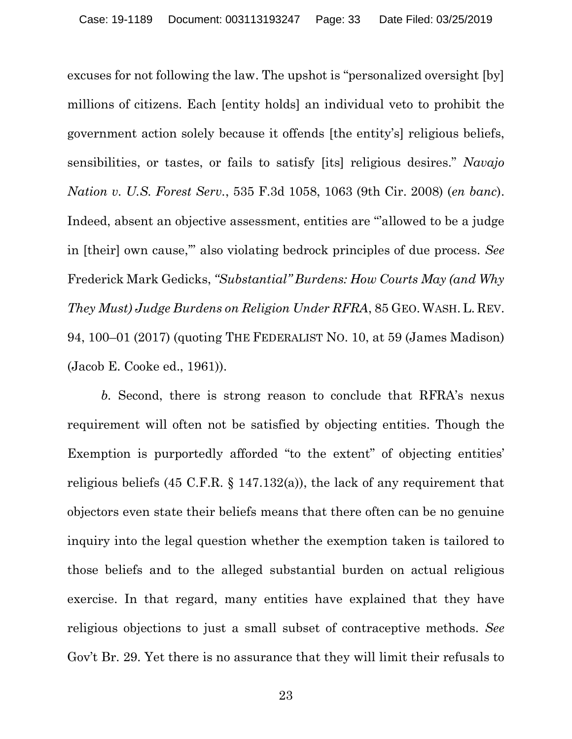excuses for not following the law. The upshot is "personalized oversight [by] millions of citizens. Each [entity holds] an individual veto to prohibit the government action solely because it offends [the entity's] religious beliefs, sensibilities, or tastes, or fails to satisfy [its] religious desires." *Navajo Nation v. U.S. Forest Serv.*, 535 F.3d 1058, 1063 (9th Cir. 2008) (*en banc*). Indeed, absent an objective assessment, entities are "'allowed to be a judge in [their] own cause,'" also violating bedrock principles of due process. *See* Frederick Mark Gedicks, *"Substantial" Burdens: How Courts May (and Why They Must) Judge Burdens on Religion Under RFRA*, 85 GEO. WASH. L. REV. 94, 100–01 (2017) (quoting THE FEDERALIST NO. 10, at 59 (James Madison) (Jacob E. Cooke ed., 1961)).

*b*. Second, there is strong reason to conclude that RFRA's nexus requirement will often not be satisfied by objecting entities. Though the Exemption is purportedly afforded "to the extent" of objecting entities' religious beliefs (45 C.F.R. § 147.132(a)), the lack of any requirement that objectors even state their beliefs means that there often can be no genuine inquiry into the legal question whether the exemption taken is tailored to those beliefs and to the alleged substantial burden on actual religious exercise. In that regard, many entities have explained that they have religious objections to just a small subset of contraceptive methods. *See* Gov't Br. 29. Yet there is no assurance that they will limit their refusals to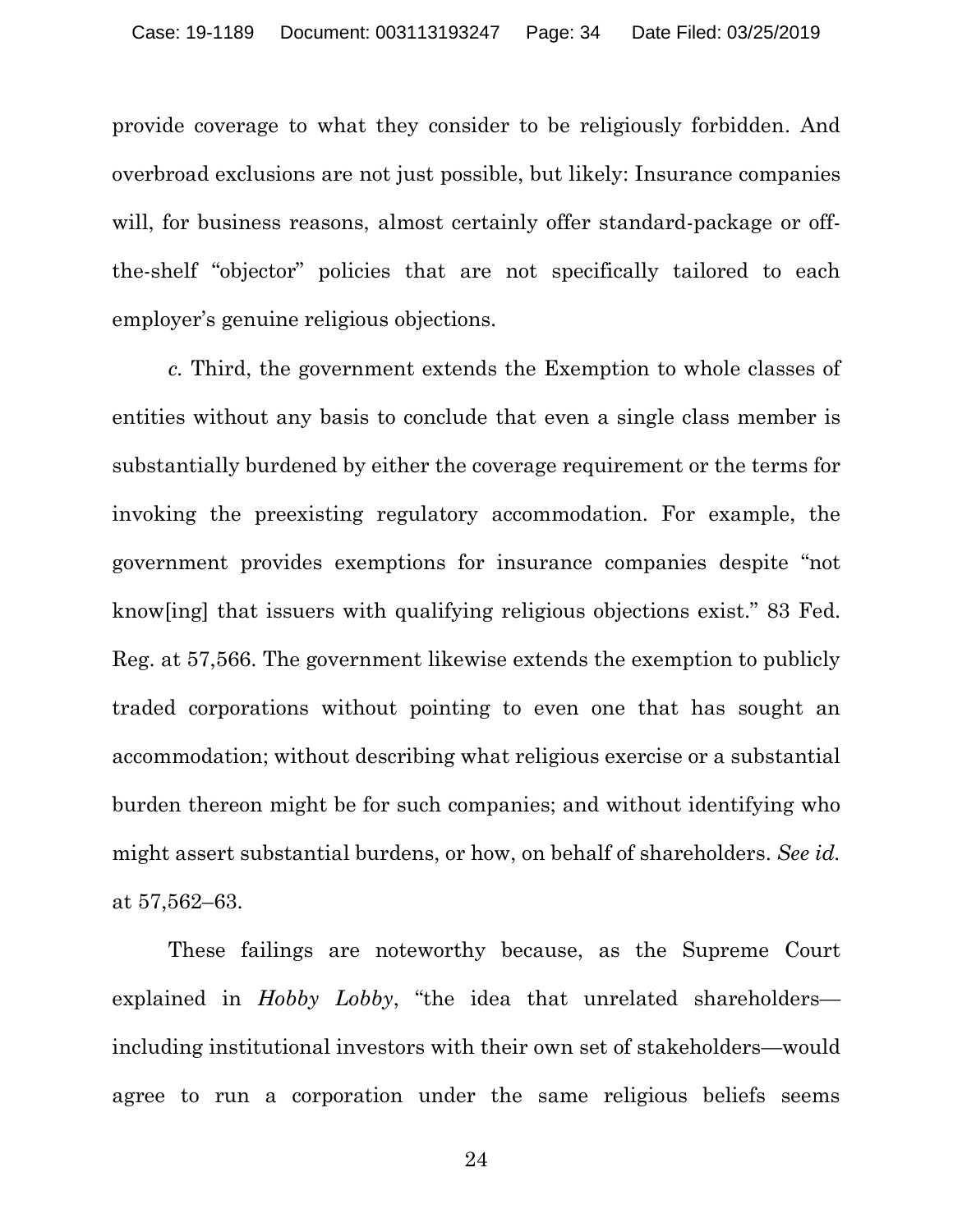provide coverage to what they consider to be religiously forbidden. And overbroad exclusions are not just possible, but likely: Insurance companies will, for business reasons, almost certainly offer standard-package or off-the-shelf "objector" policies that are not specifically tailored to each employer's genuine religious objections.

*c.* Third, the government extends the Exemption to whole classes of entities without any basis to conclude that even a single class member is substantially burdened by either the coverage requirement or the terms for invoking the preexisting regulatory accommodation. For example, the government provides exemptions for insurance companies despite "not know[ing] that issuers with qualifying religious objections exist." 83 Fed. Reg. at 57,566. The government likewise extends the exemption to publicly traded corporations without pointing to even one that has sought an accommodation; without describing what religious exercise or a substantial burden thereon might be for such companies; and without identifying who might assert substantial burdens, or how, on behalf of shareholders. *See id.* at 57,562–63.

These failings are noteworthy because, as the Supreme Court explained in *Hobby Lobby*, "the idea that unrelated shareholders—including institutional investors with their own set of stakeholders—would agree to run a corporation under the same religious beliefs seems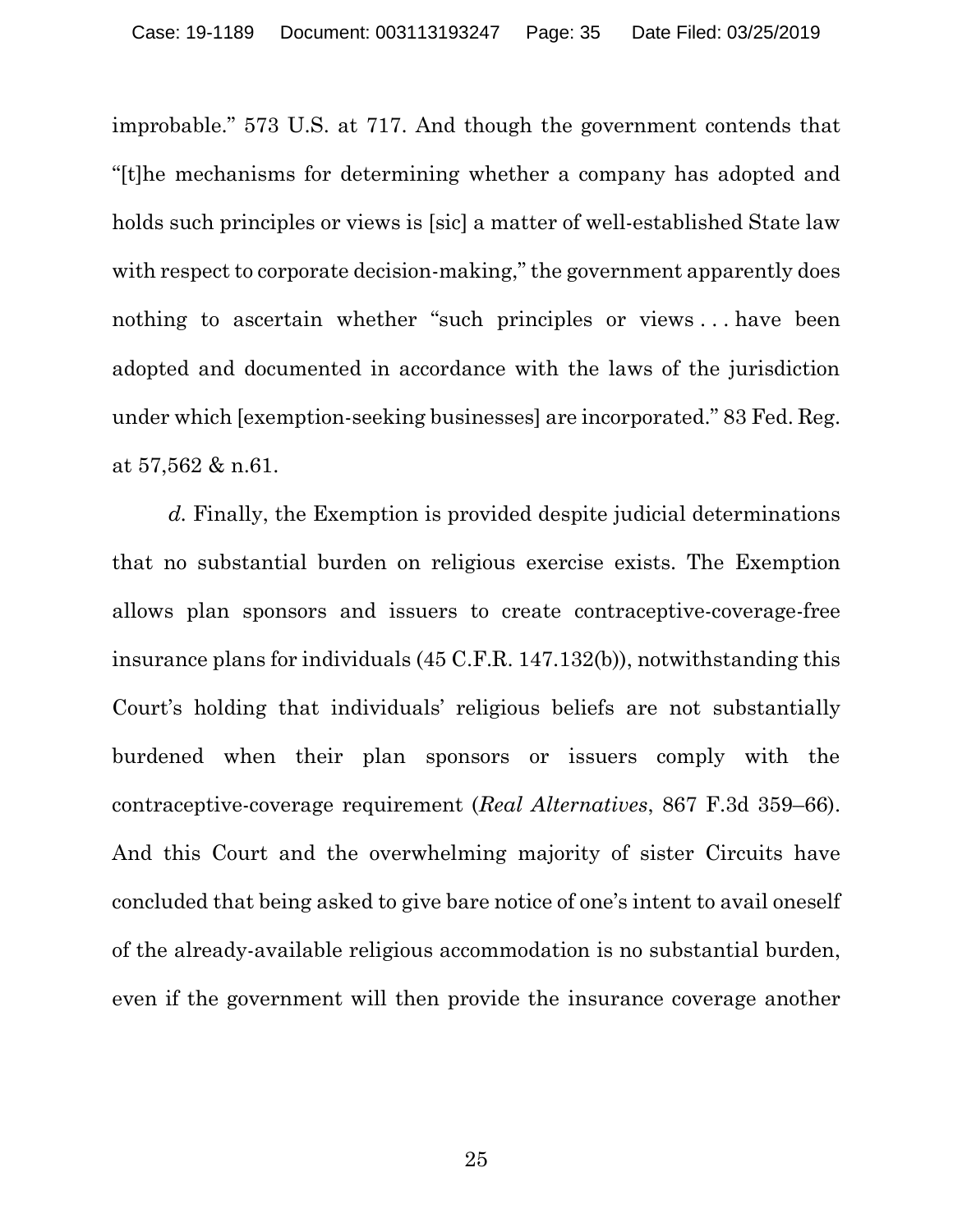improbable." 573 U.S. at 717. And though the government contends that "[t]he mechanisms for determining whether a company has adopted and holds such principles or views is [sic] a matter of well-established State law with respect to corporate decision-making," the government apparently does nothing to ascertain whether "such principles or views . . . have been adopted and documented in accordance with the laws of the jurisdiction under which [exemption-seeking businesses] are incorporated." 83 Fed. Reg. at 57,562 & n.61.

*d.* Finally, the Exemption is provided despite judicial determinations that no substantial burden on religious exercise exists. The Exemption allows plan sponsors and issuers to create contraceptive-coverage-free insurance plans for individuals (45 C.F.R. 147.132(b)), notwithstanding this Court's holding that individuals' religious beliefs are not substantially burdened when their plan sponsors or issuers comply with the contraceptive-coverage requirement (*Real Alternatives*, 867 F.3d 359–66). And this Court and the overwhelming majority of sister Circuits have concluded that being asked to give bare notice of one's intent to avail oneself of the already-available religious accommodation is no substantial burden, even if the government will then provide the insurance coverage another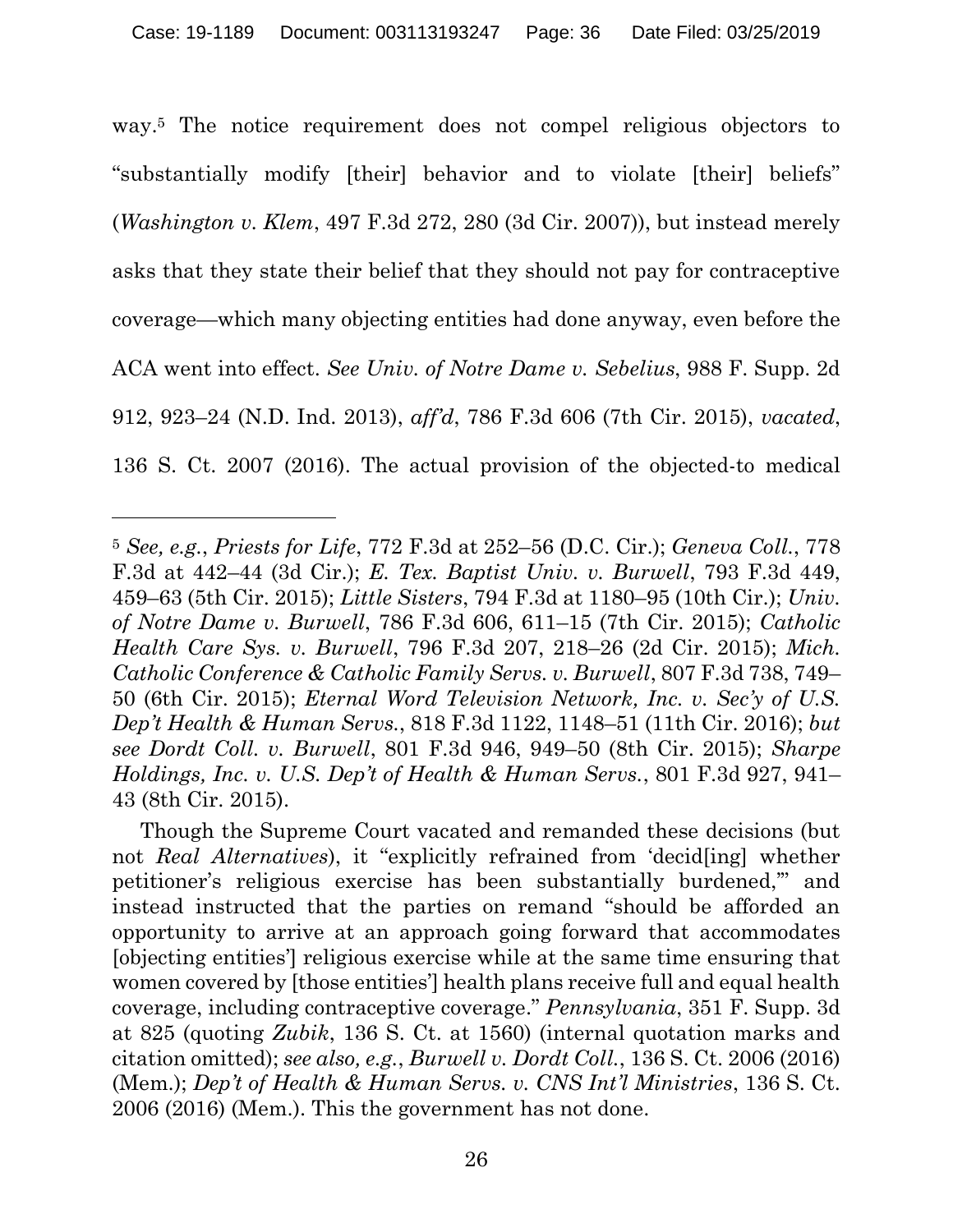way.[5] The notice requirement does not compel religious objectors to "substantially modify [their] behavior and to violate [their] beliefs" (*Washington v. Klem*, 497 F.3d 272, 280 (3d Cir. 2007)), but instead merely asks that they state their belief that they should not pay for contraceptive coverage—which many objecting entities had done anyway, even before the ACA went into effect. *See Univ. of Notre Dame v. Sebelius*, 988 F. Supp. 2d 912, 923–24 (N.D. Ind. 2013), *aff'd*, 786 F.3d 606 (7th Cir. 2015), *vacated*, 136 S. Ct. 2007 (2016). The actual provision of the objected-to medical

---

[5] *See, e.g.*, *Priests for Life*, 772 F.3d at 252–56 (D.C. Cir.); *Geneva Coll.*, 778 F.3d at 442–44 (3d Cir.); *E. Tex. Baptist Univ. v. Burwell*, 793 F.3d 449, 459–63 (5th Cir. 2015); *Little Sisters*, 794 F.3d at 1180–95 (10th Cir.); *Univ. of Notre Dame v. Burwell*, 786 F.3d 606, 611–15 (7th Cir. 2015); *Catholic Health Care Sys. v. Burwell*, 796 F.3d 207, 218–26 (2d Cir. 2015); *Mich. Catholic Conference & Catholic Family Servs. v. Burwell*, 807 F.3d 738, 749–50 (6th Cir. 2015); *Eternal Word Television Network, Inc. v. Sec'y of U.S. Dep't Health & Human Servs.*, 818 F.3d 1122, 1148–51 (11th Cir. 2016); *but see Dordt Coll. v. Burwell*, 801 F.3d 946, 949–50 (8th Cir. 2015); *Sharpe Holdings, Inc. v. U.S. Dep't of Health & Human Servs.*, 801 F.3d 927, 941–43 (8th Cir. 2015).

Though the Supreme Court vacated and remanded these decisions (but not *Real Alternatives*), it "explicitly refrained from 'decid[ing] whether petitioner's religious exercise has been substantially burdened,'" and instead instructed that the parties on remand "should be afforded an opportunity to arrive at an approach going forward that accommodates [objecting entities'] religious exercise while at the same time ensuring that women covered by [those entities'] health plans receive full and equal health coverage, including contraceptive coverage." *Pennsylvania*, 351 F. Supp. 3d at 825 (quoting *Zubik*, 136 S. Ct. at 1560) (internal quotation marks and citation omitted); *see also, e.g.*, *Burwell v. Dordt Coll.*, 136 S. Ct. 2006 (2016) (Mem.); *Dep't of Health & Human Servs. v. CNS Int'l Ministries*, 136 S. Ct. 2006 (2016) (Mem.). This the government has not done.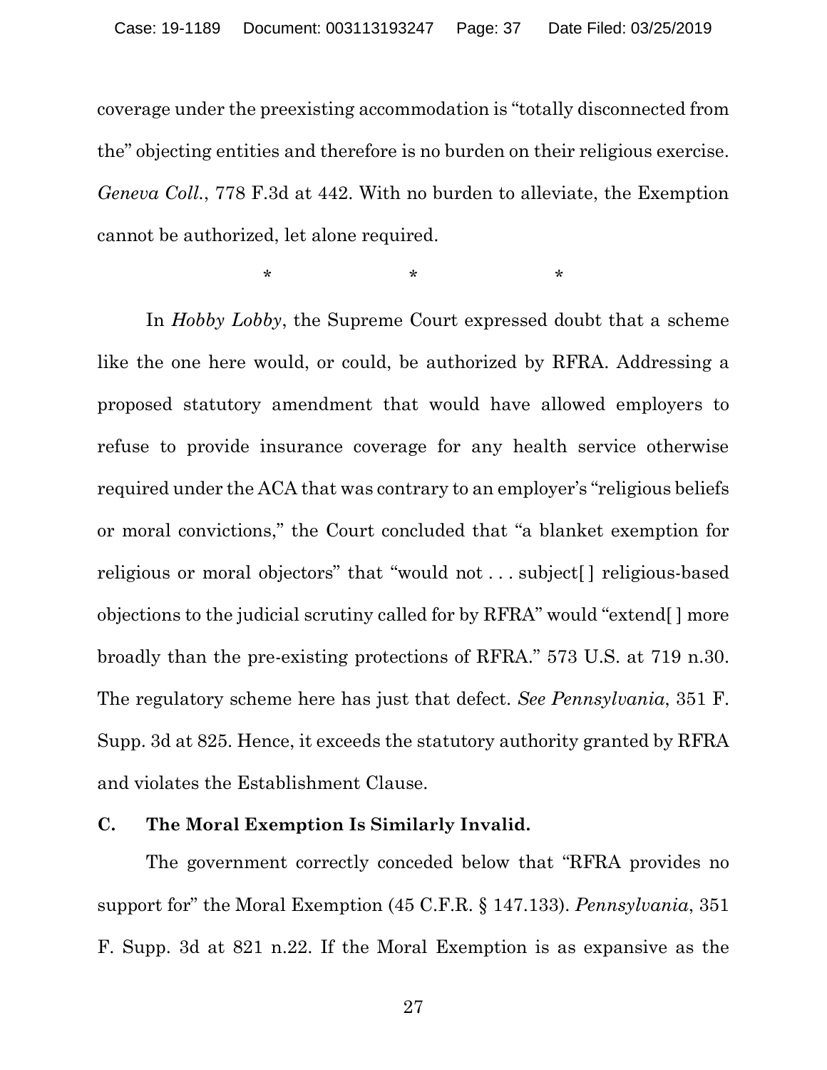coverage under the preexisting accommodation is "totally disconnected from the" objecting entities and therefore is no burden on their religious exercise. *Geneva Coll.*, 778 F.3d at 442. With no burden to alleviate, the Exemption cannot be authorized, let alone required.

\* \* \*

In *Hobby Lobby*, the Supreme Court expressed doubt that a scheme like the one here would, or could, be authorized by RFRA. Addressing a proposed statutory amendment that would have allowed employers to refuse to provide insurance coverage for any health service otherwise required under the ACA that was contrary to an employer's "religious beliefs or moral convictions," the Court concluded that "a blanket exemption for religious or moral objectors" that "would not . . . subject[ ] religious-based objections to the judicial scrutiny called for by RFRA" would "extend[ ] more broadly than the pre-existing protections of RFRA." 573 U.S. at 719 n.30. The regulatory scheme here has just that defect. *See Pennsylvania*, 351 F. Supp. 3d at 825. Hence, it exceeds the statutory authority granted by RFRA and violates the Establishment Clause.

### C. The Moral Exemption Is Similarly Invalid.

The government correctly conceded below that "RFRA provides no support for" the Moral Exemption (45 C.F.R. § 147.133). *Pennsylvania*, 351 F. Supp. 3d at 821 n.22. If the Moral Exemption is as expansive as the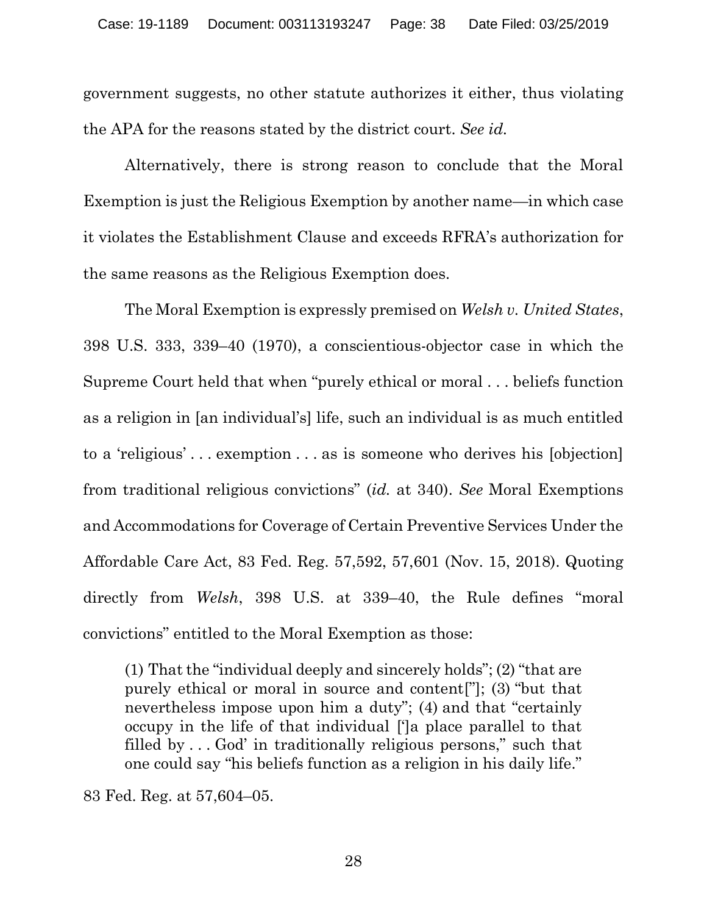government suggests, no other statute authorizes it either, thus violating the APA for the reasons stated by the district court. *See id.*

Alternatively, there is strong reason to conclude that the Moral Exemption is just the Religious Exemption by another name—in which case it violates the Establishment Clause and exceeds RFRA's authorization for the same reasons as the Religious Exemption does.

The Moral Exemption is expressly premised on *Welsh v. United States*, 398 U.S. 333, 339–40 (1970), a conscientious-objector case in which the Supreme Court held that when "purely ethical or moral . . . beliefs function as a religion in [an individual's] life, such an individual is as much entitled to a 'religious' . . . exemption . . . as is someone who derives his [objection] from traditional religious convictions" (*id.* at 340). *See* Moral Exemptions and Accommodations for Coverage of Certain Preventive Services Under the Affordable Care Act, 83 Fed. Reg. 57,592, 57,601 (Nov. 15, 2018). Quoting directly from *Welsh*, 398 U.S. at 339–40, the Rule defines "moral convictions" entitled to the Moral Exemption as those:

> (1) That the "individual deeply and sincerely holds"; (2) "that are purely ethical or moral in source and content["]; (3) "but that nevertheless impose upon him a duty"; (4) and that "certainly occupy in the life of that individual [']a place parallel to that filled by . . . God' in traditionally religious persons," such that one could say "his beliefs function as a religion in his daily life."

83 Fed. Reg. at 57,604–05.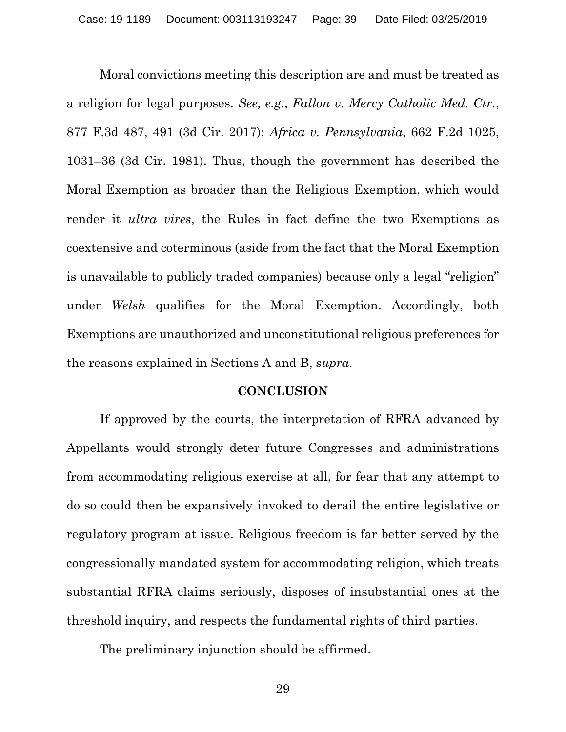Moral convictions meeting this description are and must be treated as a religion for legal purposes. *See, e.g.*, *Fallon v. Mercy Catholic Med. Ctr.*, 877 F.3d 487, 491 (3d Cir. 2017); *Africa v. Pennsylvania*, 662 F.2d 1025, 1031–36 (3d Cir. 1981). Thus, though the government has described the Moral Exemption as broader than the Religious Exemption, which would render it *ultra vires*, the Rules in fact define the two Exemptions as coextensive and coterminous (aside from the fact that the Moral Exemption is unavailable to publicly traded companies) because only a legal "religion" under *Welsh* qualifies for the Moral Exemption. Accordingly, both Exemptions are unauthorized and unconstitutional religious preferences for the reasons explained in Sections A and B, *supra*.

## CONCLUSION

If approved by the courts, the interpretation of RFRA advanced by Appellants would strongly deter future Congresses and administrations from accommodating religious exercise at all, for fear that any attempt to do so could then be expansively invoked to derail the entire legislative or regulatory program at issue. Religious freedom is far better served by the congressionally mandated system for accommodating religion, which treats substantial RFRA claims seriously, disposes of insubstantial ones at the threshold inquiry, and respects the fundamental rights of third parties.

The preliminary injunction should be affirmed.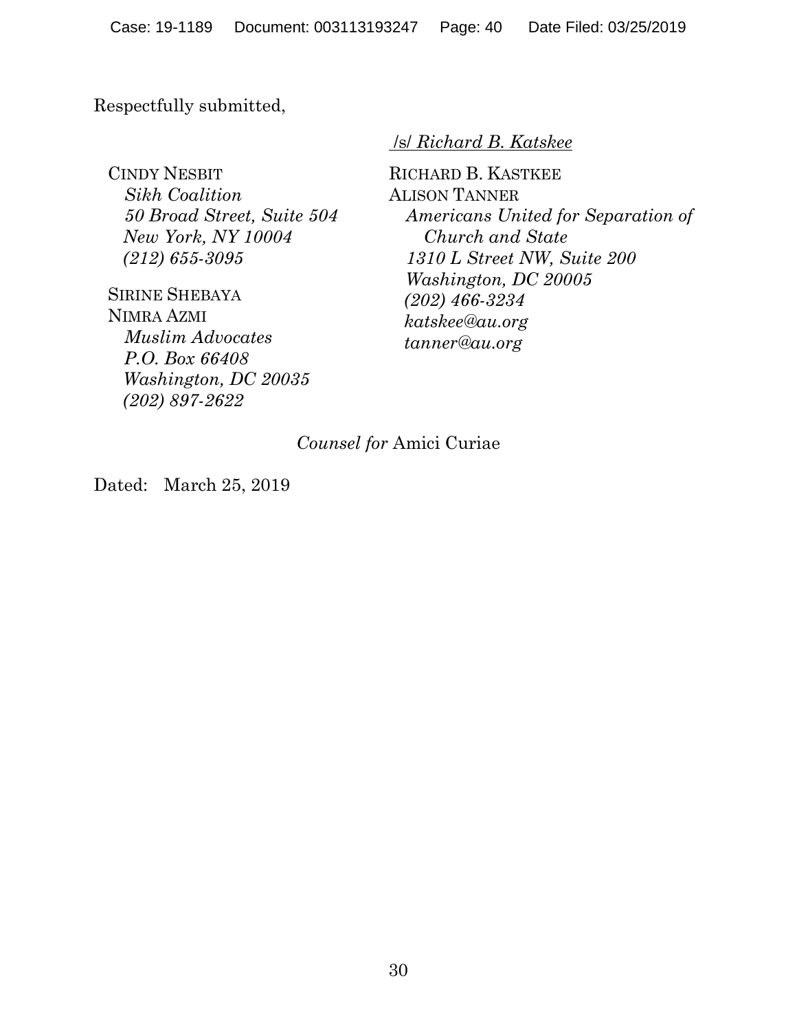Respectfully submitted,

/s/ *Richard B. Katskee*

CINDY NESBIT
*Sikh Coalition*
*50 Broad Street, Suite 504*
*New York, NY 10004*
*(212) 655-3095*

SIRINE SHEBAYA
NIMRA AZMI
*Muslim Advocates*
*P.O. Box 66408*
*Washington, DC 20035*
*(202) 897-2622*

RICHARD B. KASTKEE
ALISON TANNER
*Americans United for Separation of Church and State*
*1310 L Street NW, Suite 200*
*Washington, DC 20005*
*(202) 466-3234*
*katskee@au.org*
*tanner@au.org*

*Counsel for* Amici Curiae

Dated: March 25, 2019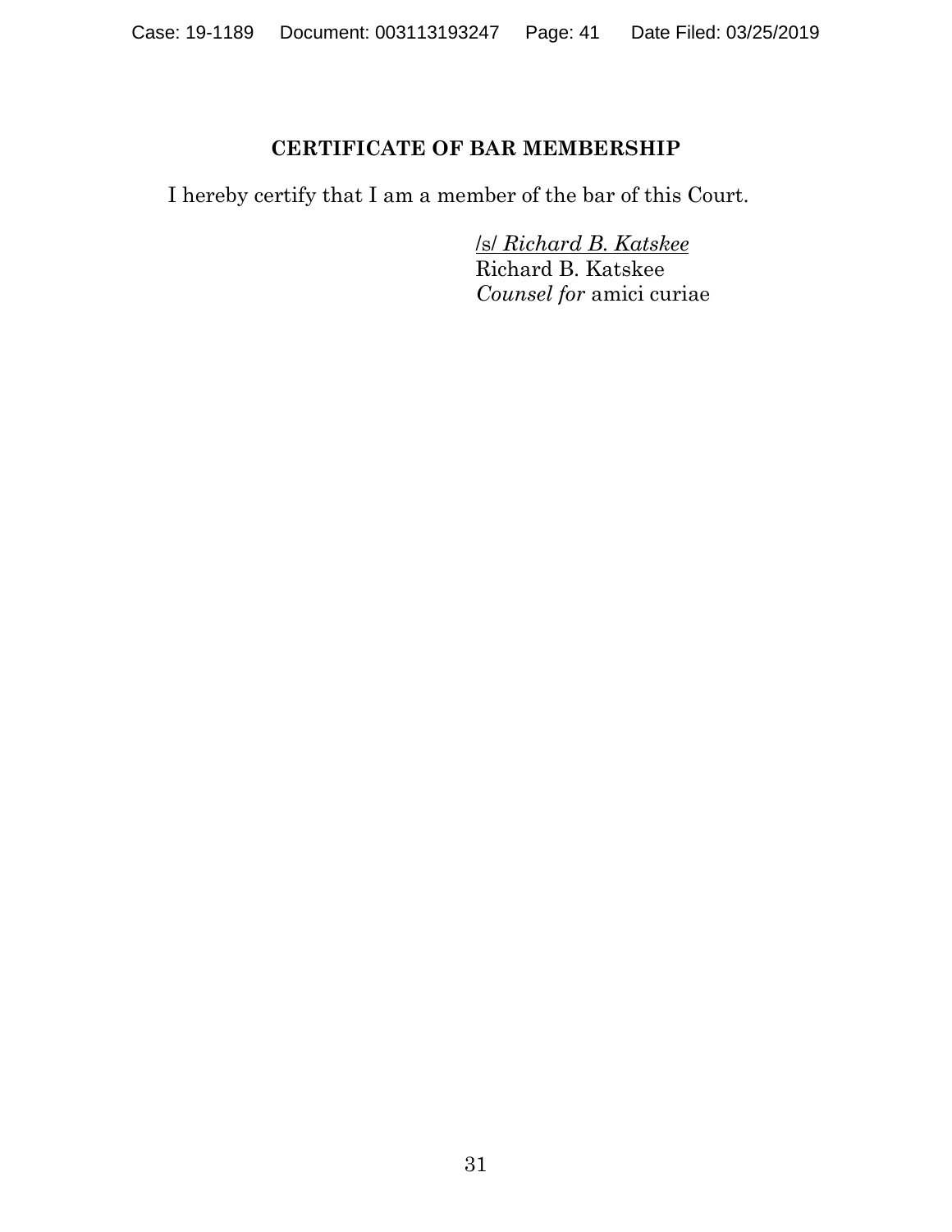## CERTIFICATE OF BAR MEMBERSHIP

I hereby certify that I am a member of the bar of this Court.

/s/ *Richard B. Katskee*
Richard B. Katskee
*Counsel for* amici curiae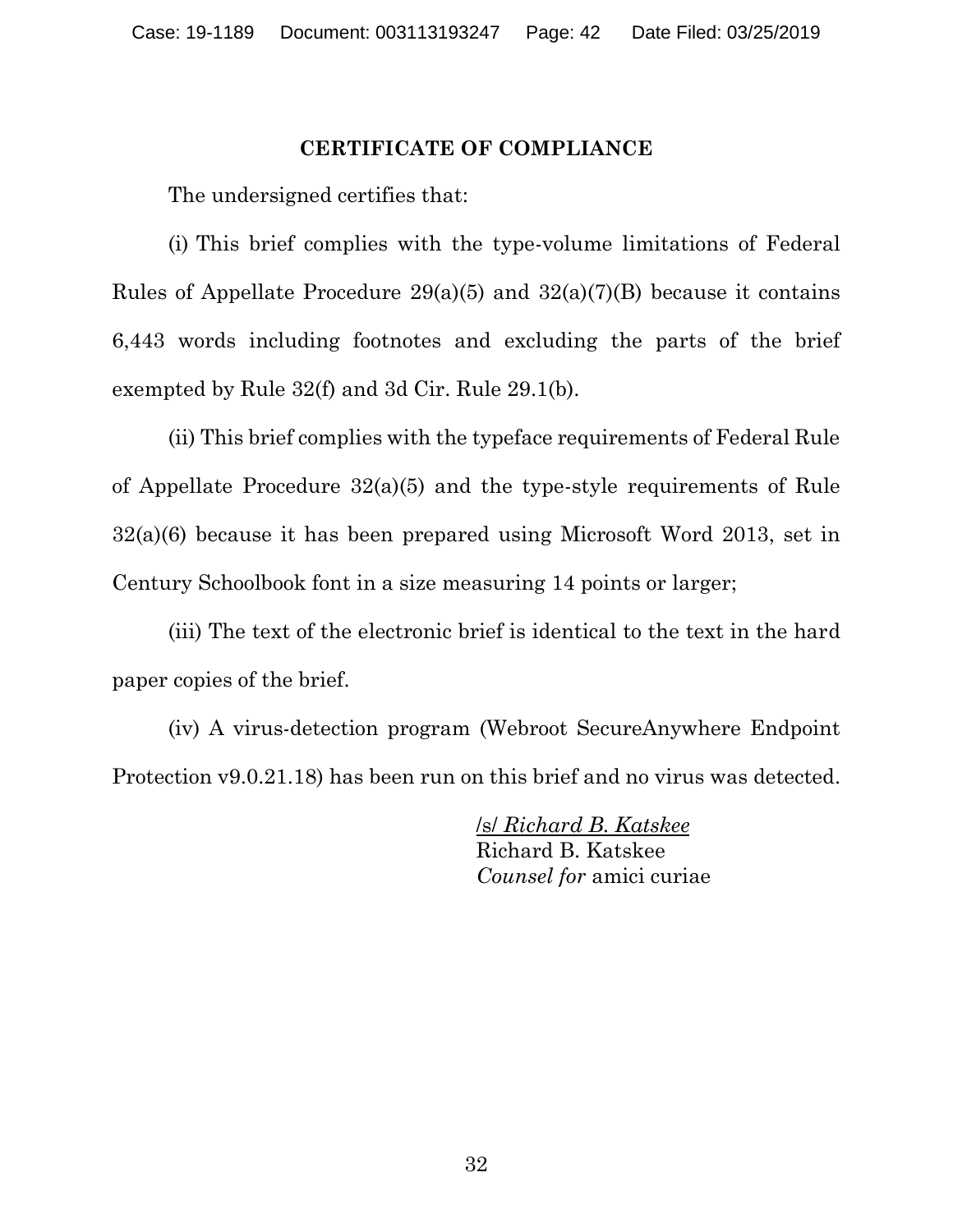## CERTIFICATE OF COMPLIANCE

The undersigned certifies that:

(i) This brief complies with the type-volume limitations of Federal Rules of Appellate Procedure 29(a)(5) and 32(a)(7)(B) because it contains 6,443 words including footnotes and excluding the parts of the brief exempted by Rule 32(f) and 3d Cir. Rule 29.1(b).

(ii) This brief complies with the typeface requirements of Federal Rule of Appellate Procedure 32(a)(5) and the type-style requirements of Rule 32(a)(6) because it has been prepared using Microsoft Word 2013, set in Century Schoolbook font in a size measuring 14 points or larger;

(iii) The text of the electronic brief is identical to the text in the hard paper copies of the brief.

(iv) A virus-detection program (Webroot SecureAnywhere Endpoint Protection v9.0.21.18) has been run on this brief and no virus was detected.

/s/ *Richard B. Katskee*
Richard B. Katskee
*Counsel for* amici curiae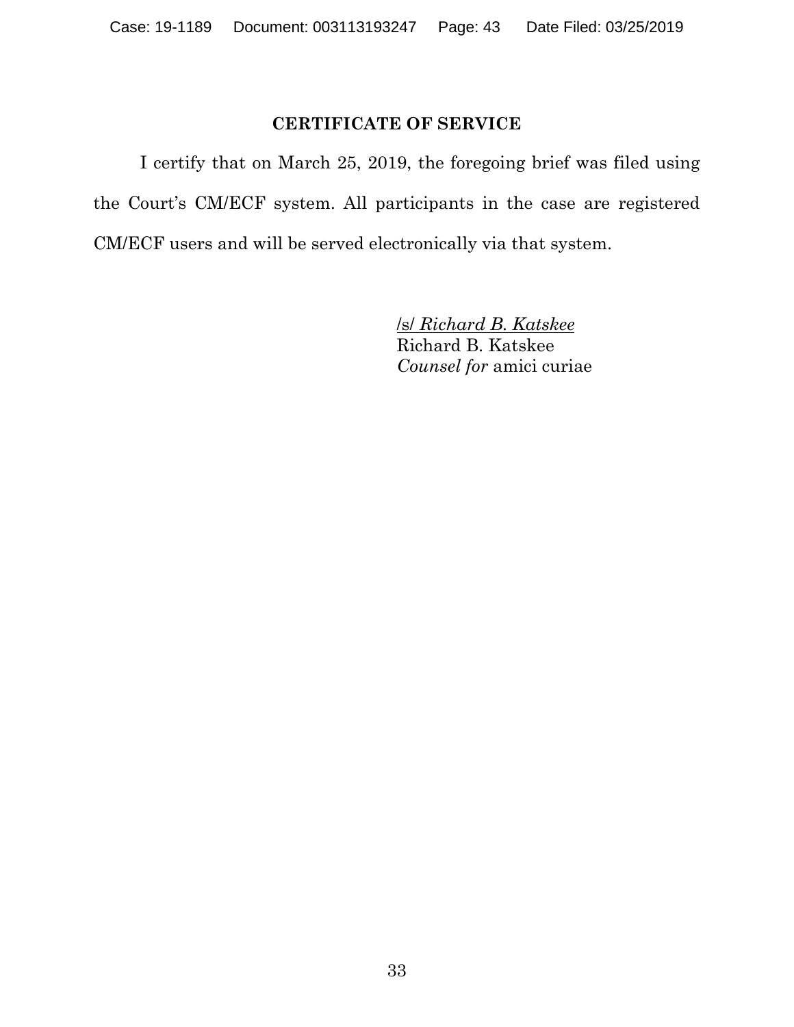## CERTIFICATE OF SERVICE

I certify that on March 25, 2019, the foregoing brief was filed using the Court's CM/ECF system. All participants in the case are registered CM/ECF users and will be served electronically via that system.

/s/ *Richard B. Katskee*
Richard B. Katskee
*Counsel for* amici curiae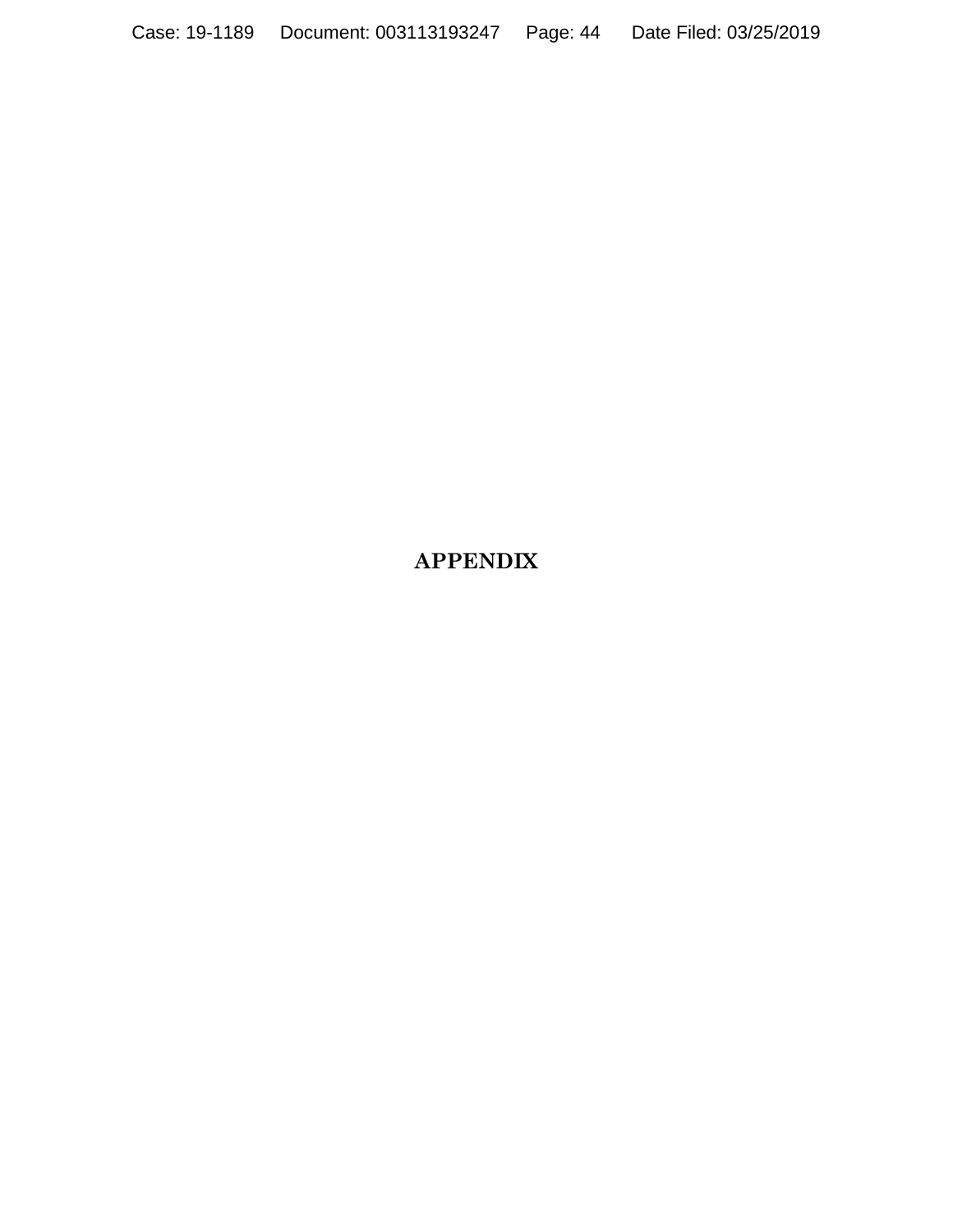# APPENDIX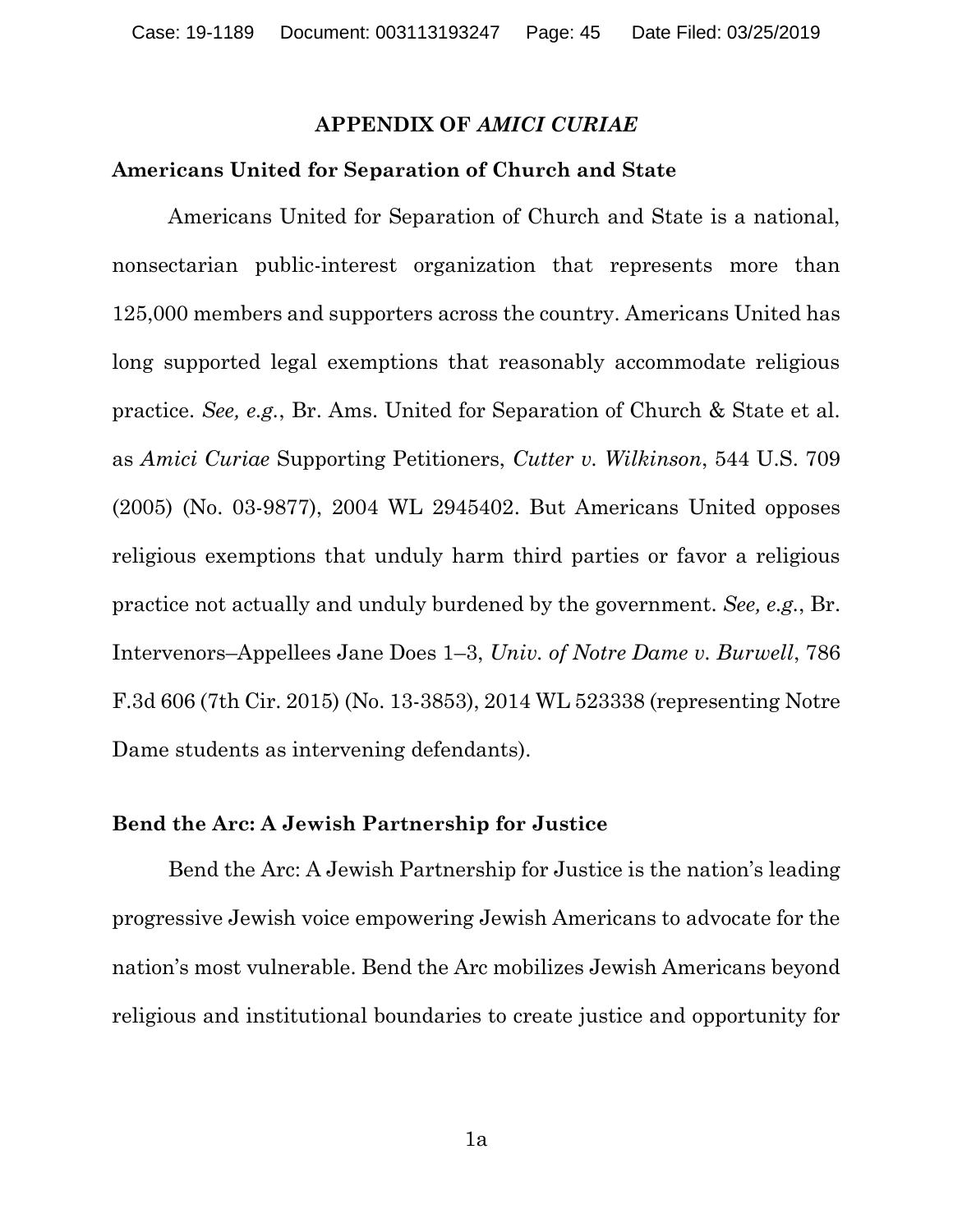## APPENDIX OF *AMICI CURIAE*

### Americans United for Separation of Church and State

Americans United for Separation of Church and State is a national, nonsectarian public-interest organization that represents more than 125,000 members and supporters across the country. Americans United has long supported legal exemptions that reasonably accommodate religious practice. *See, e.g.*, Br. Ams. United for Separation of Church & State et al. as *Amici Curiae* Supporting Petitioners, *Cutter v. Wilkinson*, 544 U.S. 709 (2005) (No. 03-9877), 2004 WL 2945402. But Americans United opposes religious exemptions that unduly harm third parties or favor a religious practice not actually and unduly burdened by the government. *See, e.g.*, Br. Intervenors–Appellees Jane Does 1–3, *Univ. of Notre Dame v. Burwell*, 786 F.3d 606 (7th Cir. 2015) (No. 13-3853), 2014 WL 523338 (representing Notre Dame students as intervening defendants).

### Bend the Arc: A Jewish Partnership for Justice

Bend the Arc: A Jewish Partnership for Justice is the nation's leading progressive Jewish voice empowering Jewish Americans to advocate for the nation's most vulnerable. Bend the Arc mobilizes Jewish Americans beyond religious and institutional boundaries to create justice and opportunity for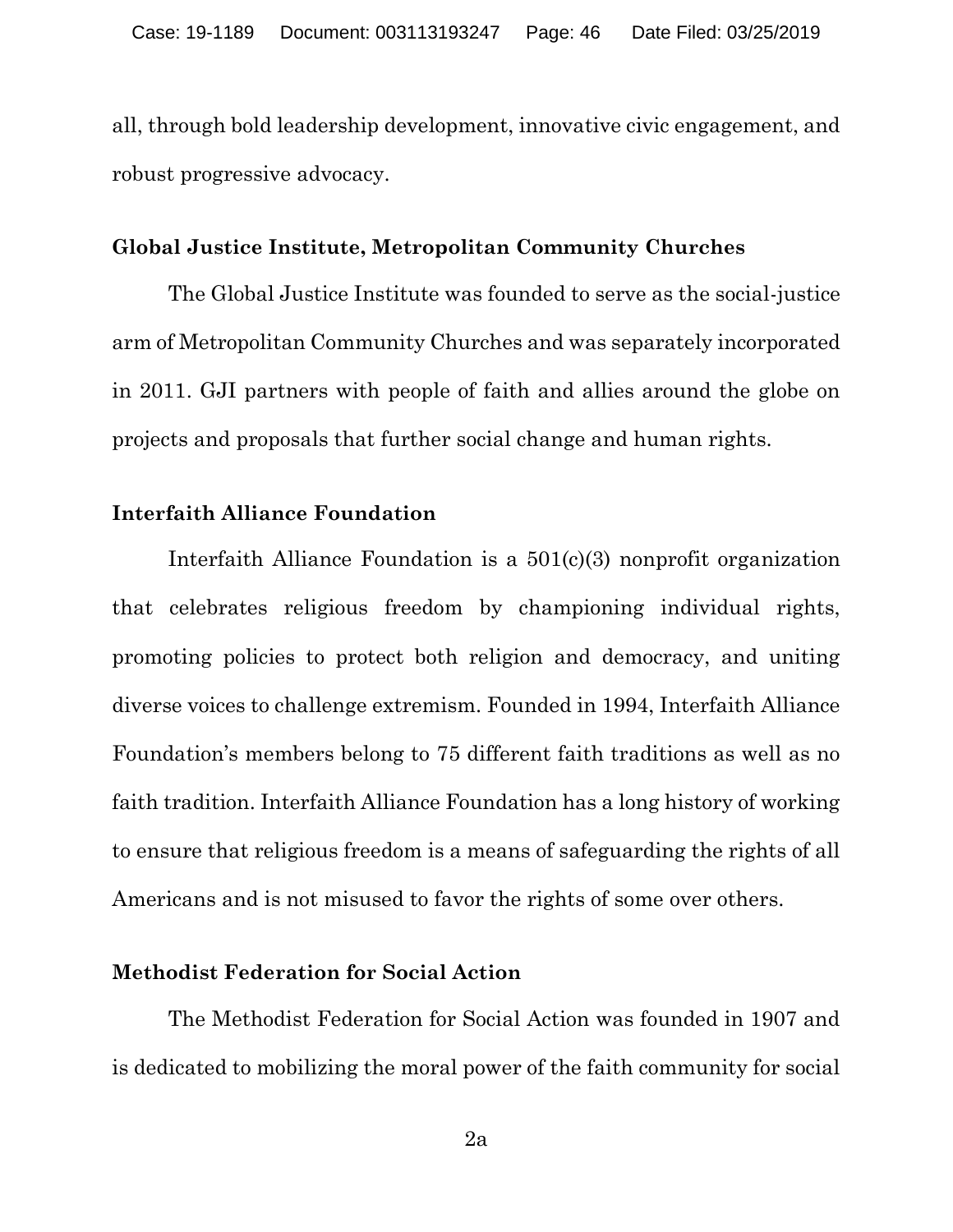all, through bold leadership development, innovative civic engagement, and robust progressive advocacy.

**Global Justice Institute, Metropolitan Community Churches**

The Global Justice Institute was founded to serve as the social-justice arm of Metropolitan Community Churches and was separately incorporated in 2011. GJI partners with people of faith and allies around the globe on projects and proposals that further social change and human rights.

**Interfaith Alliance Foundation**

Interfaith Alliance Foundation is a 501(c)(3) nonprofit organization that celebrates religious freedom by championing individual rights, promoting policies to protect both religion and democracy, and uniting diverse voices to challenge extremism. Founded in 1994, Interfaith Alliance Foundation's members belong to 75 different faith traditions as well as no faith tradition. Interfaith Alliance Foundation has a long history of working to ensure that religious freedom is a means of safeguarding the rights of all Americans and is not misused to favor the rights of some over others.

**Methodist Federation for Social Action**

The Methodist Federation for Social Action was founded in 1907 and is dedicated to mobilizing the moral power of the faith community for social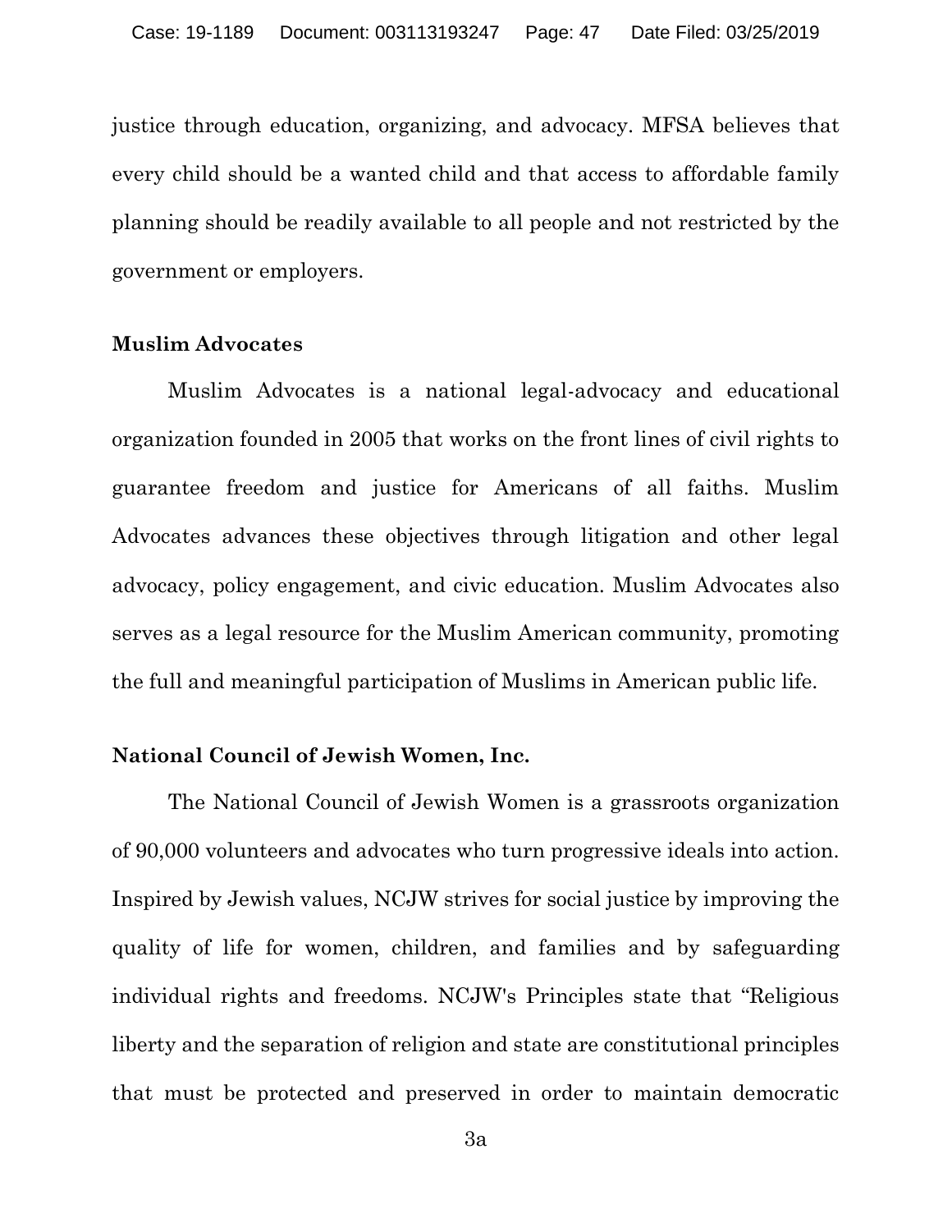justice through education, organizing, and advocacy. MFSA believes that every child should be a wanted child and that access to affordable family planning should be readily available to all people and not restricted by the government or employers.

**Muslim Advocates**

Muslim Advocates is a national legal-advocacy and educational organization founded in 2005 that works on the front lines of civil rights to guarantee freedom and justice for Americans of all faiths. Muslim Advocates advances these objectives through litigation and other legal advocacy, policy engagement, and civic education. Muslim Advocates also serves as a legal resource for the Muslim American community, promoting the full and meaningful participation of Muslims in American public life.

**National Council of Jewish Women, Inc.**

The National Council of Jewish Women is a grassroots organization of 90,000 volunteers and advocates who turn progressive ideals into action. Inspired by Jewish values, NCJW strives for social justice by improving the quality of life for women, children, and families and by safeguarding individual rights and freedoms. NCJW's Principles state that "Religious liberty and the separation of religion and state are constitutional principles that must be protected and preserved in order to maintain democratic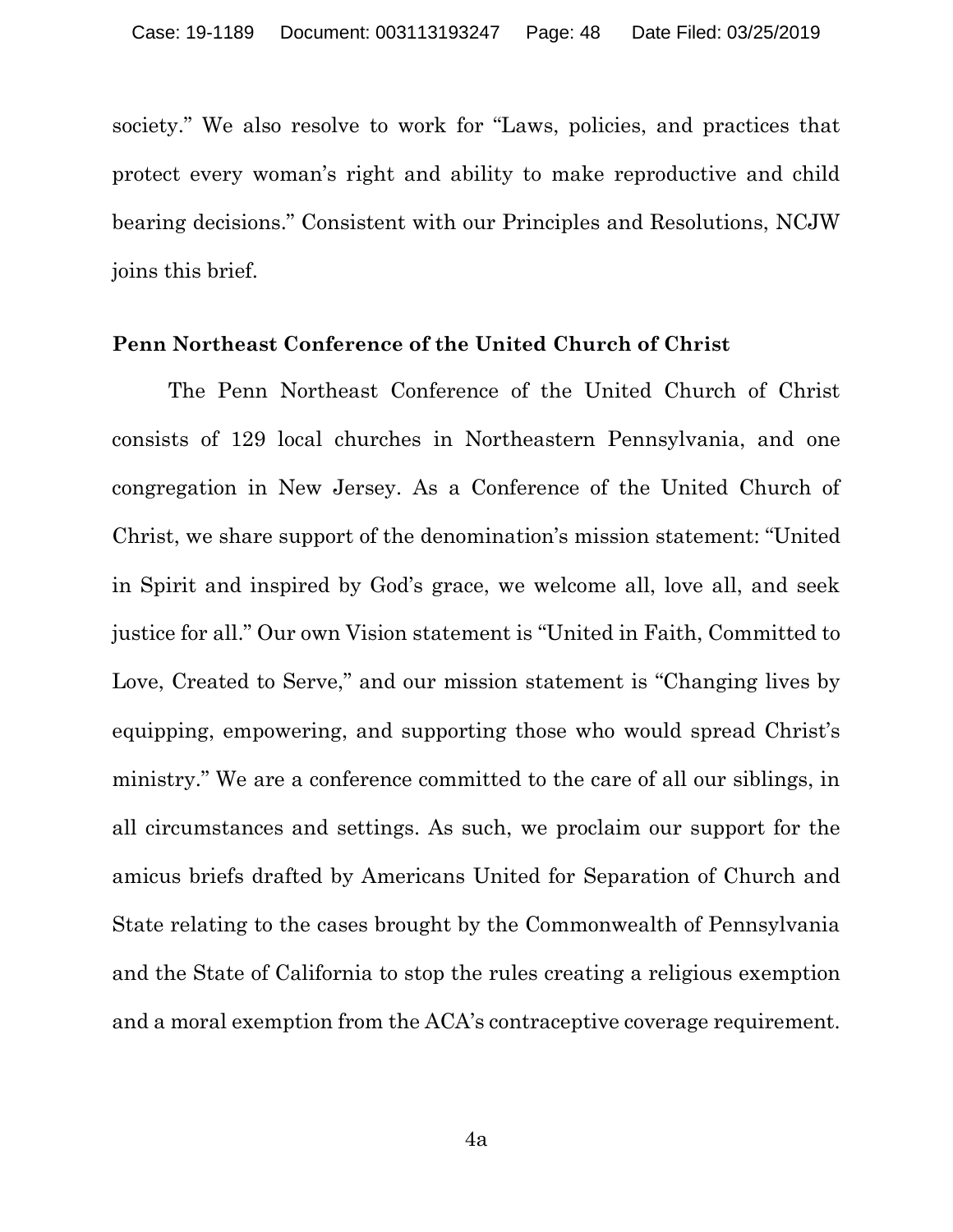society." We also resolve to work for "Laws, policies, and practices that protect every woman's right and ability to make reproductive and child bearing decisions." Consistent with our Principles and Resolutions, NCJW joins this brief.

**Penn Northeast Conference of the United Church of Christ**

The Penn Northeast Conference of the United Church of Christ consists of 129 local churches in Northeastern Pennsylvania, and one congregation in New Jersey. As a Conference of the United Church of Christ, we share support of the denomination's mission statement: "United in Spirit and inspired by God's grace, we welcome all, love all, and seek justice for all." Our own Vision statement is "United in Faith, Committed to Love, Created to Serve," and our mission statement is "Changing lives by equipping, empowering, and supporting those who would spread Christ's ministry." We are a conference committed to the care of all our siblings, in all circumstances and settings. As such, we proclaim our support for the amicus briefs drafted by Americans United for Separation of Church and State relating to the cases brought by the Commonwealth of Pennsylvania and the State of California to stop the rules creating a religious exemption and a moral exemption from the ACA's contraceptive coverage requirement.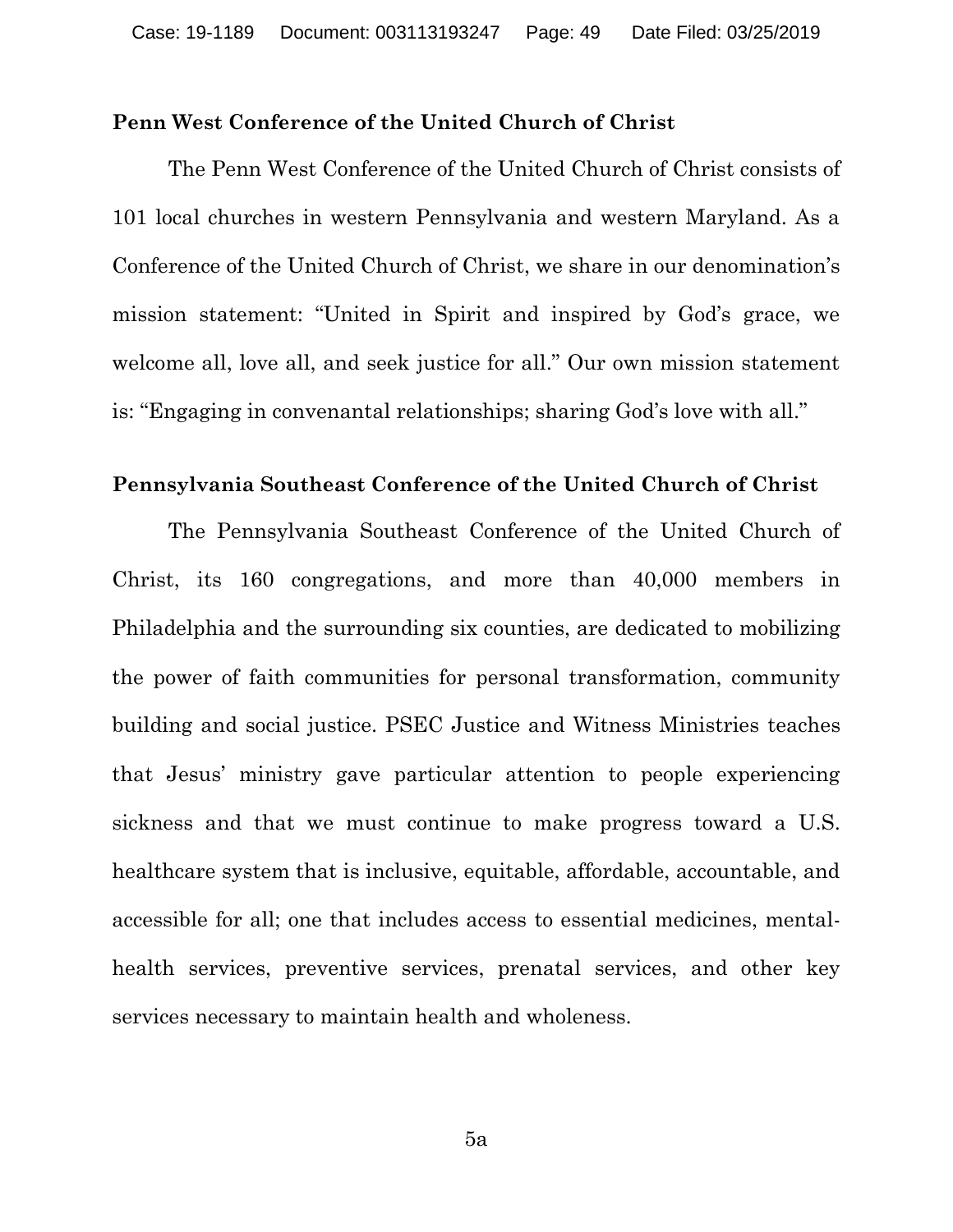**Penn West Conference of the United Church of Christ**

The Penn West Conference of the United Church of Christ consists of 101 local churches in western Pennsylvania and western Maryland. As a Conference of the United Church of Christ, we share in our denomination's mission statement: "United in Spirit and inspired by God's grace, we welcome all, love all, and seek justice for all." Our own mission statement is: "Engaging in convenantal relationships; sharing God's love with all."

**Pennsylvania Southeast Conference of the United Church of Christ**

The Pennsylvania Southeast Conference of the United Church of Christ, its 160 congregations, and more than 40,000 members in Philadelphia and the surrounding six counties, are dedicated to mobilizing the power of faith communities for personal transformation, community building and social justice. PSEC Justice and Witness Ministries teaches that Jesus' ministry gave particular attention to people experiencing sickness and that we must continue to make progress toward a U.S. healthcare system that is inclusive, equitable, affordable, accountable, and accessible for all; one that includes access to essential medicines, mental-health services, preventive services, prenatal services, and other key services necessary to maintain health and wholeness.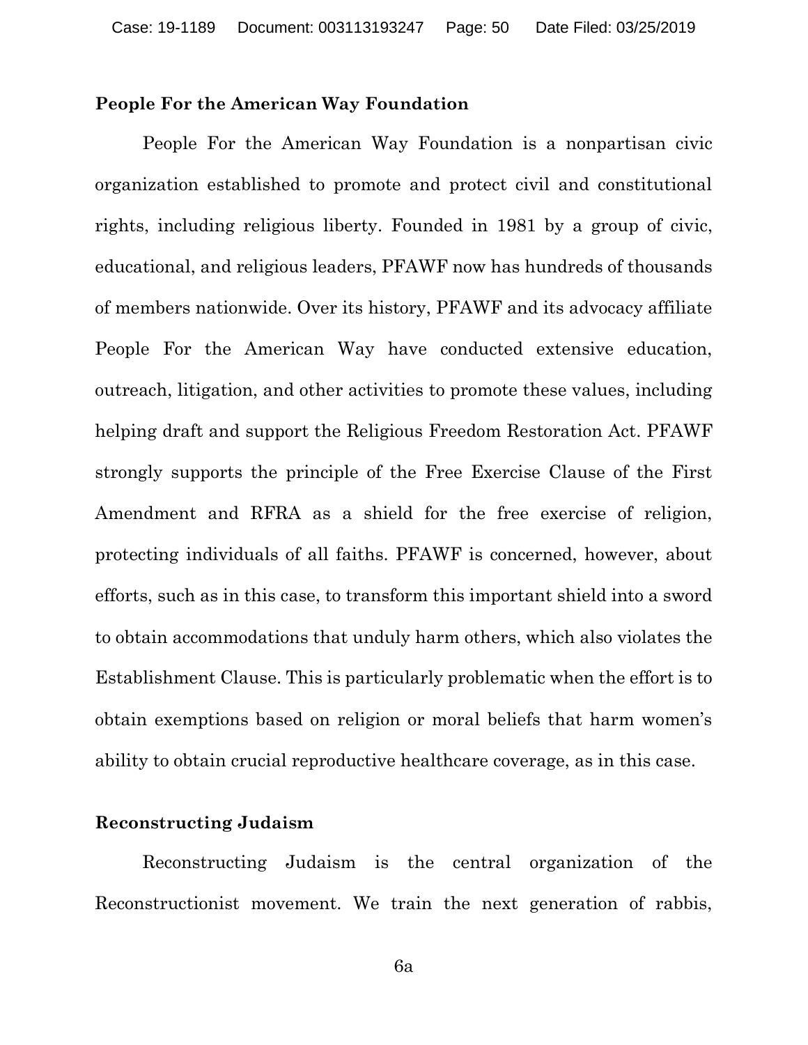**People For the American Way Foundation**

People For the American Way Foundation is a nonpartisan civic organization established to promote and protect civil and constitutional rights, including religious liberty. Founded in 1981 by a group of civic, educational, and religious leaders, PFAWF now has hundreds of thousands of members nationwide. Over its history, PFAWF and its advocacy affiliate People For the American Way have conducted extensive education, outreach, litigation, and other activities to promote these values, including helping draft and support the Religious Freedom Restoration Act. PFAWF strongly supports the principle of the Free Exercise Clause of the First Amendment and RFRA as a shield for the free exercise of religion, protecting individuals of all faiths. PFAWF is concerned, however, about efforts, such as in this case, to transform this important shield into a sword to obtain accommodations that unduly harm others, which also violates the Establishment Clause. This is particularly problematic when the effort is to obtain exemptions based on religion or moral beliefs that harm women's ability to obtain crucial reproductive healthcare coverage, as in this case.

**Reconstructing Judaism**

Reconstructing Judaism is the central organization of the Reconstructionist movement. We train the next generation of rabbis,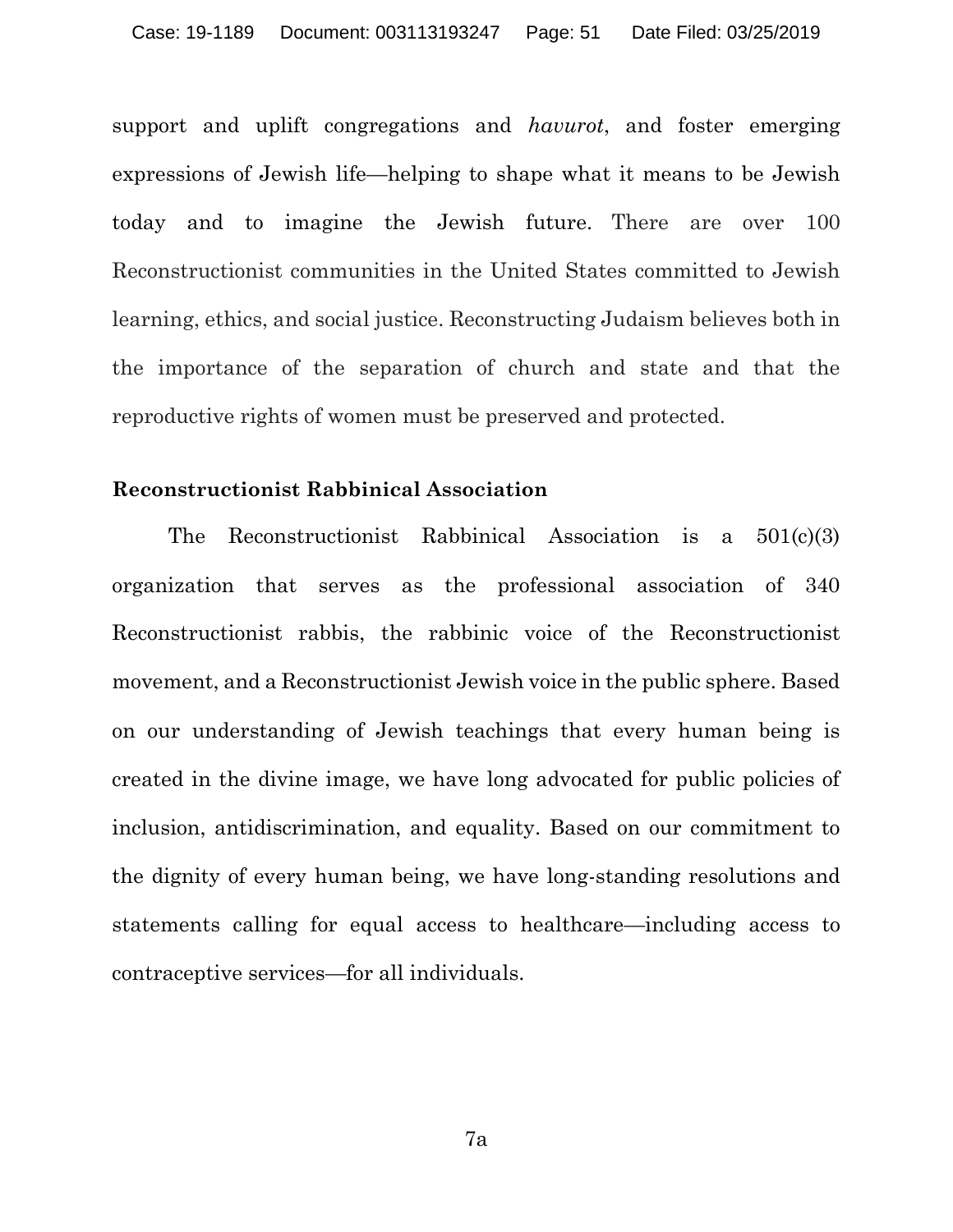support and uplift congregations and *havurot*, and foster emerging expressions of Jewish life—helping to shape what it means to be Jewish today and to imagine the Jewish future. There are over 100 Reconstructionist communities in the United States committed to Jewish learning, ethics, and social justice. Reconstructing Judaism believes both in the importance of the separation of church and state and that the reproductive rights of women must be preserved and protected.

**Reconstructionist Rabbinical Association**

The Reconstructionist Rabbinical Association is a 501(c)(3) organization that serves as the professional association of 340 Reconstructionist rabbis, the rabbinic voice of the Reconstructionist movement, and a Reconstructionist Jewish voice in the public sphere. Based on our understanding of Jewish teachings that every human being is created in the divine image, we have long advocated for public policies of inclusion, antidiscrimination, and equality. Based on our commitment to the dignity of every human being, we have long-standing resolutions and statements calling for equal access to healthcare—including access to contraceptive services—for all individuals.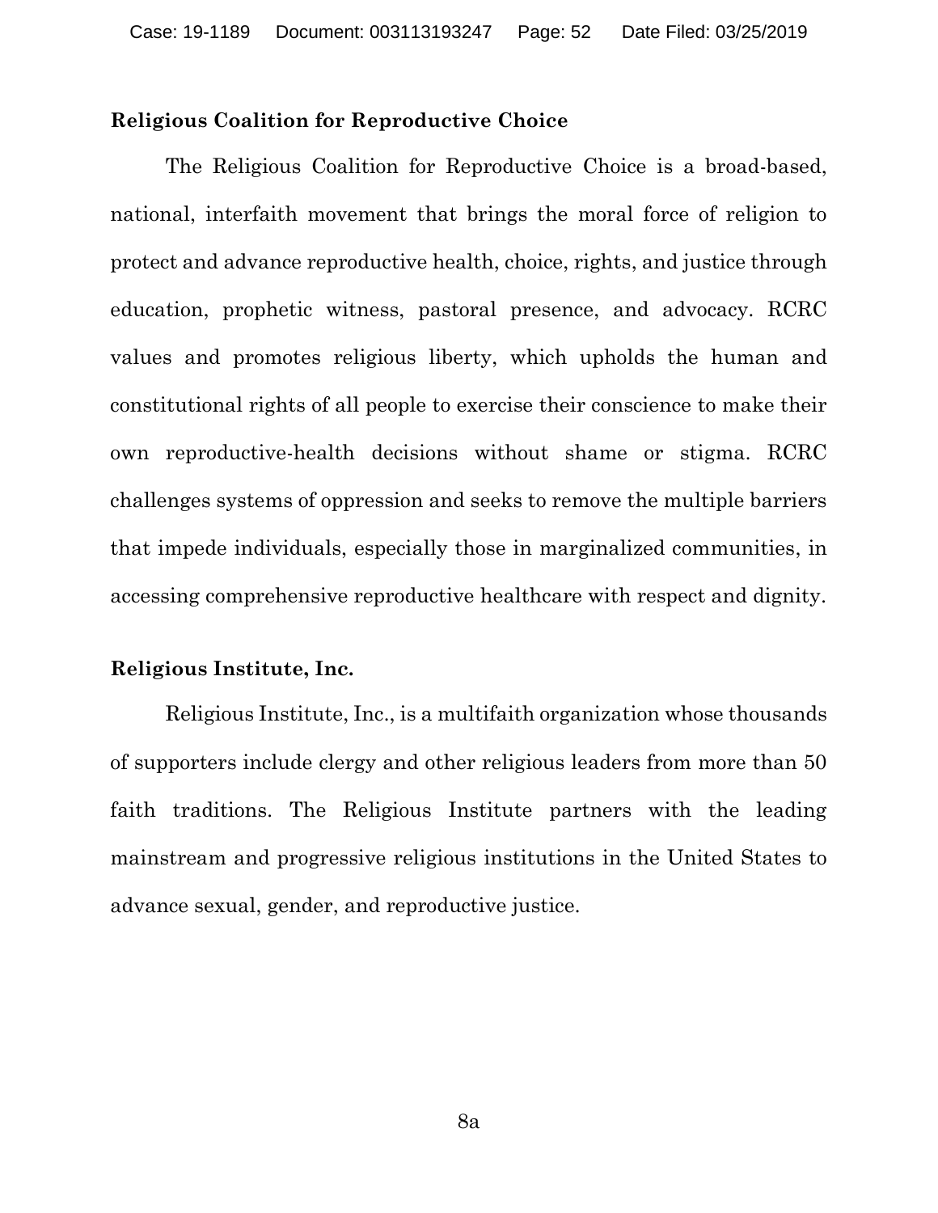**Religious Coalition for Reproductive Choice**

The Religious Coalition for Reproductive Choice is a broad-based, national, interfaith movement that brings the moral force of religion to protect and advance reproductive health, choice, rights, and justice through education, prophetic witness, pastoral presence, and advocacy. RCRC values and promotes religious liberty, which upholds the human and constitutional rights of all people to exercise their conscience to make their own reproductive-health decisions without shame or stigma. RCRC challenges systems of oppression and seeks to remove the multiple barriers that impede individuals, especially those in marginalized communities, in accessing comprehensive reproductive healthcare with respect and dignity.

**Religious Institute, Inc.**

Religious Institute, Inc., is a multifaith organization whose thousands of supporters include clergy and other religious leaders from more than 50 faith traditions. The Religious Institute partners with the leading mainstream and progressive religious institutions in the United States to advance sexual, gender, and reproductive justice.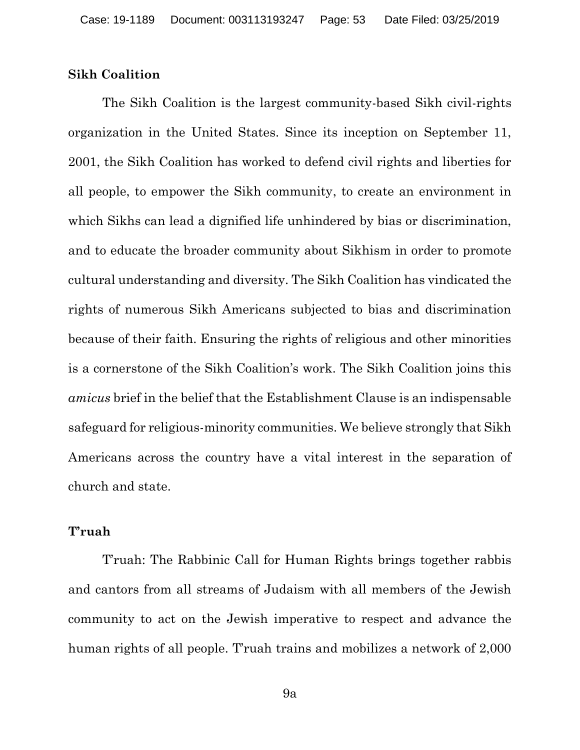**Sikh Coalition**

The Sikh Coalition is the largest community-based Sikh civil-rights organization in the United States. Since its inception on September 11, 2001, the Sikh Coalition has worked to defend civil rights and liberties for all people, to empower the Sikh community, to create an environment in which Sikhs can lead a dignified life unhindered by bias or discrimination, and to educate the broader community about Sikhism in order to promote cultural understanding and diversity. The Sikh Coalition has vindicated the rights of numerous Sikh Americans subjected to bias and discrimination because of their faith. Ensuring the rights of religious and other minorities is a cornerstone of the Sikh Coalition's work. The Sikh Coalition joins this *amicus* brief in the belief that the Establishment Clause is an indispensable safeguard for religious-minority communities. We believe strongly that Sikh Americans across the country have a vital interest in the separation of church and state.

**T'ruah**

T'ruah: The Rabbinic Call for Human Rights brings together rabbis and cantors from all streams of Judaism with all members of the Jewish community to act on the Jewish imperative to respect and advance the human rights of all people. T'ruah trains and mobilizes a network of 2,000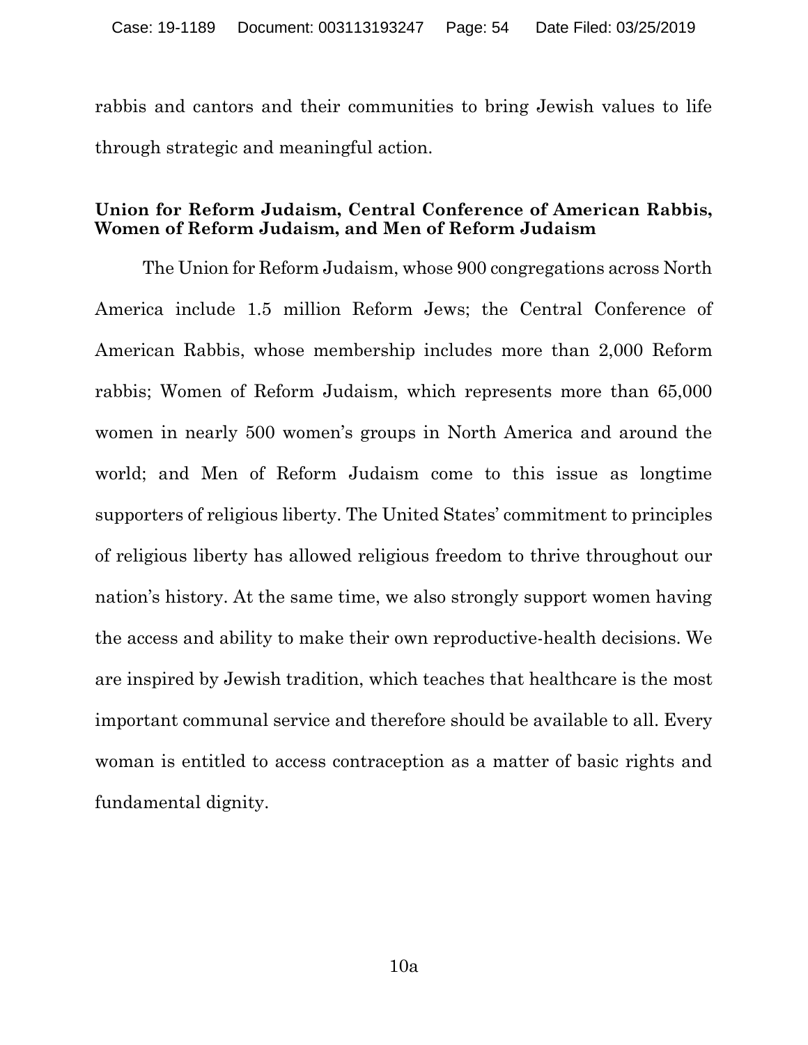rabbis and cantors and their communities to bring Jewish values to life through strategic and meaningful action.

**Union for Reform Judaism, Central Conference of American Rabbis, Women of Reform Judaism, and Men of Reform Judaism**

The Union for Reform Judaism, whose 900 congregations across North America include 1.5 million Reform Jews; the Central Conference of American Rabbis, whose membership includes more than 2,000 Reform rabbis; Women of Reform Judaism, which represents more than 65,000 women in nearly 500 women's groups in North America and around the world; and Men of Reform Judaism come to this issue as longtime supporters of religious liberty. The United States' commitment to principles of religious liberty has allowed religious freedom to thrive throughout our nation's history. At the same time, we also strongly support women having the access and ability to make their own reproductive-health decisions. We are inspired by Jewish tradition, which teaches that healthcare is the most important communal service and therefore should be available to all. Every woman is entitled to access contraception as a matter of basic rights and fundamental dignity.